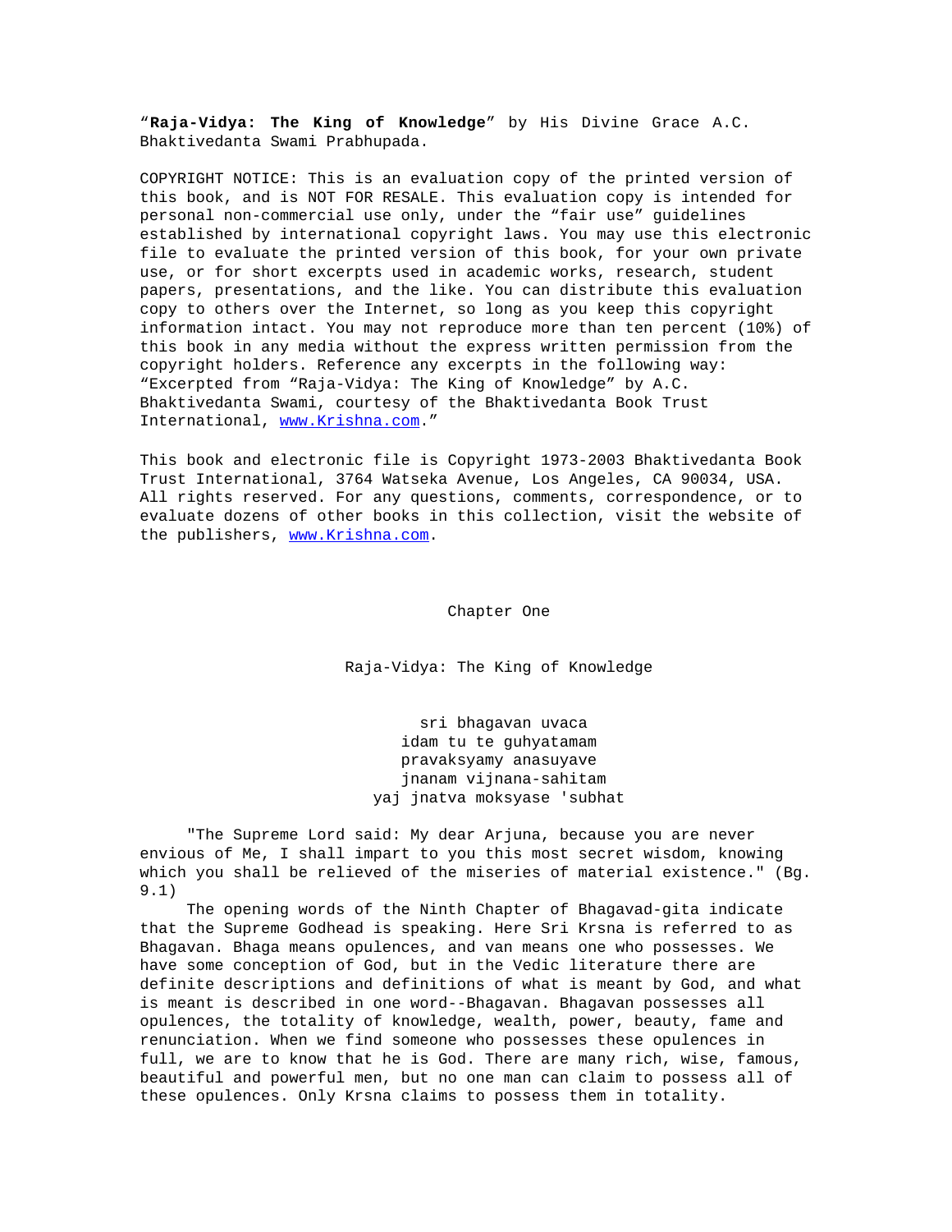“**Raja-Vidya: The King of Knowledge**” by His Divine Grace A.C. Bhaktivedanta Swami Prabhupada.

COPYRIGHT NOTICE: This is an evaluation copy of the printed version of this book, and is NOT FOR RESALE. This evaluation copy is intended for personal non-commercial use only, under the “fair use” guidelines established by international copyright laws. You may use this electronic file to evaluate the printed version of this book, for your own private use, or for short excerpts used in academic works, research, student papers, presentations, and the like. You can distribute this evaluation copy to others over the Internet, so long as you keep this copyright information intact. You may not reproduce more than ten percent (10%) of this book in any media without the express written permission from the copyright holders. Reference any excerpts in the following way: “Excerpted from “Raja-Vidya: The King of Knowledge” by A.C. Bhaktivedanta Swami, courtesy of the Bhaktivedanta Book Trust International, www.Krishna.com.”

This book and electronic file is Copyright 1973-2003 Bhaktivedanta Book Trust International, 3764 Watseka Avenue, Los Angeles, CA 90034, USA. All rights reserved. For any questions, comments, correspondence, or to evaluate dozens of other books in this collection, visit the website of the publishers, www.Krishna.com.

# Chapter One

## Raja-Vidya: The King of Knowledge

sri bhagavan uvaca
idam tu te guhyatamam
pravaksyamy anasuyave
jnanam vijnana-sahitam
yaj jnatva moksyase 'subhat

"The Supreme Lord said: My dear Arjuna, because you are never envious of Me, I shall impart to you this most secret wisdom, knowing which you shall be relieved of the miseries of material existence." (Bg. 9.1)

The opening words of the Ninth Chapter of Bhagavad-gita indicate that the Supreme Godhead is speaking. Here Sri Krsna is referred to as Bhagavan. Bhaga means opulences, and van means one who possesses. We have some conception of God, but in the Vedic literature there are definite descriptions and definitions of what is meant by God, and what is meant is described in one word--Bhagavan. Bhagavan possesses all opulences, the totality of knowledge, wealth, power, beauty, fame and renunciation. When we find someone who possesses these opulences in full, we are to know that he is God. There are many rich, wise, famous, beautiful and powerful men, but no one man can claim to possess all of these opulences. Only Krsna claims to possess them in totality.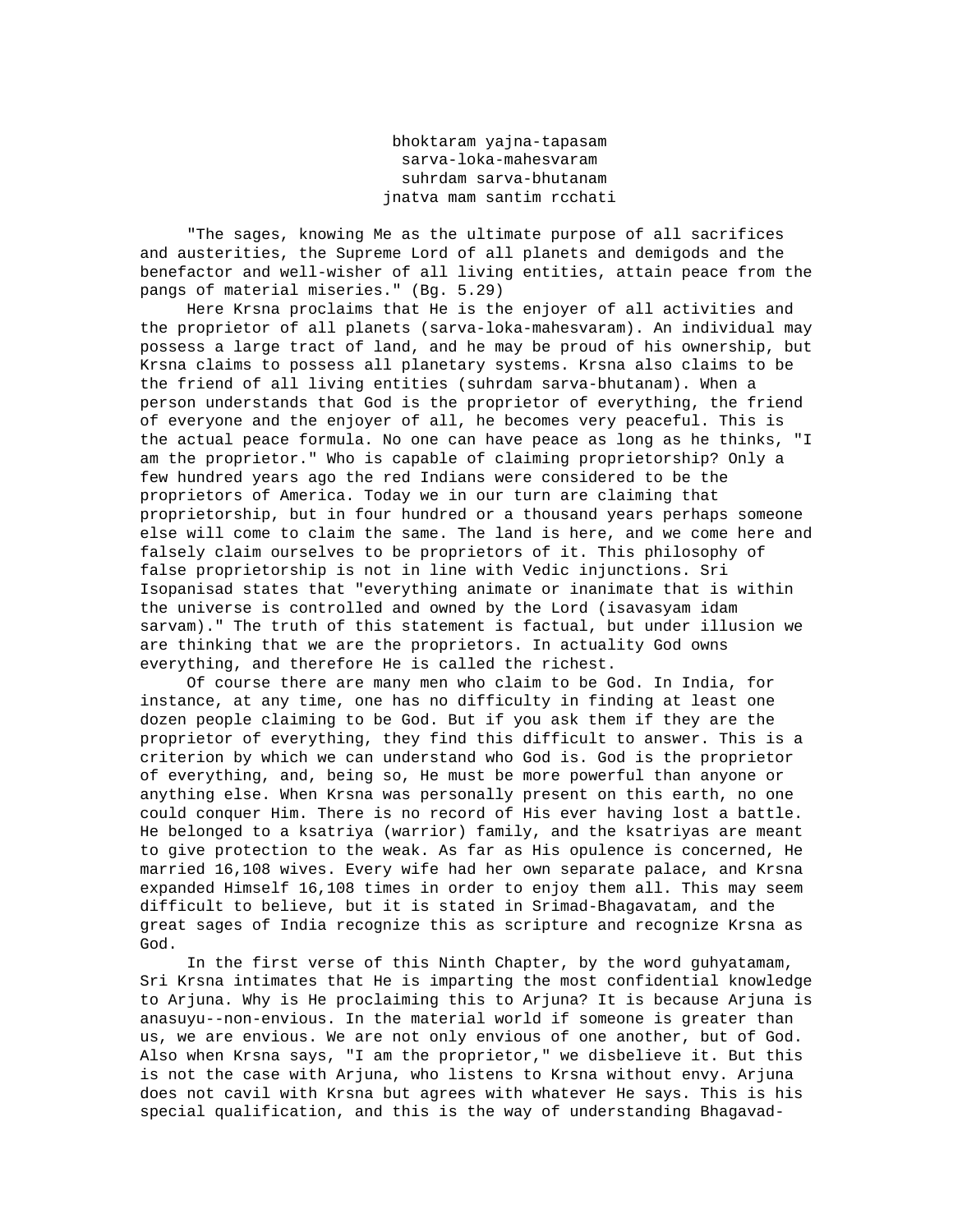bhoktaram yajna-tapasam
sarva-loka-mahesvaram
suhrdam sarva-bhutanam
jnatva mam santim rcchati

"The sages, knowing Me as the ultimate purpose of all sacrifices and austerities, the Supreme Lord of all planets and demigods and the benefactor and well-wisher of all living entities, attain peace from the pangs of material miseries." (Bg. 5.29)

Here Krsna proclaims that He is the enjoyer of all activities and the proprietor of all planets (sarva-loka-mahesvaram). An individual may possess a large tract of land, and he may be proud of his ownership, but Krsna claims to possess all planetary systems. Krsna also claims to be the friend of all living entities (suhrdam sarva-bhutanam). When a person understands that God is the proprietor of everything, the friend of everyone and the enjoyer of all, he becomes very peaceful. This is the actual peace formula. No one can have peace as long as he thinks, "I am the proprietor." Who is capable of claiming proprietorship? Only a few hundred years ago the red Indians were considered to be the proprietors of America. Today we in our turn are claiming that proprietorship, but in four hundred or a thousand years perhaps someone else will come to claim the same. The land is here, and we come here and falsely claim ourselves to be proprietors of it. This philosophy of false proprietorship is not in line with Vedic injunctions. Sri Isopanisad states that "everything animate or inanimate that is within the universe is controlled and owned by the Lord (isavasyam idam sarvam)." The truth of this statement is factual, but under illusion we are thinking that we are the proprietors. In actuality God owns everything, and therefore He is called the richest.

Of course there are many men who claim to be God. In India, for instance, at any time, one has no difficulty in finding at least one dozen people claiming to be God. But if you ask them if they are the proprietor of everything, they find this difficult to answer. This is a criterion by which we can understand who God is. God is the proprietor of everything, and, being so, He must be more powerful than anyone or anything else. When Krsna was personally present on this earth, no one could conquer Him. There is no record of His ever having lost a battle. He belonged to a ksatriya (warrior) family, and the ksatriyas are meant to give protection to the weak. As far as His opulence is concerned, He married 16,108 wives. Every wife had her own separate palace, and Krsna expanded Himself 16,108 times in order to enjoy them all. This may seem difficult to believe, but it is stated in Srimad-Bhagavatam, and the great sages of India recognize this as scripture and recognize Krsna as God.

In the first verse of this Ninth Chapter, by the word guhyatamam, Sri Krsna intimates that He is imparting the most confidential knowledge to Arjuna. Why is He proclaiming this to Arjuna? It is because Arjuna is anasuyu--non-envious. In the material world if someone is greater than us, we are envious. We are not only envious of one another, but of God. Also when Krsna says, "I am the proprietor," we disbelieve it. But this is not the case with Arjuna, who listens to Krsna without envy. Arjuna does not cavil with Krsna but agrees with whatever He says. This is his special qualification, and this is the way of understanding Bhagavad-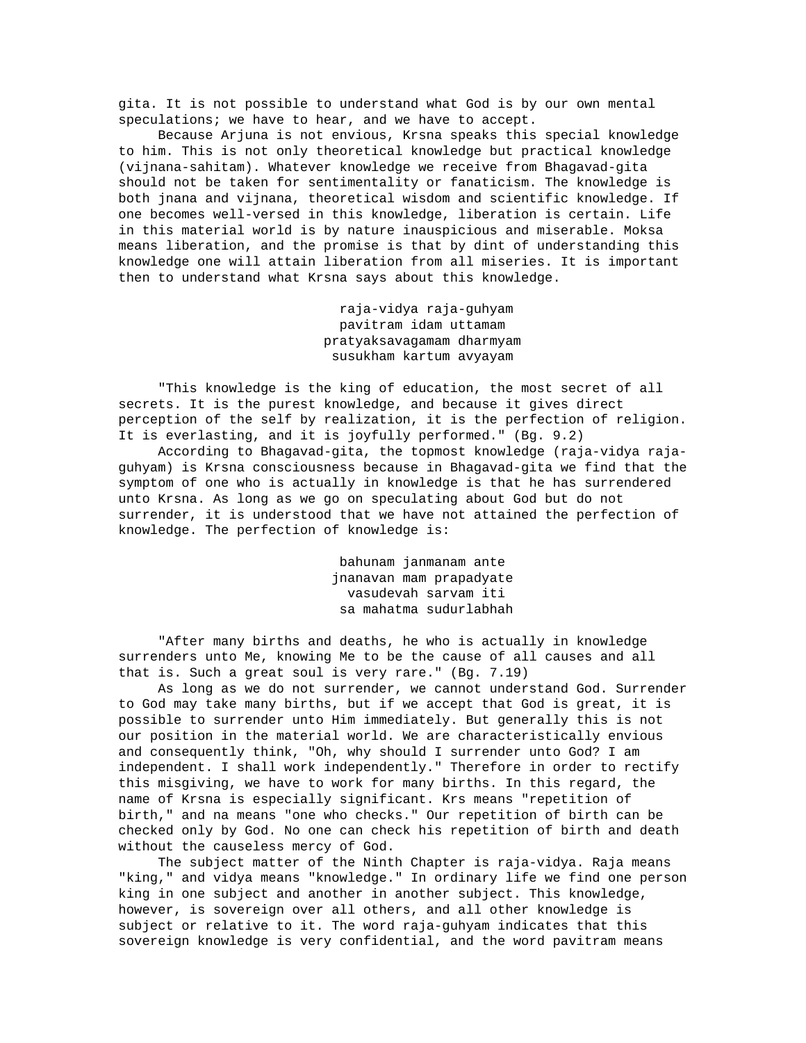gita. It is not possible to understand what God is by our own mental speculations; we have to hear, and we have to accept.

Because Arjuna is not envious, Krsna speaks this special knowledge to him. This is not only theoretical knowledge but practical knowledge (vijnana-sahitam). Whatever knowledge we receive from Bhagavad-gita should not be taken for sentimentality or fanaticism. The knowledge is both jnana and vijnana, theoretical wisdom and scientific knowledge. If one becomes well-versed in this knowledge, liberation is certain. Life in this material world is by nature inauspicious and miserable. Moksa means liberation, and the promise is that by dint of understanding this knowledge one will attain liberation from all miseries. It is important then to understand what Krsna says about this knowledge.

raja-vidya raja-guhyam
pavitram idam uttamam
pratyaksavagamam dharmyam
susukham kartum avyayam

"This knowledge is the king of education, the most secret of all secrets. It is the purest knowledge, and because it gives direct perception of the self by realization, it is the perfection of religion. It is everlasting, and it is joyfully performed." (Bg. 9.2)

According to Bhagavad-gita, the topmost knowledge (raja-vidya raja-guhyam) is Krsna consciousness because in Bhagavad-gita we find that the symptom of one who is actually in knowledge is that he has surrendered unto Krsna. As long as we go on speculating about God but do not surrender, it is understood that we have not attained the perfection of knowledge. The perfection of knowledge is:

bahunam janmanam ante
jnanavan mam prapadyate
vasudevah sarvam iti
sa mahatma sudurlabhah

"After many births and deaths, he who is actually in knowledge surrenders unto Me, knowing Me to be the cause of all causes and all that is. Such a great soul is very rare." (Bg. 7.19)

As long as we do not surrender, we cannot understand God. Surrender to God may take many births, but if we accept that God is great, it is possible to surrender unto Him immediately. But generally this is not our position in the material world. We are characteristically envious and consequently think, "Oh, why should I surrender unto God? I am independent. I shall work independently." Therefore in order to rectify this misgiving, we have to work for many births. In this regard, the name of Krsna is especially significant. Krs means "repetition of birth," and na means "one who checks." Our repetition of birth can be checked only by God. No one can check his repetition of birth and death without the causeless mercy of God.

The subject matter of the Ninth Chapter is raja-vidya. Raja means "king," and vidya means "knowledge." In ordinary life we find one person king in one subject and another in another subject. This knowledge, however, is sovereign over all others, and all other knowledge is subject or relative to it. The word raja-guhyam indicates that this sovereign knowledge is very confidential, and the word pavitram means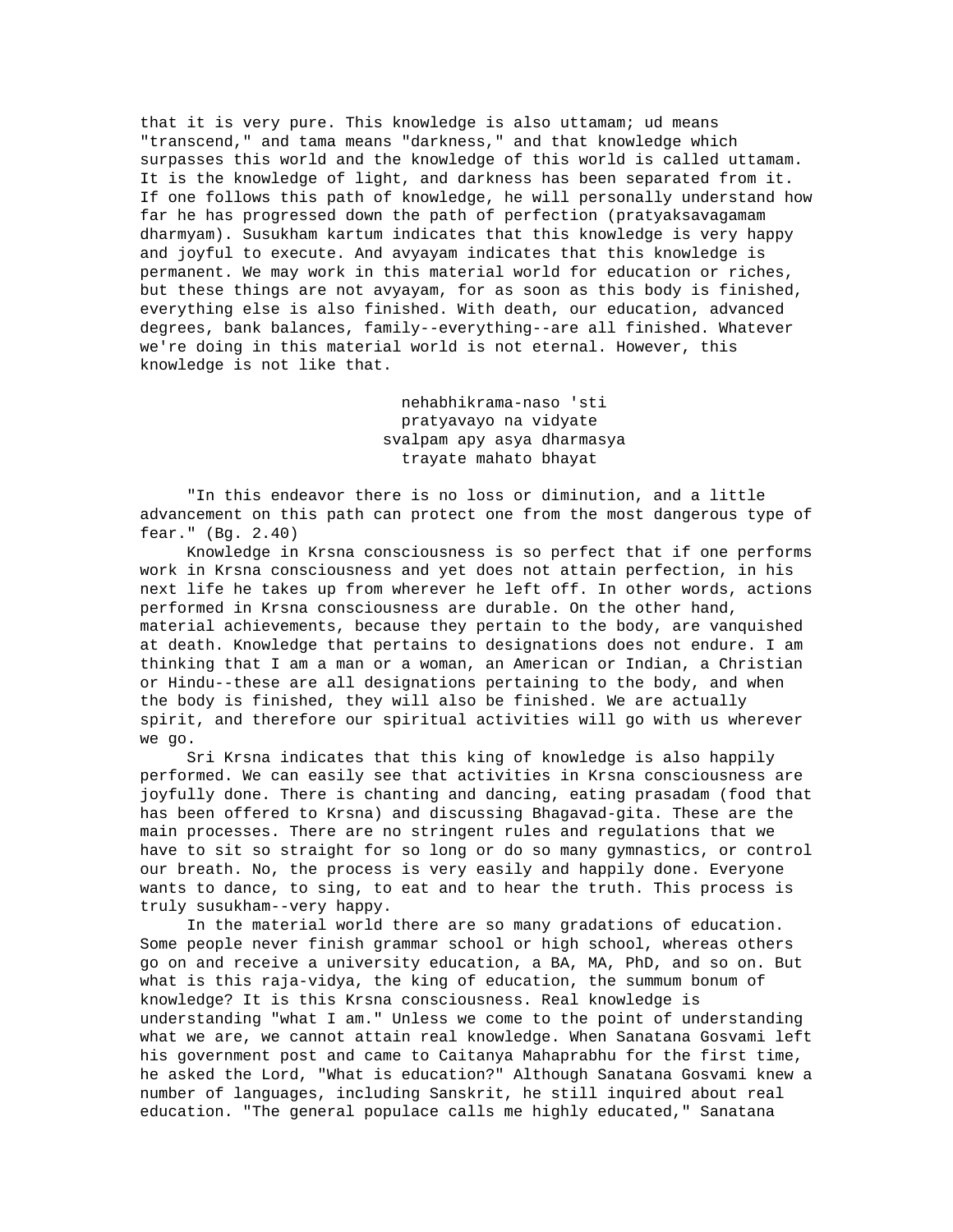that it is very pure. This knowledge is also uttamam; ud means "transcend," and tama means "darkness," and that knowledge which surpasses this world and the knowledge of this world is called uttamam. It is the knowledge of light, and darkness has been separated from it. If one follows this path of knowledge, he will personally understand how far he has progressed down the path of perfection (pratyaksavagamam dharmyam). Susukham kartum indicates that this knowledge is very happy and joyful to execute. And avyayam indicates that this knowledge is permanent. We may work in this material world for education or riches, but these things are not avyayam, for as soon as this body is finished, everything else is also finished. With death, our education, advanced degrees, bank balances, family--everything--are all finished. Whatever we're doing in this material world is not eternal. However, this knowledge is not like that.

> nehabhikrama-naso 'sti
> pratyavayo na vidyate
> svalpam apy asya dharmasya
> trayate mahato bhayat

"In this endeavor there is no loss or diminution, and a little advancement on this path can protect one from the most dangerous type of fear." (Bg. 2.40)

Knowledge in Krsna consciousness is so perfect that if one performs work in Krsna consciousness and yet does not attain perfection, in his next life he takes up from wherever he left off. In other words, actions performed in Krsna consciousness are durable. On the other hand, material achievements, because they pertain to the body, are vanquished at death. Knowledge that pertains to designations does not endure. I am thinking that I am a man or a woman, an American or Indian, a Christian or Hindu--these are all designations pertaining to the body, and when the body is finished, they will also be finished. We are actually spirit, and therefore our spiritual activities will go with us wherever we go.

Sri Krsna indicates that this king of knowledge is also happily performed. We can easily see that activities in Krsna consciousness are joyfully done. There is chanting and dancing, eating prasadam (food that has been offered to Krsna) and discussing Bhagavad-gita. These are the main processes. There are no stringent rules and regulations that we have to sit so straight for so long or do so many gymnastics, or control our breath. No, the process is very easily and happily done. Everyone wants to dance, to sing, to eat and to hear the truth. This process is truly susukham--very happy.

In the material world there are so many gradations of education. Some people never finish grammar school or high school, whereas others go on and receive a university education, a BA, MA, PhD, and so on. But what is this raja-vidya, the king of education, the summum bonum of knowledge? It is this Krsna consciousness. Real knowledge is understanding "what I am." Unless we come to the point of understanding what we are, we cannot attain real knowledge. When Sanatana Gosvami left his government post and came to Caitanya Mahaprabhu for the first time, he asked the Lord, "What is education?" Although Sanatana Gosvami knew a number of languages, including Sanskrit, he still inquired about real education. "The general populace calls me highly educated," Sanatana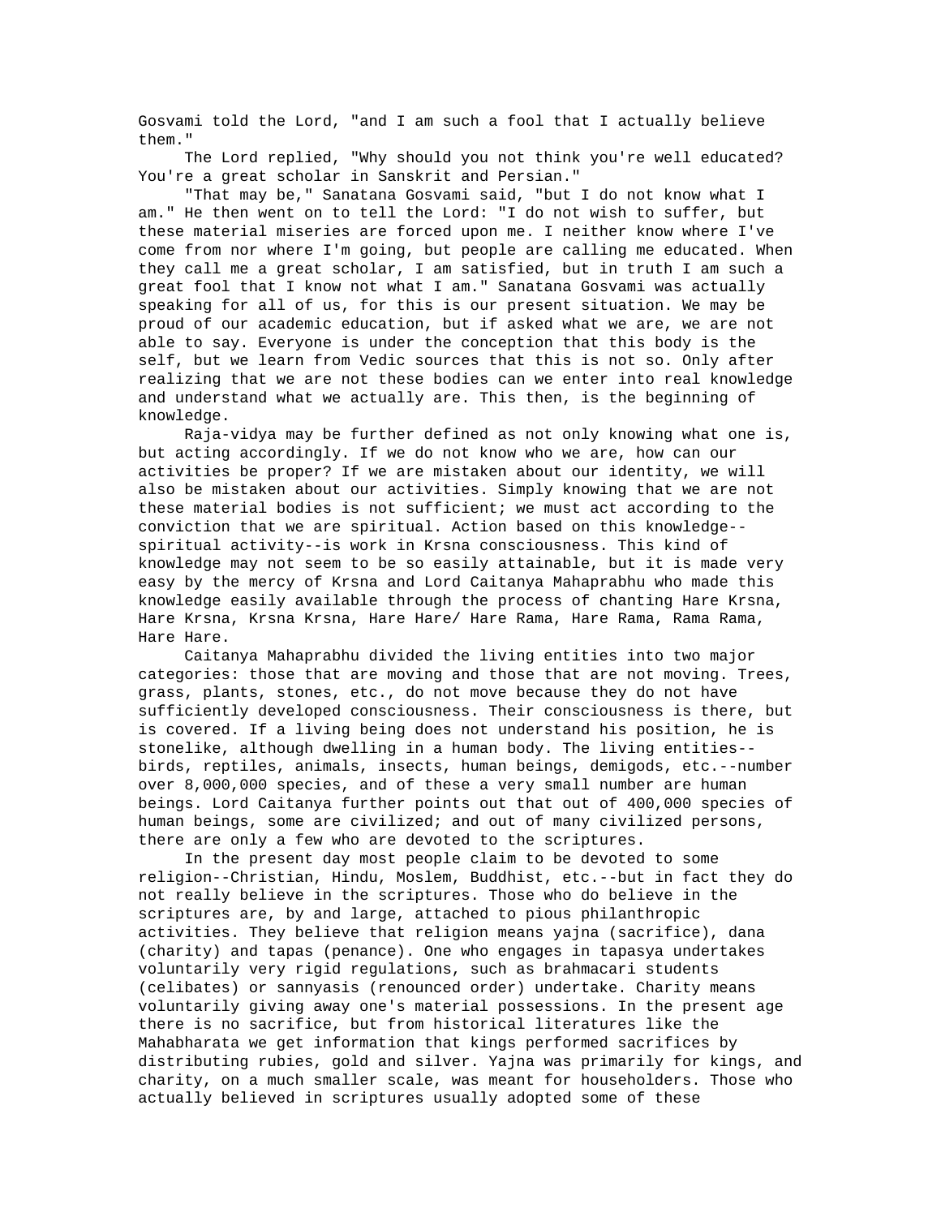Gosvami told the Lord, "and I am such a fool that I actually believe them."

The Lord replied, "Why should you not think you're well educated? You're a great scholar in Sanskrit and Persian."

"That may be," Sanatana Gosvami said, "but I do not know what I am." He then went on to tell the Lord: "I do not wish to suffer, but these material miseries are forced upon me. I neither know where I've come from nor where I'm going, but people are calling me educated. When they call me a great scholar, I am satisfied, but in truth I am such a great fool that I know not what I am." Sanatana Gosvami was actually speaking for all of us, for this is our present situation. We may be proud of our academic education, but if asked what we are, we are not able to say. Everyone is under the conception that this body is the self, but we learn from Vedic sources that this is not so. Only after realizing that we are not these bodies can we enter into real knowledge and understand what we actually are. This then, is the beginning of knowledge.

Raja-vidya may be further defined as not only knowing what one is, but acting accordingly. If we do not know who we are, how can our activities be proper? If we are mistaken about our identity, we will also be mistaken about our activities. Simply knowing that we are not these material bodies is not sufficient; we must act according to the conviction that we are spiritual. Action based on this knowledge--spiritual activity--is work in Krsna consciousness. This kind of knowledge may not seem to be so easily attainable, but it is made very easy by the mercy of Krsna and Lord Caitanya Mahaprabhu who made this knowledge easily available through the process of chanting Hare Krsna, Hare Krsna, Krsna Krsna, Hare Hare/ Hare Rama, Hare Rama, Rama Rama, Hare Hare.

Caitanya Mahaprabhu divided the living entities into two major categories: those that are moving and those that are not moving. Trees, grass, plants, stones, etc., do not move because they do not have sufficiently developed consciousness. Their consciousness is there, but is covered. If a living being does not understand his position, he is stonelike, although dwelling in a human body. The living entities--birds, reptiles, animals, insects, human beings, demigods, etc.--number over 8,000,000 species, and of these a very small number are human beings. Lord Caitanya further points out that out of 400,000 species of human beings, some are civilized; and out of many civilized persons, there are only a few who are devoted to the scriptures.

In the present day most people claim to be devoted to some religion--Christian, Hindu, Moslem, Buddhist, etc.--but in fact they do not really believe in the scriptures. Those who do believe in the scriptures are, by and large, attached to pious philanthropic activities. They believe that religion means yajna (sacrifice), dana (charity) and tapas (penance). One who engages in tapasya undertakes voluntarily very rigid regulations, such as brahmacari students (celibates) or sannyasis (renounced order) undertake. Charity means voluntarily giving away one's material possessions. In the present age there is no sacrifice, but from historical literatures like the Mahabharata we get information that kings performed sacrifices by distributing rubies, gold and silver. Yajna was primarily for kings, and charity, on a much smaller scale, was meant for householders. Those who actually believed in scriptures usually adopted some of these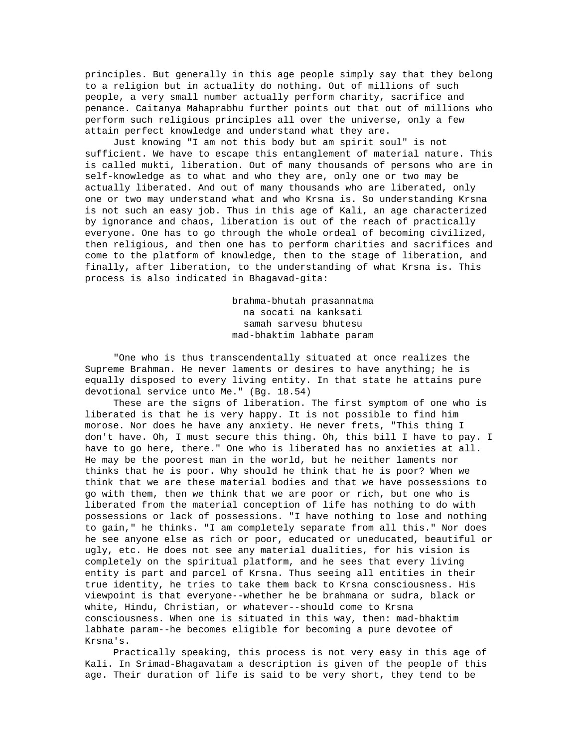principles. But generally in this age people simply say that they belong to a religion but in actuality do nothing. Out of millions of such people, a very small number actually perform charity, sacrifice and penance. Caitanya Mahaprabhu further points out that out of millions who perform such religious principles all over the universe, only a few attain perfect knowledge and understand what they are.

Just knowing "I am not this body but am spirit soul" is not sufficient. We have to escape this entanglement of material nature. This is called mukti, liberation. Out of many thousands of persons who are in self-knowledge as to what and who they are, only one or two may be actually liberated. And out of many thousands who are liberated, only one or two may understand what and who Krsna is. So understanding Krsna is not such an easy job. Thus in this age of Kali, an age characterized by ignorance and chaos, liberation is out of the reach of practically everyone. One has to go through the whole ordeal of becoming civilized, then religious, and then one has to perform charities and sacrifices and come to the platform of knowledge, then to the stage of liberation, and finally, after liberation, to the understanding of what Krsna is. This process is also indicated in Bhagavad-gita:

> brahma-bhutah prasannatma
> na socati na kanksati
> samah sarvesu bhutesu
> mad-bhaktim labhate param

"One who is thus transcendentally situated at once realizes the Supreme Brahman. He never laments or desires to have anything; he is equally disposed to every living entity. In that state he attains pure devotional service unto Me." (Bg. 18.54)

These are the signs of liberation. The first symptom of one who is liberated is that he is very happy. It is not possible to find him morose. Nor does he have any anxiety. He never frets, "This thing I don't have. Oh, I must secure this thing. Oh, this bill I have to pay. I have to go here, there." One who is liberated has no anxieties at all. He may be the poorest man in the world, but he neither laments nor thinks that he is poor. Why should he think that he is poor? When we think that we are these material bodies and that we have possessions to go with them, then we think that we are poor or rich, but one who is liberated from the material conception of life has nothing to do with possessions or lack of possessions. "I have nothing to lose and nothing to gain," he thinks. "I am completely separate from all this." Nor does he see anyone else as rich or poor, educated or uneducated, beautiful or ugly, etc. He does not see any material dualities, for his vision is completely on the spiritual platform, and he sees that every living entity is part and parcel of Krsna. Thus seeing all entities in their true identity, he tries to take them back to Krsna consciousness. His viewpoint is that everyone--whether he be brahmana or sudra, black or white, Hindu, Christian, or whatever--should come to Krsna consciousness. When one is situated in this way, then: mad-bhaktim labhate param--he becomes eligible for becoming a pure devotee of Krsna's.

Practically speaking, this process is not very easy in this age of Kali. In Srimad-Bhagavatam a description is given of the people of this age. Their duration of life is said to be very short, they tend to be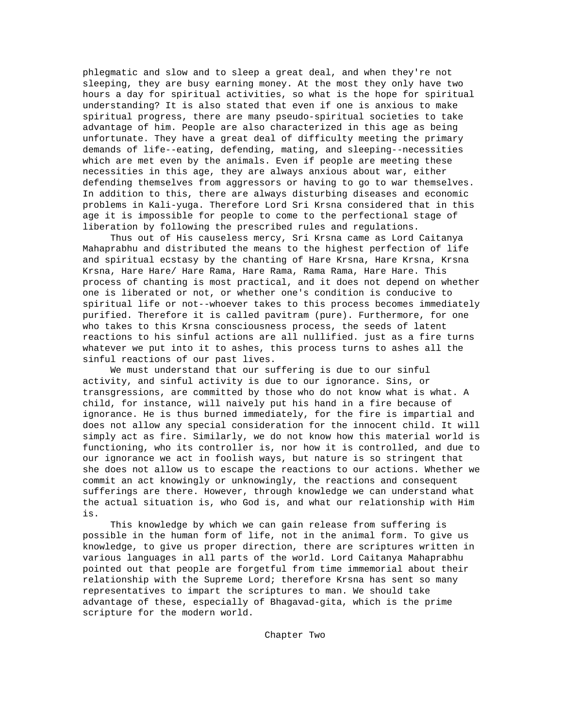phlegmatic and slow and to sleep a great deal, and when they're not sleeping, they are busy earning money. At the most they only have two hours a day for spiritual activities, so what is the hope for spiritual understanding? It is also stated that even if one is anxious to make spiritual progress, there are many pseudo-spiritual societies to take advantage of him. People are also characterized in this age as being unfortunate. They have a great deal of difficulty meeting the primary demands of life--eating, defending, mating, and sleeping--necessities which are met even by the animals. Even if people are meeting these necessities in this age, they are always anxious about war, either defending themselves from aggressors or having to go to war themselves. In addition to this, there are always disturbing diseases and economic problems in Kali-yuga. Therefore Lord Sri Krsna considered that in this age it is impossible for people to come to the perfectional stage of liberation by following the prescribed rules and regulations.

Thus out of His causeless mercy, Sri Krsna came as Lord Caitanya Mahaprabhu and distributed the means to the highest perfection of life and spiritual ecstasy by the chanting of Hare Krsna, Hare Krsna, Krsna Krsna, Hare Hare/ Hare Rama, Hare Rama, Rama Rama, Hare Hare. This process of chanting is most practical, and it does not depend on whether one is liberated or not, or whether one's condition is conducive to spiritual life or not--whoever takes to this process becomes immediately purified. Therefore it is called pavitram (pure). Furthermore, for one who takes to this Krsna consciousness process, the seeds of latent reactions to his sinful actions are all nullified. just as a fire turns whatever we put into it to ashes, this process turns to ashes all the sinful reactions of our past lives.

We must understand that our suffering is due to our sinful activity, and sinful activity is due to our ignorance. Sins, or transgressions, are committed by those who do not know what is what. A child, for instance, will naively put his hand in a fire because of ignorance. He is thus burned immediately, for the fire is impartial and does not allow any special consideration for the innocent child. It will simply act as fire. Similarly, we do not know how this material world is functioning, who its controller is, nor how it is controlled, and due to our ignorance we act in foolish ways, but nature is so stringent that she does not allow us to escape the reactions to our actions. Whether we commit an act knowingly or unknowingly, the reactions and consequent sufferings are there. However, through knowledge we can understand what the actual situation is, who God is, and what our relationship with Him is.

This knowledge by which we can gain release from suffering is possible in the human form of life, not in the animal form. To give us knowledge, to give us proper direction, there are scriptures written in various languages in all parts of the world. Lord Caitanya Mahaprabhu pointed out that people are forgetful from time immemorial about their relationship with the Supreme Lord; therefore Krsna has sent so many representatives to impart the scriptures to man. We should take advantage of these, especially of Bhagavad-gita, which is the prime scripture for the modern world.

## Chapter Two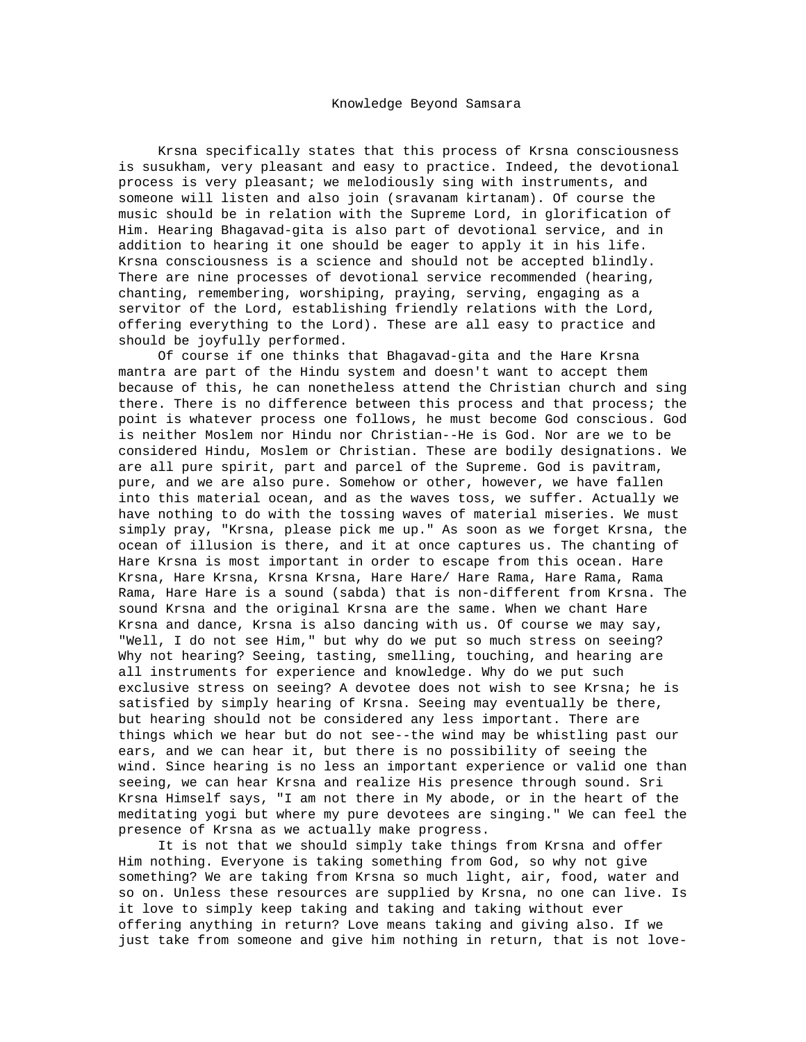# Knowledge Beyond Samsara

Krsna specifically states that this process of Krsna consciousness is susukham, very pleasant and easy to practice. Indeed, the devotional process is very pleasant; we melodiously sing with instruments, and someone will listen and also join (sravanam kirtanam). Of course the music should be in relation with the Supreme Lord, in glorification of Him. Hearing Bhagavad-gita is also part of devotional service, and in addition to hearing it one should be eager to apply it in his life. Krsna consciousness is a science and should not be accepted blindly. There are nine processes of devotional service recommended (hearing, chanting, remembering, worshiping, praying, serving, engaging as a servitor of the Lord, establishing friendly relations with the Lord, offering everything to the Lord). These are all easy to practice and should be joyfully performed.

Of course if one thinks that Bhagavad-gita and the Hare Krsna mantra are part of the Hindu system and doesn't want to accept them because of this, he can nonetheless attend the Christian church and sing there. There is no difference between this process and that process; the point is whatever process one follows, he must become God conscious. God is neither Moslem nor Hindu nor Christian--He is God. Nor are we to be considered Hindu, Moslem or Christian. These are bodily designations. We are all pure spirit, part and parcel of the Supreme. God is pavitram, pure, and we are also pure. Somehow or other, however, we have fallen into this material ocean, and as the waves toss, we suffer. Actually we have nothing to do with the tossing waves of material miseries. We must simply pray, "Krsna, please pick me up." As soon as we forget Krsna, the ocean of illusion is there, and it at once captures us. The chanting of Hare Krsna is most important in order to escape from this ocean. Hare Krsna, Hare Krsna, Krsna Krsna, Hare Hare/ Hare Rama, Hare Rama, Rama Rama, Hare Hare is a sound (sabda) that is non-different from Krsna. The sound Krsna and the original Krsna are the same. When we chant Hare Krsna and dance, Krsna is also dancing with us. Of course we may say, "Well, I do not see Him," but why do we put so much stress on seeing? Why not hearing? Seeing, tasting, smelling, touching, and hearing are all instruments for experience and knowledge. Why do we put such exclusive stress on seeing? A devotee does not wish to see Krsna; he is satisfied by simply hearing of Krsna. Seeing may eventually be there, but hearing should not be considered any less important. There are things which we hear but do not see--the wind may be whistling past our ears, and we can hear it, but there is no possibility of seeing the wind. Since hearing is no less an important experience or valid one than seeing, we can hear Krsna and realize His presence through sound. Sri Krsna Himself says, "I am not there in My abode, or in the heart of the meditating yogi but where my pure devotees are singing." We can feel the presence of Krsna as we actually make progress.

It is not that we should simply take things from Krsna and offer Him nothing. Everyone is taking something from God, so why not give something? We are taking from Krsna so much light, air, food, water and so on. Unless these resources are supplied by Krsna, no one can live. Is it love to simply keep taking and taking and taking without ever offering anything in return? Love means taking and giving also. If we just take from someone and give him nothing in return, that is not love-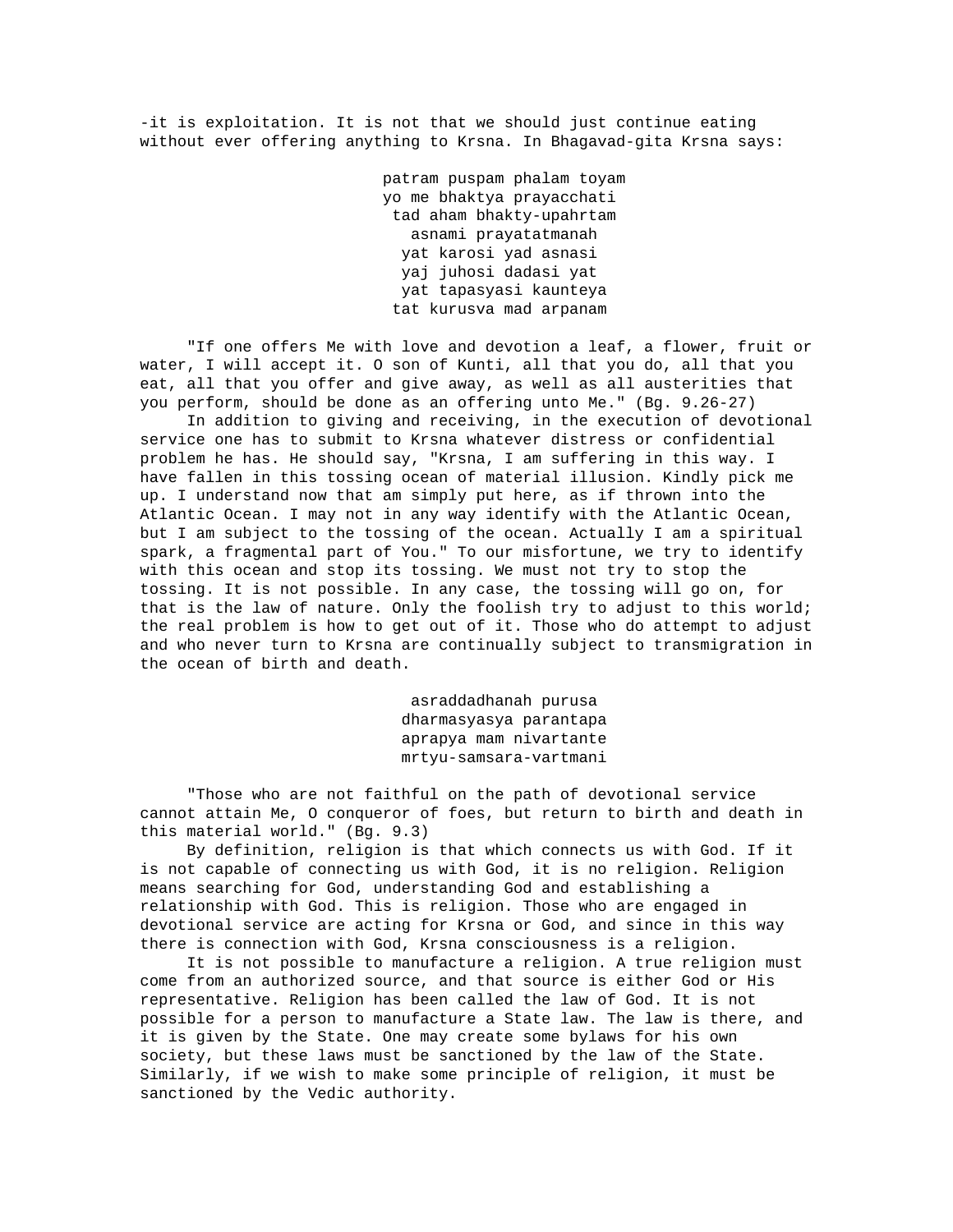-it is exploitation. It is not that we should just continue eating without ever offering anything to Krsna. In Bhagavad-gita Krsna says:

> patram puspam phalam toyam
> yo me bhaktya prayacchati
> tad aham bhakty-upahrtam
> asnami prayatatmanah
> yat karosi yad asnasi
> yaj juhosi dadasi yat
> yat tapasyasi kaunteya
> tat kurusva mad arpanam

"If one offers Me with love and devotion a leaf, a flower, fruit or water, I will accept it. O son of Kunti, all that you do, all that you eat, all that you offer and give away, as well as all austerities that you perform, should be done as an offering unto Me." (Bg. 9.26-27)

In addition to giving and receiving, in the execution of devotional service one has to submit to Krsna whatever distress or confidential problem he has. He should say, "Krsna, I am suffering in this way. I have fallen in this tossing ocean of material illusion. Kindly pick me up. I understand now that am simply put here, as if thrown into the Atlantic Ocean. I may not in any way identify with the Atlantic Ocean, but I am subject to the tossing of the ocean. Actually I am a spiritual spark, a fragmental part of You." To our misfortune, we try to identify with this ocean and stop its tossing. We must not try to stop the tossing. It is not possible. In any case, the tossing will go on, for that is the law of nature. Only the foolish try to adjust to this world; the real problem is how to get out of it. Those who do attempt to adjust and who never turn to Krsna are continually subject to transmigration in the ocean of birth and death.

> asraddadhanah purusa
> dharmasyasya parantapa
> aprapya mam nivartante
> mrtyu-samsara-vartmani

"Those who are not faithful on the path of devotional service cannot attain Me, O conqueror of foes, but return to birth and death in this material world." (Bg. 9.3)

By definition, religion is that which connects us with God. If it is not capable of connecting us with God, it is no religion. Religion means searching for God, understanding God and establishing a relationship with God. This is religion. Those who are engaged in devotional service are acting for Krsna or God, and since in this way there is connection with God, Krsna consciousness is a religion.

It is not possible to manufacture a religion. A true religion must come from an authorized source, and that source is either God or His representative. Religion has been called the law of God. It is not possible for a person to manufacture a State law. The law is there, and it is given by the State. One may create some bylaws for his own society, but these laws must be sanctioned by the law of the State. Similarly, if we wish to make some principle of religion, it must be sanctioned by the Vedic authority.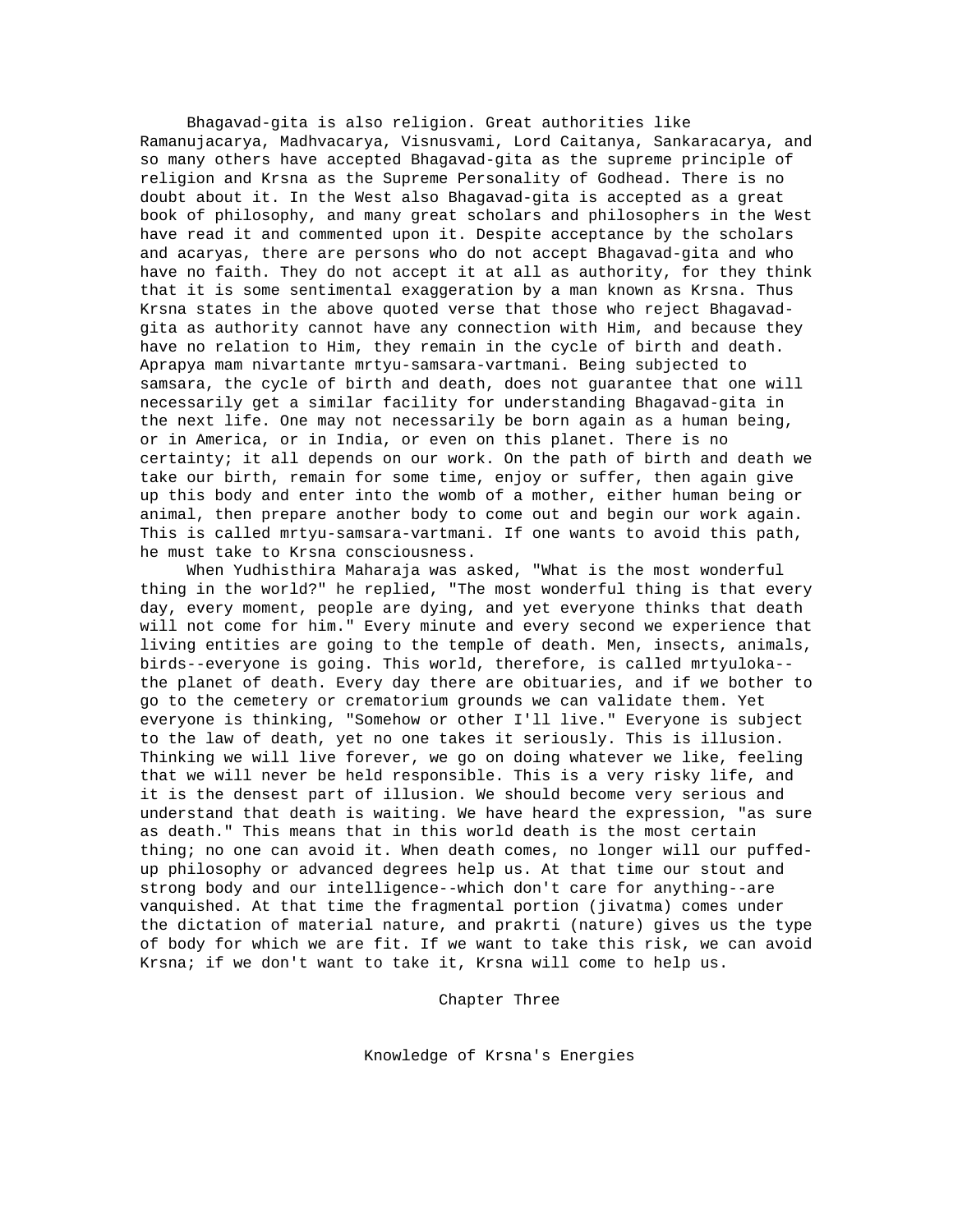Bhagavad-gita is also religion. Great authorities like Ramanujacarya, Madhvacarya, Visnusvami, Lord Caitanya, Sankaracarya, and so many others have accepted Bhagavad-gita as the supreme principle of religion and Krsna as the Supreme Personality of Godhead. There is no doubt about it. In the West also Bhagavad-gita is accepted as a great book of philosophy, and many great scholars and philosophers in the West have read it and commented upon it. Despite acceptance by the scholars and acaryas, there are persons who do not accept Bhagavad-gita and who have no faith. They do not accept it at all as authority, for they think that it is some sentimental exaggeration by a man known as Krsna. Thus Krsna states in the above quoted verse that those who reject Bhagavad-gita as authority cannot have any connection with Him, and because they have no relation to Him, they remain in the cycle of birth and death. Aprapya mam nivartante mrtyu-samsara-vartmani. Being subjected to samsara, the cycle of birth and death, does not guarantee that one will necessarily get a similar facility for understanding Bhagavad-gita in the next life. One may not necessarily be born again as a human being, or in America, or in India, or even on this planet. There is no certainty; it all depends on our work. On the path of birth and death we take our birth, remain for some time, enjoy or suffer, then again give up this body and enter into the womb of a mother, either human being or animal, then prepare another body to come out and begin our work again. This is called mrtyu-samsara-vartmani. If one wants to avoid this path, he must take to Krsna consciousness.

When Yudhisthira Maharaja was asked, "What is the most wonderful thing in the world?" he replied, "The most wonderful thing is that every day, every moment, people are dying, and yet everyone thinks that death will not come for him." Every minute and every second we experience that living entities are going to the temple of death. Men, insects, animals, birds--everyone is going. This world, therefore, is called mrtyuloka--the planet of death. Every day there are obituaries, and if we bother to go to the cemetery or crematorium grounds we can validate them. Yet everyone is thinking, "Somehow or other I'll live." Everyone is subject to the law of death, yet no one takes it seriously. This is illusion. Thinking we will live forever, we go on doing whatever we like, feeling that we will never be held responsible. This is a very risky life, and it is the densest part of illusion. We should become very serious and understand that death is waiting. We have heard the expression, "as sure as death." This means that in this world death is the most certain thing; no one can avoid it. When death comes, no longer will our puffed-up philosophy or advanced degrees help us. At that time our stout and strong body and our intelligence--which don't care for anything--are vanquished. At that time the fragmental portion (jivatma) comes under the dictation of material nature, and prakrti (nature) gives us the type of body for which we are fit. If we want to take this risk, we can avoid Krsna; if we don't want to take it, Krsna will come to help us.

# Chapter Three

## Knowledge of Krsna's Energies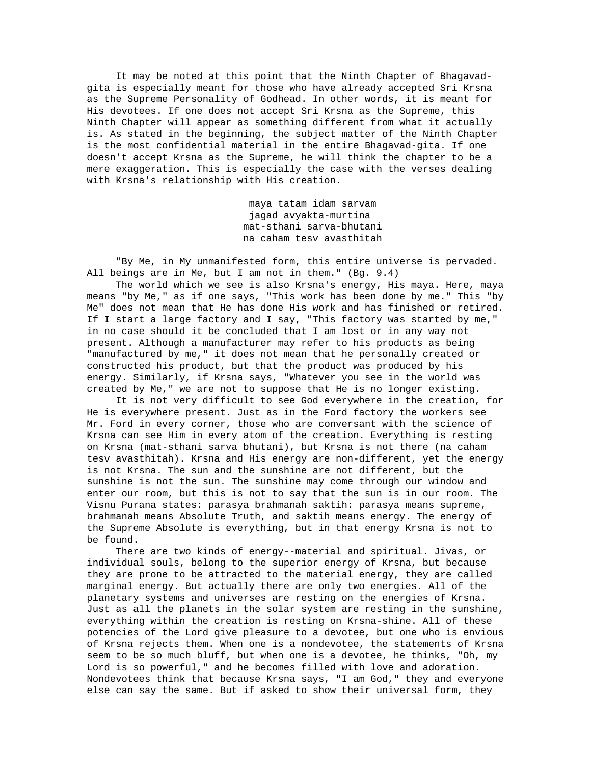It may be noted at this point that the Ninth Chapter of Bhagavad-gita is especially meant for those who have already accepted Sri Krsna as the Supreme Personality of Godhead. In other words, it is meant for His devotees. If one does not accept Sri Krsna as the Supreme, this Ninth Chapter will appear as something different from what it actually is. As stated in the beginning, the subject matter of the Ninth Chapter is the most confidential material in the entire Bhagavad-gita. If one doesn't accept Krsna as the Supreme, he will think the chapter to be a mere exaggeration. This is especially the case with the verses dealing with Krsna's relationship with His creation.

maya tatam idam sarvam
jagad avyakta-murtina
mat-sthani sarva-bhutani
na caham tesv avasthitah

"By Me, in My unmanifested form, this entire universe is pervaded. All beings are in Me, but I am not in them." (Bg. 9.4)

The world which we see is also Krsna's energy, His maya. Here, maya means "by Me," as if one says, "This work has been done by me." This "by Me" does not mean that He has done His work and has finished or retired. If I start a large factory and I say, "This factory was started by me," in no case should it be concluded that I am lost or in any way not present. Although a manufacturer may refer to his products as being "manufactured by me," it does not mean that he personally created or constructed his product, but that the product was produced by his energy. Similarly, if Krsna says, "Whatever you see in the world was created by Me," we are not to suppose that He is no longer existing.

It is not very difficult to see God everywhere in the creation, for He is everywhere present. Just as in the Ford factory the workers see Mr. Ford in every corner, those who are conversant with the science of Krsna can see Him in every atom of the creation. Everything is resting on Krsna (mat-sthani sarva bhutani), but Krsna is not there (na caham tesv avasthitah). Krsna and His energy are non-different, yet the energy is not Krsna. The sun and the sunshine are not different, but the sunshine is not the sun. The sunshine may come through our window and enter our room, but this is not to say that the sun is in our room. The Visnu Purana states: parasya brahmanah saktih: parasya means supreme, brahmanah means Absolute Truth, and saktih means energy. The energy of the Supreme Absolute is everything, but in that energy Krsna is not to be found.

There are two kinds of energy--material and spiritual. Jivas, or individual souls, belong to the superior energy of Krsna, but because they are prone to be attracted to the material energy, they are called marginal energy. But actually there are only two energies. All of the planetary systems and universes are resting on the energies of Krsna. Just as all the planets in the solar system are resting in the sunshine, everything within the creation is resting on Krsna-shine. All of these potencies of the Lord give pleasure to a devotee, but one who is envious of Krsna rejects them. When one is a nondevotee, the statements of Krsna seem to be so much bluff, but when one is a devotee, he thinks, "Oh, my Lord is so powerful," and he becomes filled with love and adoration. Nondevotees think that because Krsna says, "I am God," they and everyone else can say the same. But if asked to show their universal form, they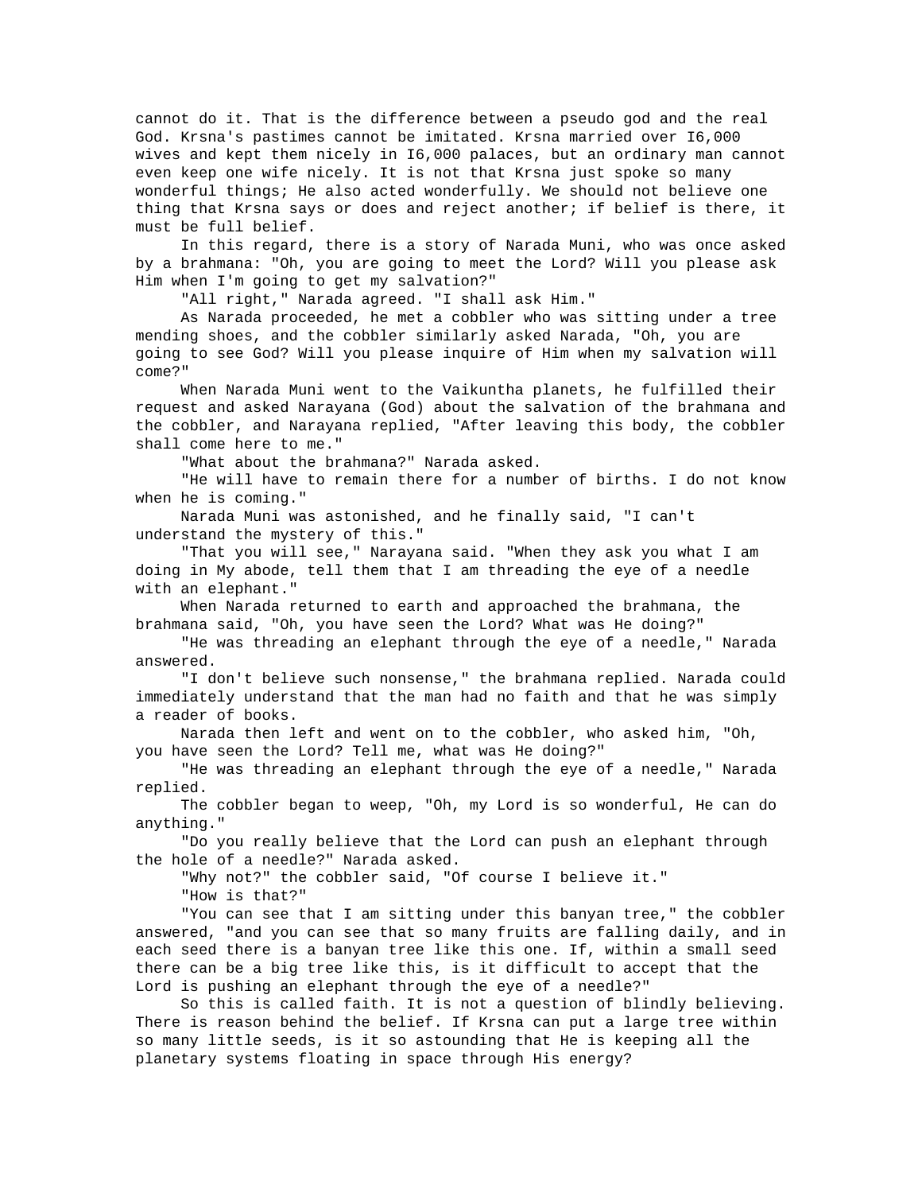cannot do it. That is the difference between a pseudo god and the real God. Krsna's pastimes cannot be imitated. Krsna married over I6,000 wives and kept them nicely in I6,000 palaces, but an ordinary man cannot even keep one wife nicely. It is not that Krsna just spoke so many wonderful things; He also acted wonderfully. We should not believe one thing that Krsna says or does and reject another; if belief is there, it must be full belief.

In this regard, there is a story of Narada Muni, who was once asked by a brahmana: "Oh, you are going to meet the Lord? Will you please ask Him when I'm going to get my salvation?"

"All right," Narada agreed. "I shall ask Him."

As Narada proceeded, he met a cobbler who was sitting under a tree mending shoes, and the cobbler similarly asked Narada, "Oh, you are going to see God? Will you please inquire of Him when my salvation will come?"

When Narada Muni went to the Vaikuntha planets, he fulfilled their request and asked Narayana (God) about the salvation of the brahmana and the cobbler, and Narayana replied, "After leaving this body, the cobbler shall come here to me."

"What about the brahmana?" Narada asked.

"He will have to remain there for a number of births. I do not know when he is coming."

Narada Muni was astonished, and he finally said, "I can't understand the mystery of this."

"That you will see," Narayana said. "When they ask you what I am doing in My abode, tell them that I am threading the eye of a needle with an elephant."

When Narada returned to earth and approached the brahmana, the brahmana said, "Oh, you have seen the Lord? What was He doing?"

"He was threading an elephant through the eye of a needle," Narada answered.

"I don't believe such nonsense," the brahmana replied. Narada could immediately understand that the man had no faith and that he was simply a reader of books.

Narada then left and went on to the cobbler, who asked him, "Oh, you have seen the Lord? Tell me, what was He doing?"

"He was threading an elephant through the eye of a needle," Narada replied.

The cobbler began to weep, "Oh, my Lord is so wonderful, He can do anything."

"Do you really believe that the Lord can push an elephant through the hole of a needle?" Narada asked.

"Why not?" the cobbler said, "Of course I believe it."

"How is that?"

"You can see that I am sitting under this banyan tree," the cobbler answered, "and you can see that so many fruits are falling daily, and in each seed there is a banyan tree like this one. If, within a small seed there can be a big tree like this, is it difficult to accept that the Lord is pushing an elephant through the eye of a needle?"

So this is called faith. It is not a question of blindly believing. There is reason behind the belief. If Krsna can put a large tree within so many little seeds, is it so astounding that He is keeping all the planetary systems floating in space through His energy?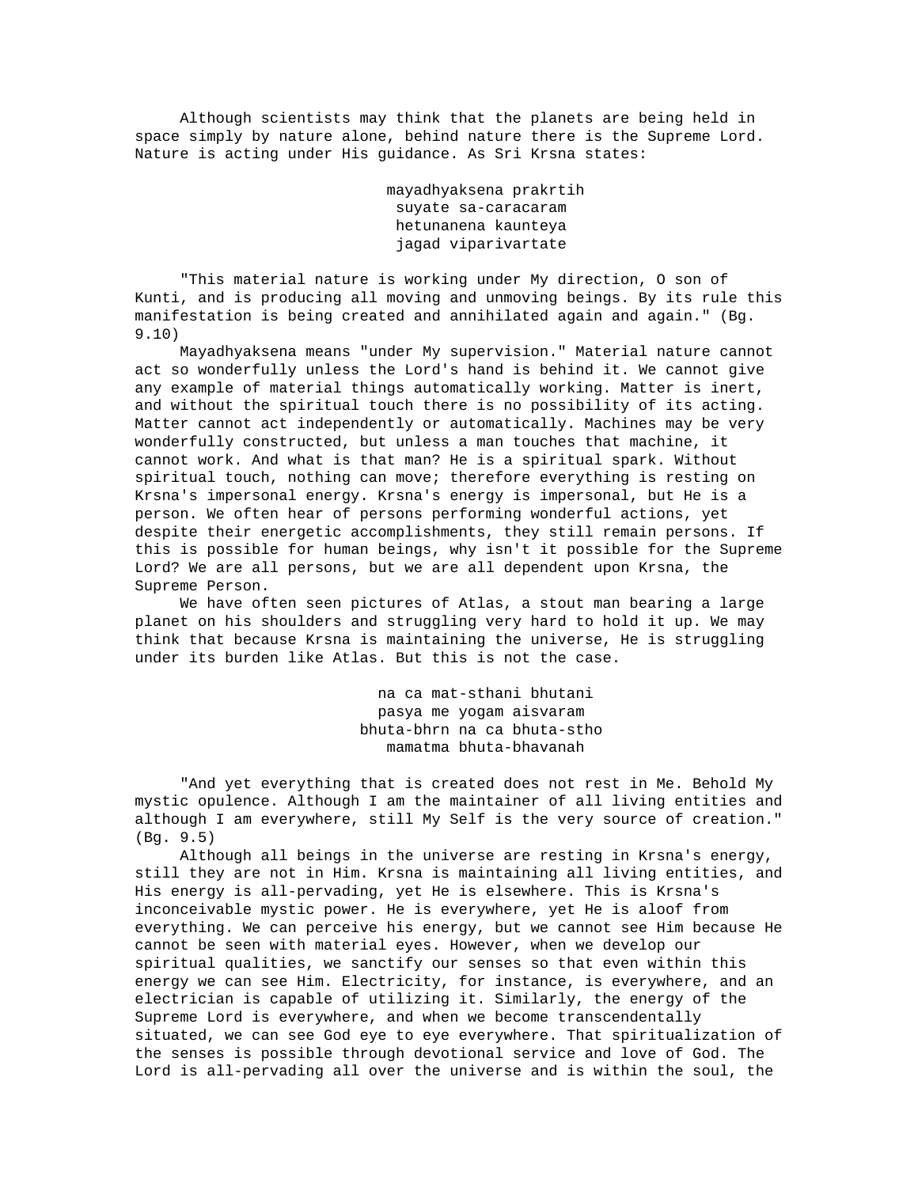Although scientists may think that the planets are being held in space simply by nature alone, behind nature there is the Supreme Lord. Nature is acting under His guidance. As Sri Krsna states:

mayadhyaksena prakrtih
suyate sa-caracaram
hetunanena kaunteya
jagad viparivartate

"This material nature is working under My direction, O son of Kunti, and is producing all moving and unmoving beings. By its rule this manifestation is being created and annihilated again and again." (Bg. 9.10)

Mayadhyaksena means "under My supervision." Material nature cannot act so wonderfully unless the Lord's hand is behind it. We cannot give any example of material things automatically working. Matter is inert, and without the spiritual touch there is no possibility of its acting. Matter cannot act independently or automatically. Machines may be very wonderfully constructed, but unless a man touches that machine, it cannot work. And what is that man? He is a spiritual spark. Without spiritual touch, nothing can move; therefore everything is resting on Krsna's impersonal energy. Krsna's energy is impersonal, but He is a person. We often hear of persons performing wonderful actions, yet despite their energetic accomplishments, they still remain persons. If this is possible for human beings, why isn't it possible for the Supreme Lord? We are all persons, but we are all dependent upon Krsna, the Supreme Person.

We have often seen pictures of Atlas, a stout man bearing a large planet on his shoulders and struggling very hard to hold it up. We may think that because Krsna is maintaining the universe, He is struggling under its burden like Atlas. But this is not the case.

na ca mat-sthani bhutani
pasya me yogam aisvaram
bhuta-bhrn na ca bhuta-stho
mamatma bhuta-bhavanah

"And yet everything that is created does not rest in Me. Behold My mystic opulence. Although I am the maintainer of all living entities and although I am everywhere, still My Self is the very source of creation." (Bg. 9.5)

Although all beings in the universe are resting in Krsna's energy, still they are not in Him. Krsna is maintaining all living entities, and His energy is all-pervading, yet He is elsewhere. This is Krsna's inconceivable mystic power. He is everywhere, yet He is aloof from everything. We can perceive his energy, but we cannot see Him because He cannot be seen with material eyes. However, when we develop our spiritual qualities, we sanctify our senses so that even within this energy we can see Him. Electricity, for instance, is everywhere, and an electrician is capable of utilizing it. Similarly, the energy of the Supreme Lord is everywhere, and when we become transcendentally situated, we can see God eye to eye everywhere. That spiritualization of the senses is possible through devotional service and love of God. The Lord is all-pervading all over the universe and is within the soul, the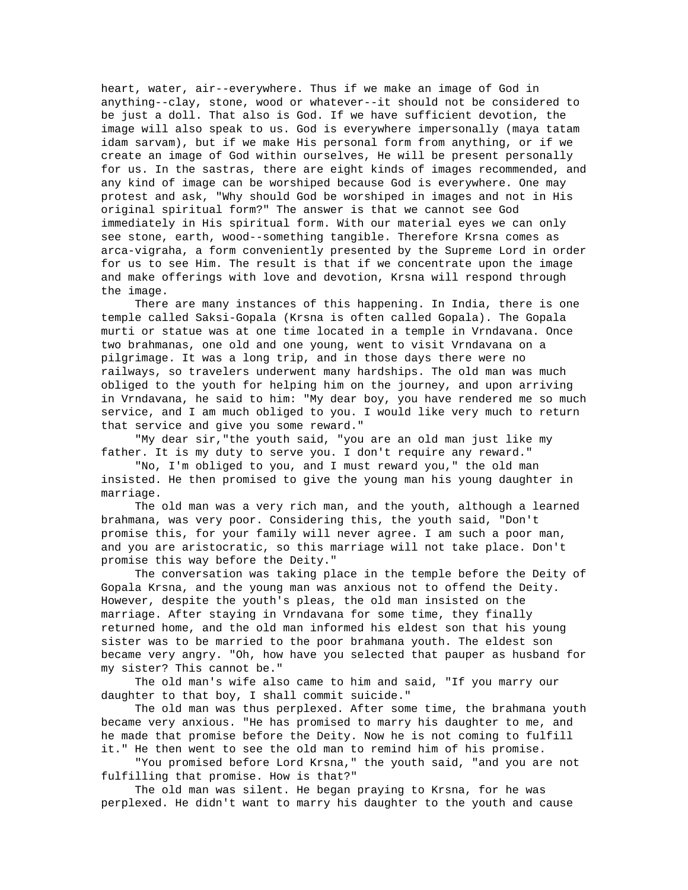heart, water, air--everywhere. Thus if we make an image of God in anything--clay, stone, wood or whatever--it should not be considered to be just a doll. That also is God. If we have sufficient devotion, the image will also speak to us. God is everywhere impersonally (maya tatam idam sarvam), but if we make His personal form from anything, or if we create an image of God within ourselves, He will be present personally for us. In the sastras, there are eight kinds of images recommended, and any kind of image can be worshiped because God is everywhere. One may protest and ask, "Why should God be worshiped in images and not in His original spiritual form?" The answer is that we cannot see God immediately in His spiritual form. With our material eyes we can only see stone, earth, wood--something tangible. Therefore Krsna comes as arca-vigraha, a form conveniently presented by the Supreme Lord in order for us to see Him. The result is that if we concentrate upon the image and make offerings with love and devotion, Krsna will respond through the image.

There are many instances of this happening. In India, there is one temple called Saksi-Gopala (Krsna is often called Gopala). The Gopala murti or statue was at one time located in a temple in Vrndavana. Once two brahmanas, one old and one young, went to visit Vrndavana on a pilgrimage. It was a long trip, and in those days there were no railways, so travelers underwent many hardships. The old man was much obliged to the youth for helping him on the journey, and upon arriving in Vrndavana, he said to him: "My dear boy, you have rendered me so much service, and I am much obliged to you. I would like very much to return that service and give you some reward."

"My dear sir,"the youth said, "you are an old man just like my father. It is my duty to serve you. I don't require any reward."

"No, I'm obliged to you, and I must reward you," the old man insisted. He then promised to give the young man his young daughter in marriage.

The old man was a very rich man, and the youth, although a learned brahmana, was very poor. Considering this, the youth said, "Don't promise this, for your family will never agree. I am such a poor man, and you are aristocratic, so this marriage will not take place. Don't promise this way before the Deity."

The conversation was taking place in the temple before the Deity of Gopala Krsna, and the young man was anxious not to offend the Deity. However, despite the youth's pleas, the old man insisted on the marriage. After staying in Vrndavana for some time, they finally returned home, and the old man informed his eldest son that his young sister was to be married to the poor brahmana youth. The eldest son became very angry. "Oh, how have you selected that pauper as husband for my sister? This cannot be."

The old man's wife also came to him and said, "If you marry our daughter to that boy, I shall commit suicide."

The old man was thus perplexed. After some time, the brahmana youth became very anxious. "He has promised to marry his daughter to me, and he made that promise before the Deity. Now he is not coming to fulfill it." He then went to see the old man to remind him of his promise.

"You promised before Lord Krsna," the youth said, "and you are not fulfilling that promise. How is that?"

The old man was silent. He began praying to Krsna, for he was perplexed. He didn't want to marry his daughter to the youth and cause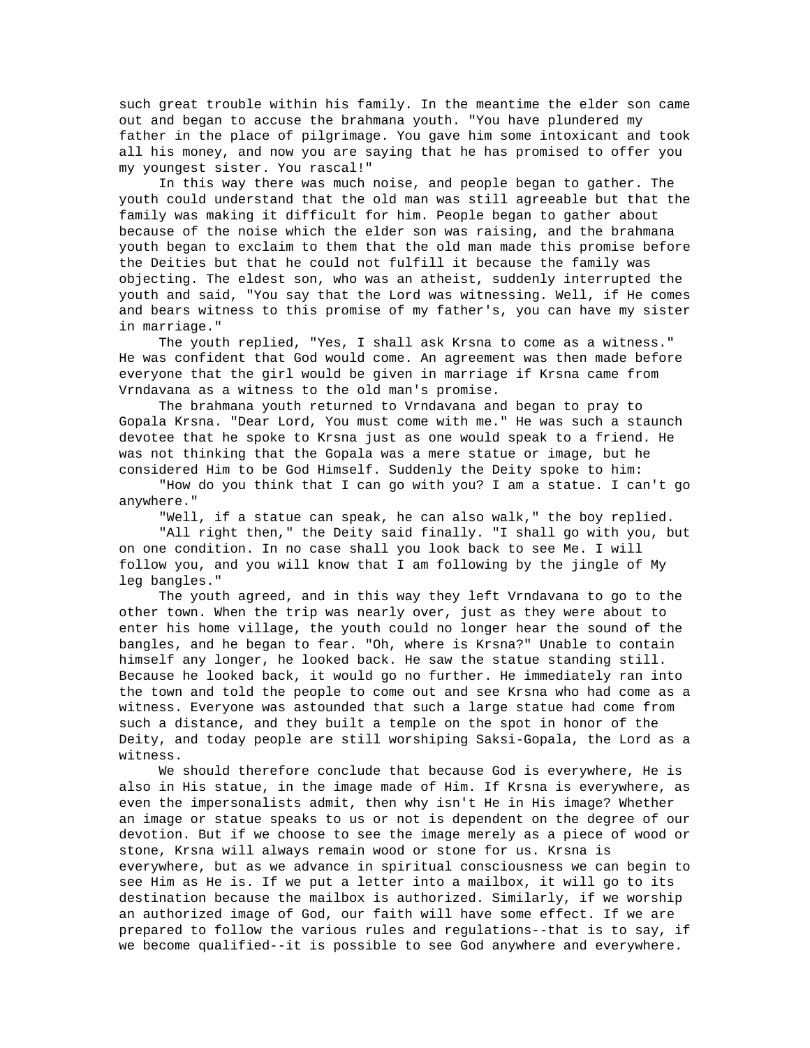such great trouble within his family. In the meantime the elder son came out and began to accuse the brahmana youth. "You have plundered my father in the place of pilgrimage. You gave him some intoxicant and took all his money, and now you are saying that he has promised to offer you my youngest sister. You rascal!"

In this way there was much noise, and people began to gather. The youth could understand that the old man was still agreeable but that the family was making it difficult for him. People began to gather about because of the noise which the elder son was raising, and the brahmana youth began to exclaim to them that the old man made this promise before the Deities but that he could not fulfill it because the family was objecting. The eldest son, who was an atheist, suddenly interrupted the youth and said, "You say that the Lord was witnessing. Well, if He comes and bears witness to this promise of my father's, you can have my sister in marriage."

The youth replied, "Yes, I shall ask Krsna to come as a witness." He was confident that God would come. An agreement was then made before everyone that the girl would be given in marriage if Krsna came from Vrndavana as a witness to the old man's promise.

The brahmana youth returned to Vrndavana and began to pray to Gopala Krsna. "Dear Lord, You must come with me." He was such a staunch devotee that he spoke to Krsna just as one would speak to a friend. He was not thinking that the Gopala was a mere statue or image, but he considered Him to be God Himself. Suddenly the Deity spoke to him:

"How do you think that I can go with you? I am a statue. I can't go anywhere."

"Well, if a statue can speak, he can also walk," the boy replied.

"All right then," the Deity said finally. "I shall go with you, but on one condition. In no case shall you look back to see Me. I will follow you, and you will know that I am following by the jingle of My leg bangles."

The youth agreed, and in this way they left Vrndavana to go to the other town. When the trip was nearly over, just as they were about to enter his home village, the youth could no longer hear the sound of the bangles, and he began to fear. "Oh, where is Krsna?" Unable to contain himself any longer, he looked back. He saw the statue standing still. Because he looked back, it would go no further. He immediately ran into the town and told the people to come out and see Krsna who had come as a witness. Everyone was astounded that such a large statue had come from such a distance, and they built a temple on the spot in honor of the Deity, and today people are still worshiping Saksi-Gopala, the Lord as a witness.

We should therefore conclude that because God is everywhere, He is also in His statue, in the image made of Him. If Krsna is everywhere, as even the impersonalists admit, then why isn't He in His image? Whether an image or statue speaks to us or not is dependent on the degree of our devotion. But if we choose to see the image merely as a piece of wood or stone, Krsna will always remain wood or stone for us. Krsna is everywhere, but as we advance in spiritual consciousness we can begin to see Him as He is. If we put a letter into a mailbox, it will go to its destination because the mailbox is authorized. Similarly, if we worship an authorized image of God, our faith will have some effect. If we are prepared to follow the various rules and regulations--that is to say, if we become qualified--it is possible to see God anywhere and everywhere.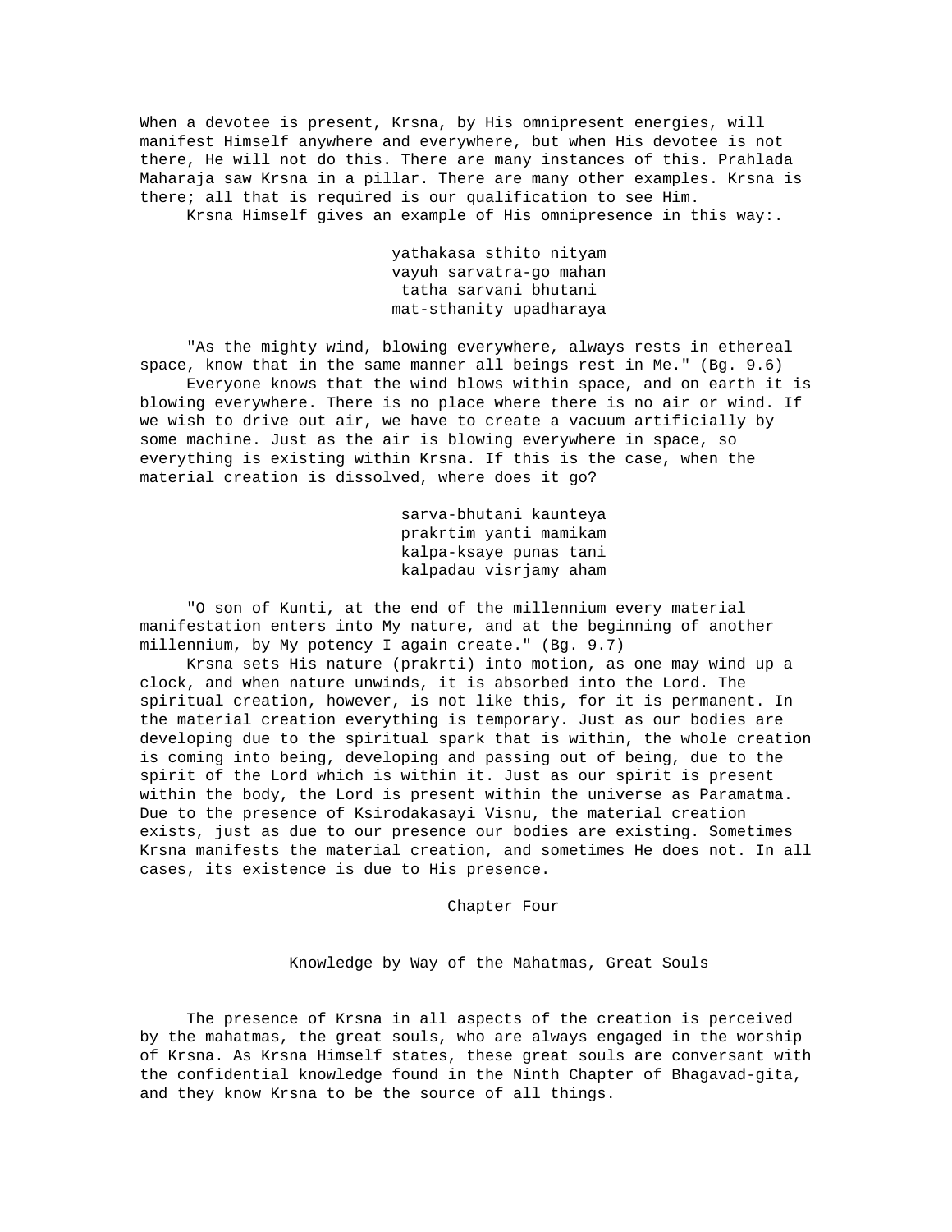When a devotee is present, Krsna, by His omnipresent energies, will manifest Himself anywhere and everywhere, but when His devotee is not there, He will not do this. There are many instances of this. Prahlada Maharaja saw Krsna in a pillar. There are many other examples. Krsna is there; all that is required is our qualification to see Him.

Krsna Himself gives an example of His omnipresence in this way:.

> yathakasa sthito nityam
> vayuh sarvatra-go mahan
> tatha sarvani bhutani
> mat-sthanity upadharaya

"As the mighty wind, blowing everywhere, always rests in ethereal space, know that in the same manner all beings rest in Me." (Bg. 9.6)

Everyone knows that the wind blows within space, and on earth it is blowing everywhere. There is no place where there is no air or wind. If we wish to drive out air, we have to create a vacuum artificially by some machine. Just as the air is blowing everywhere in space, so everything is existing within Krsna. If this is the case, when the material creation is dissolved, where does it go?

> sarva-bhutani kaunteya
> prakrtim yanti mamikam
> kalpa-ksaye punas tani
> kalpadau visrjamy aham

"O son of Kunti, at the end of the millennium every material manifestation enters into My nature, and at the beginning of another millennium, by My potency I again create." (Bg. 9.7)

Krsna sets His nature (prakrti) into motion, as one may wind up a clock, and when nature unwinds, it is absorbed into the Lord. The spiritual creation, however, is not like this, for it is permanent. In the material creation everything is temporary. Just as our bodies are developing due to the spiritual spark that is within, the whole creation is coming into being, developing and passing out of being, due to the spirit of the Lord which is within it. Just as our spirit is present within the body, the Lord is present within the universe as Paramatma. Due to the presence of Ksirodakasayi Visnu, the material creation exists, just as due to our presence our bodies are existing. Sometimes Krsna manifests the material creation, and sometimes He does not. In all cases, its existence is due to His presence.

# Chapter Four

## Knowledge by Way of the Mahatmas, Great Souls

The presence of Krsna in all aspects of the creation is perceived by the mahatmas, the great souls, who are always engaged in the worship of Krsna. As Krsna Himself states, these great souls are conversant with the confidential knowledge found in the Ninth Chapter of Bhagavad-gita, and they know Krsna to be the source of all things.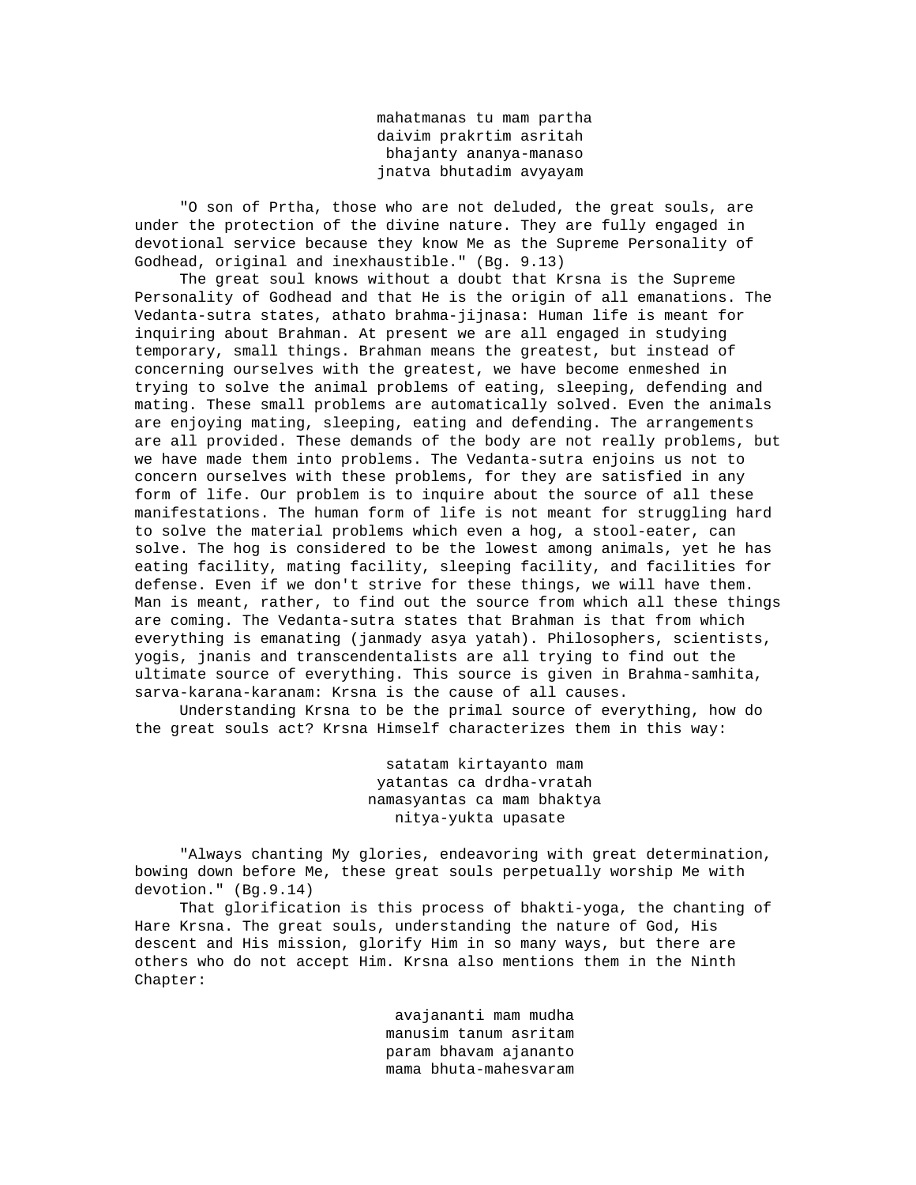mahatmanas tu mam partha  
daivim prakrtim asritah  
bhajanty ananya-manaso  
jnatva bhutadim avyayam

"O son of Prtha, those who are not deluded, the great souls, are under the protection of the divine nature. They are fully engaged in devotional service because they know Me as the Supreme Personality of Godhead, original and inexhaustible." (Bg. 9.13)

The great soul knows without a doubt that Krsna is the Supreme Personality of Godhead and that He is the origin of all emanations. The Vedanta-sutra states, athato brahma-jijnasa: Human life is meant for inquiring about Brahman. At present we are all engaged in studying temporary, small things. Brahman means the greatest, but instead of concerning ourselves with the greatest, we have become enmeshed in trying to solve the animal problems of eating, sleeping, defending and mating. These small problems are automatically solved. Even the animals are enjoying mating, sleeping, eating and defending. The arrangements are all provided. These demands of the body are not really problems, but we have made them into problems. The Vedanta-sutra enjoins us not to concern ourselves with these problems, for they are satisfied in any form of life. Our problem is to inquire about the source of all these manifestations. The human form of life is not meant for struggling hard to solve the material problems which even a hog, a stool-eater, can solve. The hog is considered to be the lowest among animals, yet he has eating facility, mating facility, sleeping facility, and facilities for defense. Even if we don't strive for these things, we will have them. Man is meant, rather, to find out the source from which all these things are coming. The Vedanta-sutra states that Brahman is that from which everything is emanating (janmady asya yatah). Philosophers, scientists, yogis, jnanis and transcendentalists are all trying to find out the ultimate source of everything. This source is given in Brahma-samhita, sarva-karana-karanam: Krsna is the cause of all causes.

Understanding Krsna to be the primal source of everything, how do the great souls act? Krsna Himself characterizes them in this way:

satatam kirtayanto mam  
yatantas ca drdha-vratah  
namasyantas ca mam bhaktya  
nitya-yukta upasate

"Always chanting My glories, endeavoring with great determination, bowing down before Me, these great souls perpetually worship Me with devotion." (Bg.9.14)

That glorification is this process of bhakti-yoga, the chanting of Hare Krsna. The great souls, understanding the nature of God, His descent and His mission, glorify Him in so many ways, but there are others who do not accept Him. Krsna also mentions them in the Ninth Chapter:

avajananti mam mudha  
manusim tanum asritam  
param bhavam ajananto  
mama bhuta-mahesvaram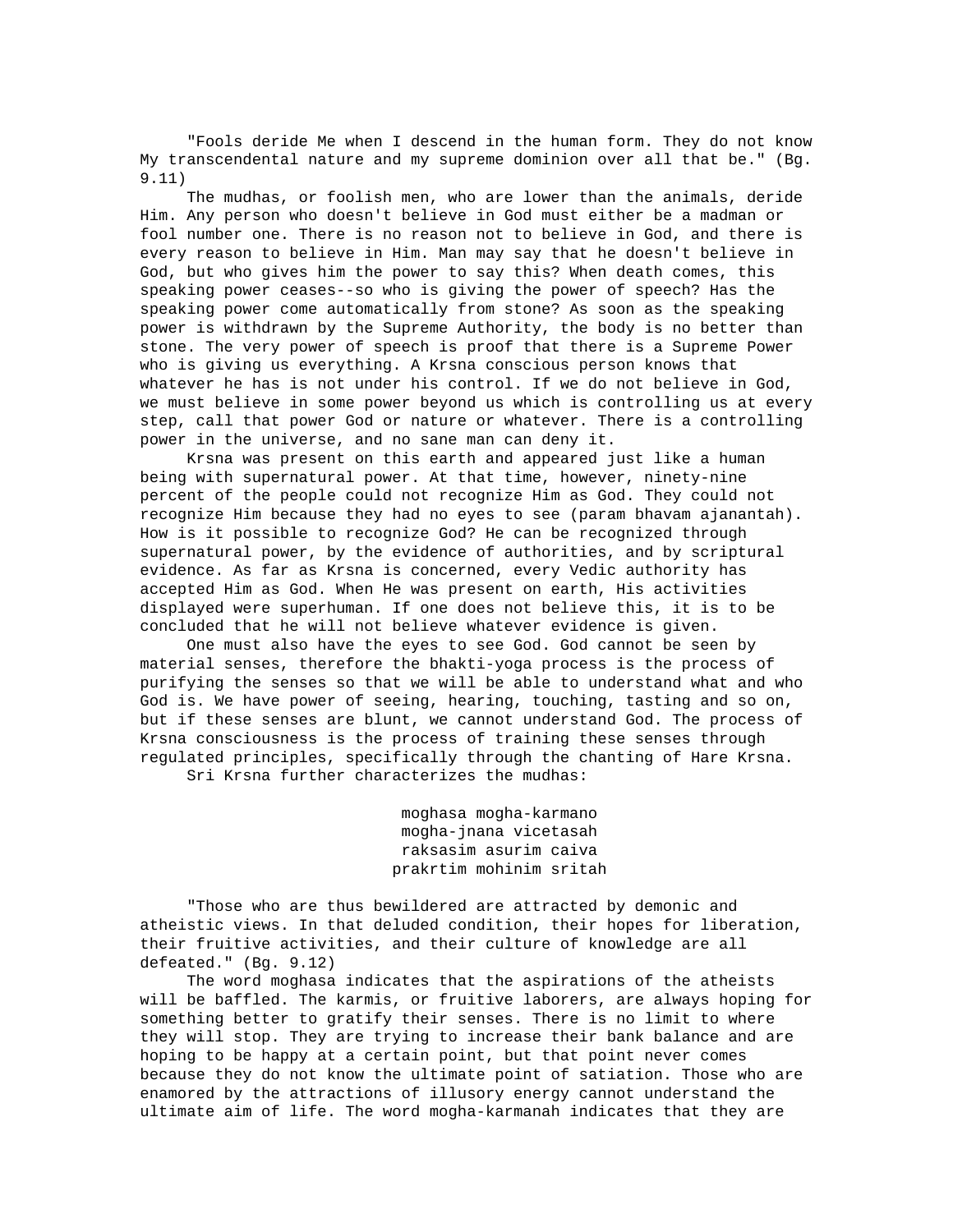"Fools deride Me when I descend in the human form. They do not know My transcendental nature and my supreme dominion over all that be." (Bg. 9.11)

The mudhas, or foolish men, who are lower than the animals, deride Him. Any person who doesn't believe in God must either be a madman or fool number one. There is no reason not to believe in God, and there is every reason to believe in Him. Man may say that he doesn't believe in God, but who gives him the power to say this? When death comes, this speaking power ceases--so who is giving the power of speech? Has the speaking power come automatically from stone? As soon as the speaking power is withdrawn by the Supreme Authority, the body is no better than stone. The very power of speech is proof that there is a Supreme Power who is giving us everything. A Krsna conscious person knows that whatever he has is not under his control. If we do not believe in God, we must believe in some power beyond us which is controlling us at every step, call that power God or nature or whatever. There is a controlling power in the universe, and no sane man can deny it.

Krsna was present on this earth and appeared just like a human being with supernatural power. At that time, however, ninety-nine percent of the people could not recognize Him as God. They could not recognize Him because they had no eyes to see (param bhavam ajanantah). How is it possible to recognize God? He can be recognized through supernatural power, by the evidence of authorities, and by scriptural evidence. As far as Krsna is concerned, every Vedic authority has accepted Him as God. When He was present on earth, His activities displayed were superhuman. If one does not believe this, it is to be concluded that he will not believe whatever evidence is given.

One must also have the eyes to see God. God cannot be seen by material senses, therefore the bhakti-yoga process is the process of purifying the senses so that we will be able to understand what and who God is. We have power of seeing, hearing, touching, tasting and so on, but if these senses are blunt, we cannot understand God. The process of Krsna consciousness is the process of training these senses through regulated principles, specifically through the chanting of Hare Krsna.

Sri Krsna further characterizes the mudhas:

moghasa mogha-karmano
mogha-jnana vicetasah
raksasim asurim caiva
prakrtim mohinim sritah

"Those who are thus bewildered are attracted by demonic and atheistic views. In that deluded condition, their hopes for liberation, their fruitive activities, and their culture of knowledge are all defeated." (Bg. 9.12)

The word moghasa indicates that the aspirations of the atheists will be baffled. The karmis, or fruitive laborers, are always hoping for something better to gratify their senses. There is no limit to where they will stop. They are trying to increase their bank balance and are hoping to be happy at a certain point, but that point never comes because they do not know the ultimate point of satiation. Those who are enamored by the attractions of illusory energy cannot understand the ultimate aim of life. The word mogha-karmanah indicates that they are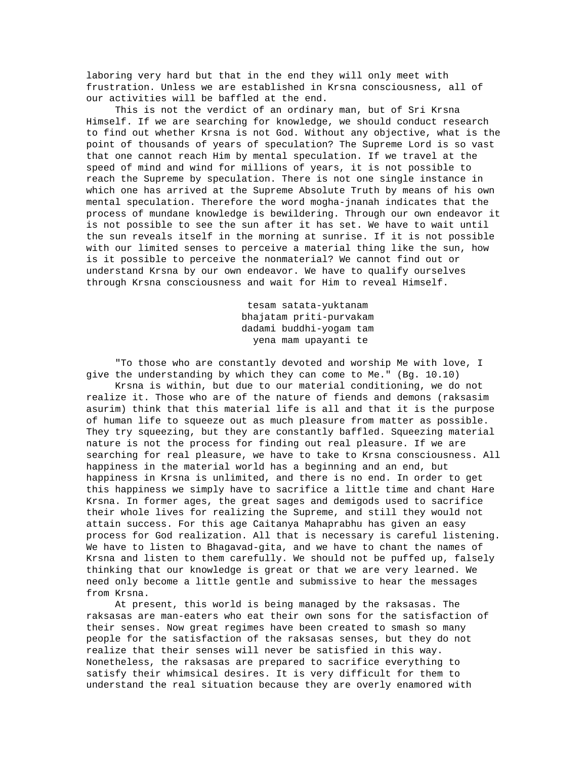laboring very hard but that in the end they will only meet with frustration. Unless we are established in Krsna consciousness, all of our activities will be baffled at the end.

This is not the verdict of an ordinary man, but of Sri Krsna Himself. If we are searching for knowledge, we should conduct research to find out whether Krsna is not God. Without any objective, what is the point of thousands of years of speculation? The Supreme Lord is so vast that one cannot reach Him by mental speculation. If we travel at the speed of mind and wind for millions of years, it is not possible to reach the Supreme by speculation. There is not one single instance in which one has arrived at the Supreme Absolute Truth by means of his own mental speculation. Therefore the word mogha-jnanah indicates that the process of mundane knowledge is bewildering. Through our own endeavor it is not possible to see the sun after it has set. We have to wait until the sun reveals itself in the morning at sunrise. If it is not possible with our limited senses to perceive a material thing like the sun, how is it possible to perceive the nonmaterial? We cannot find out or understand Krsna by our own endeavor. We have to qualify ourselves through Krsna consciousness and wait for Him to reveal Himself.

tesam satata-yuktanam
bhajatam priti-purvakam
dadami buddhi-yogam tam
yena mam upayanti te

"To those who are constantly devoted and worship Me with love, I give the understanding by which they can come to Me." (Bg. 10.10)

Krsna is within, but due to our material conditioning, we do not realize it. Those who are of the nature of fiends and demons (raksasim asurim) think that this material life is all and that it is the purpose of human life to squeeze out as much pleasure from matter as possible. They try squeezing, but they are constantly baffled. Squeezing material nature is not the process for finding out real pleasure. If we are searching for real pleasure, we have to take to Krsna consciousness. All happiness in the material world has a beginning and an end, but happiness in Krsna is unlimited, and there is no end. In order to get this happiness we simply have to sacrifice a little time and chant Hare Krsna. In former ages, the great sages and demigods used to sacrifice their whole lives for realizing the Supreme, and still they would not attain success. For this age Caitanya Mahaprabhu has given an easy process for God realization. All that is necessary is careful listening. We have to listen to Bhagavad-gita, and we have to chant the names of Krsna and listen to them carefully. We should not be puffed up, falsely thinking that our knowledge is great or that we are very learned. We need only become a little gentle and submissive to hear the messages from Krsna.

At present, this world is being managed by the raksasas. The raksasas are man-eaters who eat their own sons for the satisfaction of their senses. Now great regimes have been created to smash so many people for the satisfaction of the raksasas senses, but they do not realize that their senses will never be satisfied in this way. Nonetheless, the raksasas are prepared to sacrifice everything to satisfy their whimsical desires. It is very difficult for them to understand the real situation because they are overly enamored with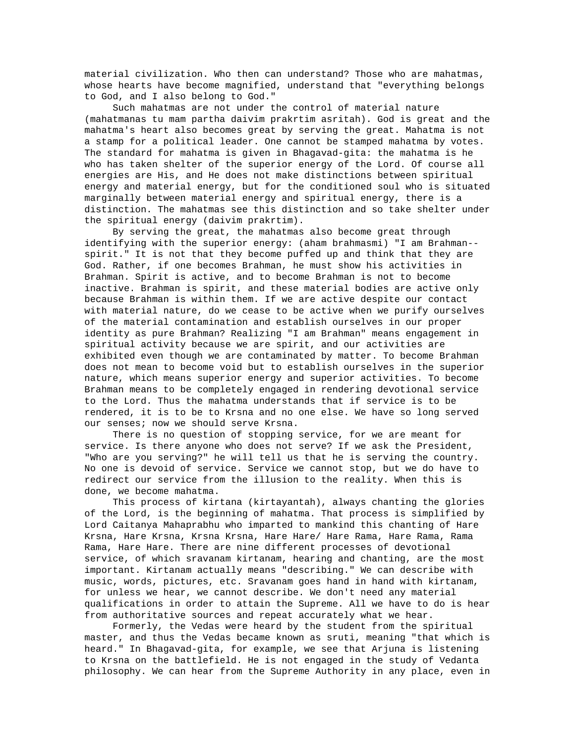material civilization. Who then can understand? Those who are mahatmas, whose hearts have become magnified, understand that "everything belongs to God, and I also belong to God."

Such mahatmas are not under the control of material nature (mahatmanas tu mam partha daivim prakrtim asritah). God is great and the mahatma's heart also becomes great by serving the great. Mahatma is not a stamp for a political leader. One cannot be stamped mahatma by votes. The standard for mahatma is given in Bhagavad-gita: the mahatma is he who has taken shelter of the superior energy of the Lord. Of course all energies are His, and He does not make distinctions between spiritual energy and material energy, but for the conditioned soul who is situated marginally between material energy and spiritual energy, there is a distinction. The mahatmas see this distinction and so take shelter under the spiritual energy (daivim prakrtim).

By serving the great, the mahatmas also become great through identifying with the superior energy: (aham brahmasmi) "I am Brahman--spirit." It is not that they become puffed up and think that they are God. Rather, if one becomes Brahman, he must show his activities in Brahman. Spirit is active, and to become Brahman is not to become inactive. Brahman is spirit, and these material bodies are active only because Brahman is within them. If we are active despite our contact with material nature, do we cease to be active when we purify ourselves of the material contamination and establish ourselves in our proper identity as pure Brahman? Realizing "I am Brahman" means engagement in spiritual activity because we are spirit, and our activities are exhibited even though we are contaminated by matter. To become Brahman does not mean to become void but to establish ourselves in the superior nature, which means superior energy and superior activities. To become Brahman means to be completely engaged in rendering devotional service to the Lord. Thus the mahatma understands that if service is to be rendered, it is to be to Krsna and no one else. We have so long served our senses; now we should serve Krsna.

There is no question of stopping service, for we are meant for service. Is there anyone who does not serve? If we ask the President, "Who are you serving?" he will tell us that he is serving the country. No one is devoid of service. Service we cannot stop, but we do have to redirect our service from the illusion to the reality. When this is done, we become mahatma.

This process of kirtana (kirtayantah), always chanting the glories of the Lord, is the beginning of mahatma. That process is simplified by Lord Caitanya Mahaprabhu who imparted to mankind this chanting of Hare Krsna, Hare Krsna, Krsna Krsna, Hare Hare/ Hare Rama, Hare Rama, Rama Rama, Hare Hare. There are nine different processes of devotional service, of which sravanam kirtanam, hearing and chanting, are the most important. Kirtanam actually means "describing." We can describe with music, words, pictures, etc. Sravanam goes hand in hand with kirtanam, for unless we hear, we cannot describe. We don't need any material qualifications in order to attain the Supreme. All we have to do is hear from authoritative sources and repeat accurately what we hear.

Formerly, the Vedas were heard by the student from the spiritual master, and thus the Vedas became known as sruti, meaning "that which is heard." In Bhagavad-gita, for example, we see that Arjuna is listening to Krsna on the battlefield. He is not engaged in the study of Vedanta philosophy. We can hear from the Supreme Authority in any place, even in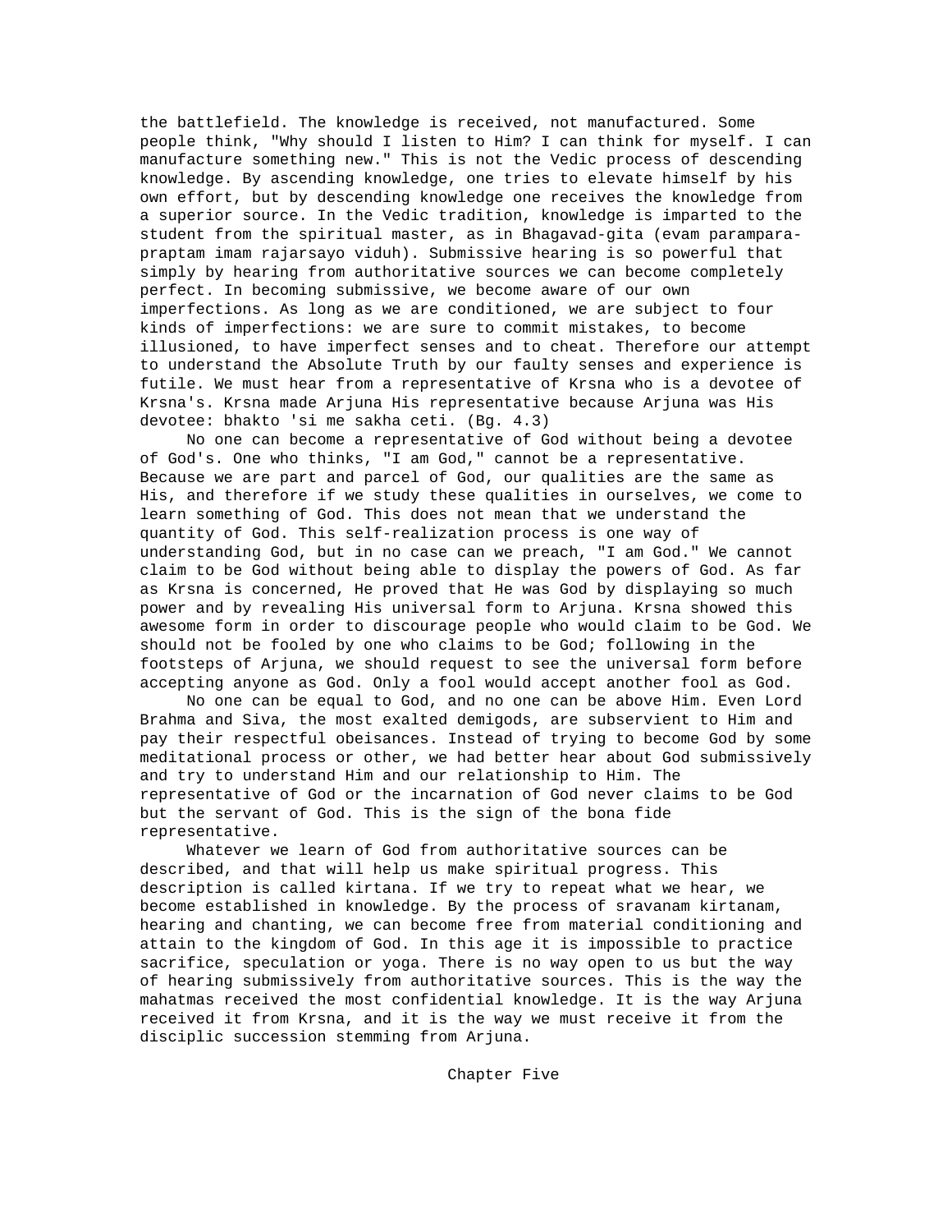the battlefield. The knowledge is received, not manufactured. Some people think, "Why should I listen to Him? I can think for myself. I can manufacture something new." This is not the Vedic process of descending knowledge. By ascending knowledge, one tries to elevate himself by his own effort, but by descending knowledge one receives the knowledge from a superior source. In the Vedic tradition, knowledge is imparted to the student from the spiritual master, as in Bhagavad-gita (evam parampara-praptam imam rajarsayo viduh). Submissive hearing is so powerful that simply by hearing from authoritative sources we can become completely perfect. In becoming submissive, we become aware of our own imperfections. As long as we are conditioned, we are subject to four kinds of imperfections: we are sure to commit mistakes, to become illusioned, to have imperfect senses and to cheat. Therefore our attempt to understand the Absolute Truth by our faulty senses and experience is futile. We must hear from a representative of Krsna who is a devotee of Krsna's. Krsna made Arjuna His representative because Arjuna was His devotee: bhakto 'si me sakha ceti. (Bg. 4.3)

No one can become a representative of God without being a devotee of God's. One who thinks, "I am God," cannot be a representative. Because we are part and parcel of God, our qualities are the same as His, and therefore if we study these qualities in ourselves, we come to learn something of God. This does not mean that we understand the quantity of God. This self-realization process is one way of understanding God, but in no case can we preach, "I am God." We cannot claim to be God without being able to display the powers of God. As far as Krsna is concerned, He proved that He was God by displaying so much power and by revealing His universal form to Arjuna. Krsna showed this awesome form in order to discourage people who would claim to be God. We should not be fooled by one who claims to be God; following in the footsteps of Arjuna, we should request to see the universal form before accepting anyone as God. Only a fool would accept another fool as God.

No one can be equal to God, and no one can be above Him. Even Lord Brahma and Siva, the most exalted demigods, are subservient to Him and pay their respectful obeisances. Instead of trying to become God by some meditational process or other, we had better hear about God submissively and try to understand Him and our relationship to Him. The representative of God or the incarnation of God never claims to be God but the servant of God. This is the sign of the bona fide representative.

Whatever we learn of God from authoritative sources can be described, and that will help us make spiritual progress. This description is called kirtana. If we try to repeat what we hear, we become established in knowledge. By the process of sravanam kirtanam, hearing and chanting, we can become free from material conditioning and attain to the kingdom of God. In this age it is impossible to practice sacrifice, speculation or yoga. There is no way open to us but the way of hearing submissively from authoritative sources. This is the way the mahatmas received the most confidential knowledge. It is the way Arjuna received it from Krsna, and it is the way we must receive it from the disciplic succession stemming from Arjuna.

## Chapter Five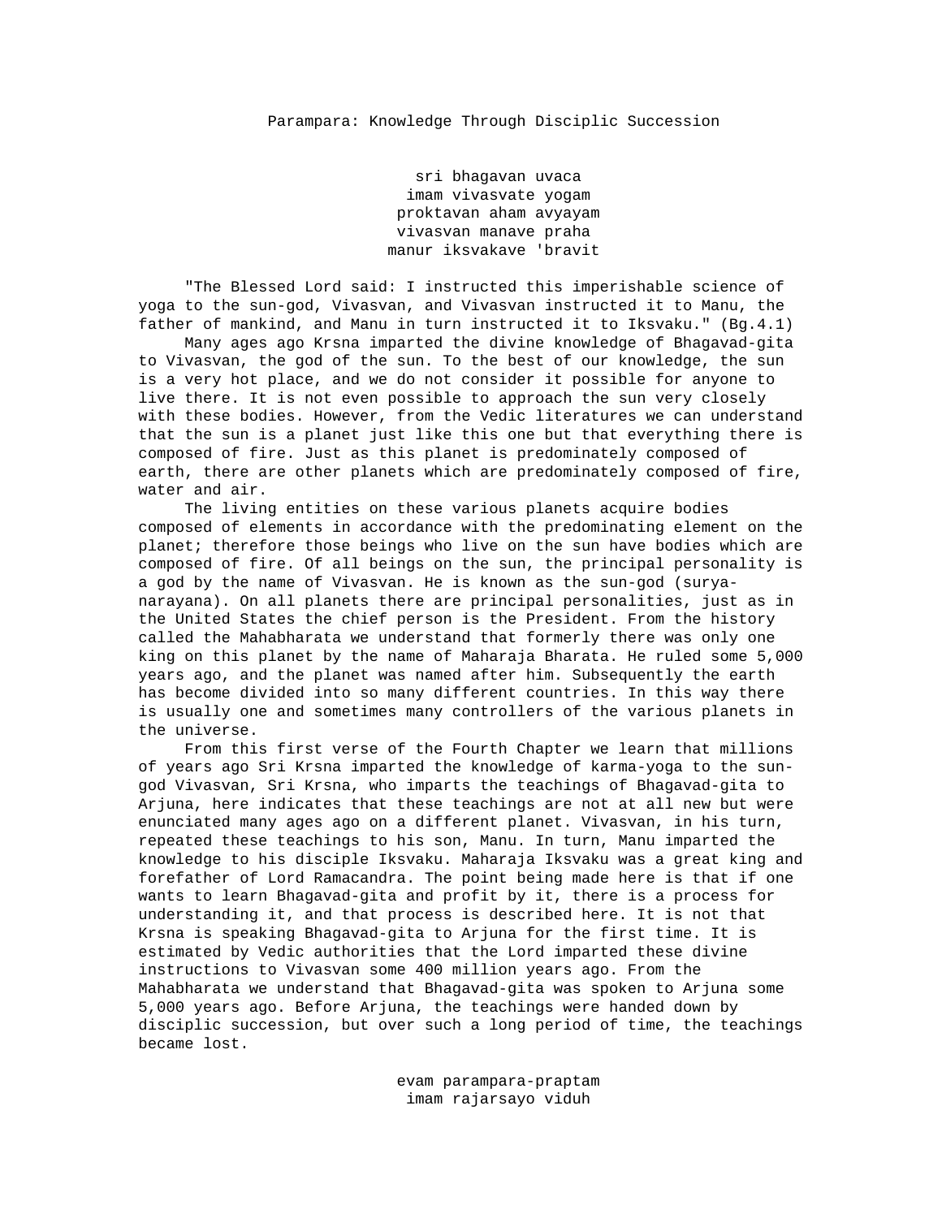## Parampara: Knowledge Through Disciplic Succession

sri bhagavan uvaca
imam vivasvate yogam
proktavan aham avyayam
vivasvan manave praha
manur iksvakave 'bravit

"The Blessed Lord said: I instructed this imperishable science of yoga to the sun-god, Vivasvan, and Vivasvan instructed it to Manu, the father of mankind, and Manu in turn instructed it to Iksvaku." (Bg.4.1)

Many ages ago Krsna imparted the divine knowledge of Bhagavad-gita to Vivasvan, the god of the sun. To the best of our knowledge, the sun is a very hot place, and we do not consider it possible for anyone to live there. It is not even possible to approach the sun very closely with these bodies. However, from the Vedic literatures we can understand that the sun is a planet just like this one but that everything there is composed of fire. Just as this planet is predominately composed of earth, there are other planets which are predominately composed of fire, water and air.

The living entities on these various planets acquire bodies composed of elements in accordance with the predominating element on the planet; therefore those beings who live on the sun have bodies which are composed of fire. Of all beings on the sun, the principal personality is a god by the name of Vivasvan. He is known as the sun-god (surya-narayana). On all planets there are principal personalities, just as in the United States the chief person is the President. From the history called the Mahabharata we understand that formerly there was only one king on this planet by the name of Maharaja Bharata. He ruled some 5,000 years ago, and the planet was named after him. Subsequently the earth has become divided into so many different countries. In this way there is usually one and sometimes many controllers of the various planets in the universe.

From this first verse of the Fourth Chapter we learn that millions of years ago Sri Krsna imparted the knowledge of karma-yoga to the sun-god Vivasvan, Sri Krsna, who imparts the teachings of Bhagavad-gita to Arjuna, here indicates that these teachings are not at all new but were enunciated many ages ago on a different planet. Vivasvan, in his turn, repeated these teachings to his son, Manu. In turn, Manu imparted the knowledge to his disciple Iksvaku. Maharaja Iksvaku was a great king and forefather of Lord Ramacandra. The point being made here is that if one wants to learn Bhagavad-gita and profit by it, there is a process for understanding it, and that process is described here. It is not that Krsna is speaking Bhagavad-gita to Arjuna for the first time. It is estimated by Vedic authorities that the Lord imparted these divine instructions to Vivasvan some 400 million years ago. From the Mahabharata we understand that Bhagavad-gita was spoken to Arjuna some 5,000 years ago. Before Arjuna, the teachings were handed down by disciplic succession, but over such a long period of time, the teachings became lost.

evam parampara-praptam
imam rajarsayo viduh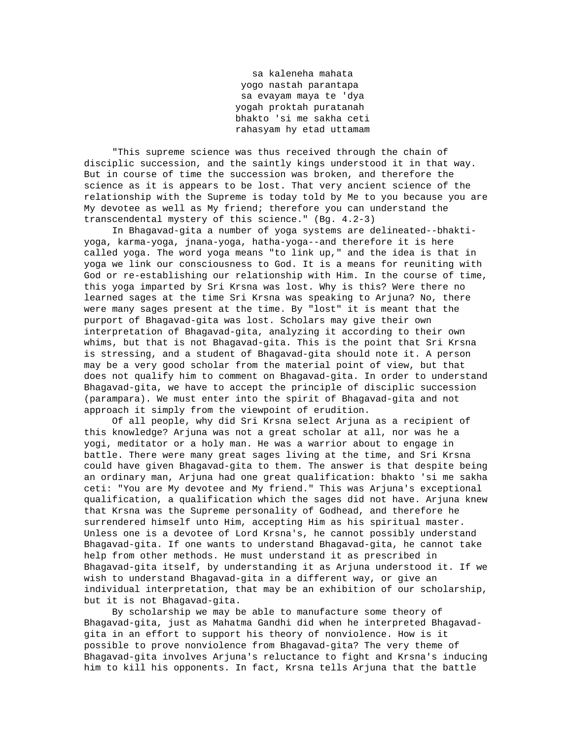sa kaleneha mahata  
yogo nastah parantapa  
sa evayam maya te 'dya  
yogah proktah puratanah  
bhakto 'si me sakha ceti  
rahasyam hy etad uttamam

"This supreme science was thus received through the chain of disciplic succession, and the saintly kings understood it in that way. But in course of time the succession was broken, and therefore the science as it is appears to be lost. That very ancient science of the relationship with the Supreme is today told by Me to you because you are My devotee as well as My friend; therefore you can understand the transcendental mystery of this science." (Bg. 4.2-3)

In Bhagavad-gita a number of yoga systems are delineated--bhakti-yoga, karma-yoga, jnana-yoga, hatha-yoga--and therefore it is here called yoga. The word yoga means "to link up," and the idea is that in yoga we link our consciousness to God. It is a means for reuniting with God or re-establishing our relationship with Him. In the course of time, this yoga imparted by Sri Krsna was lost. Why is this? Were there no learned sages at the time Sri Krsna was speaking to Arjuna? No, there were many sages present at the time. By "lost" it is meant that the purport of Bhagavad-gita was lost. Scholars may give their own interpretation of Bhagavad-gita, analyzing it according to their own whims, but that is not Bhagavad-gita. This is the point that Sri Krsna is stressing, and a student of Bhagavad-gita should note it. A person may be a very good scholar from the material point of view, but that does not qualify him to comment on Bhagavad-gita. In order to understand Bhagavad-gita, we have to accept the principle of disciplic succession (parampara). We must enter into the spirit of Bhagavad-gita and not approach it simply from the viewpoint of erudition.

Of all people, why did Sri Krsna select Arjuna as a recipient of this knowledge? Arjuna was not a great scholar at all, nor was he a yogi, meditator or a holy man. He was a warrior about to engage in battle. There were many great sages living at the time, and Sri Krsna could have given Bhagavad-gita to them. The answer is that despite being an ordinary man, Arjuna had one great qualification: bhakto 'si me sakha ceti: "You are My devotee and My friend." This was Arjuna's exceptional qualification, a qualification which the sages did not have. Arjuna knew that Krsna was the Supreme personality of Godhead, and therefore he surrendered himself unto Him, accepting Him as his spiritual master. Unless one is a devotee of Lord Krsna's, he cannot possibly understand Bhagavad-gita. If one wants to understand Bhagavad-gita, he cannot take help from other methods. He must understand it as prescribed in Bhagavad-gita itself, by understanding it as Arjuna understood it. If we wish to understand Bhagavad-gita in a different way, or give an individual interpretation, that may be an exhibition of our scholarship, but it is not Bhagavad-gita.

By scholarship we may be able to manufacture some theory of Bhagavad-gita, just as Mahatma Gandhi did when he interpreted Bhagavad-gita in an effort to support his theory of nonviolence. How is it possible to prove nonviolence from Bhagavad-gita? The very theme of Bhagavad-gita involves Arjuna's reluctance to fight and Krsna's inducing him to kill his opponents. In fact, Krsna tells Arjuna that the battle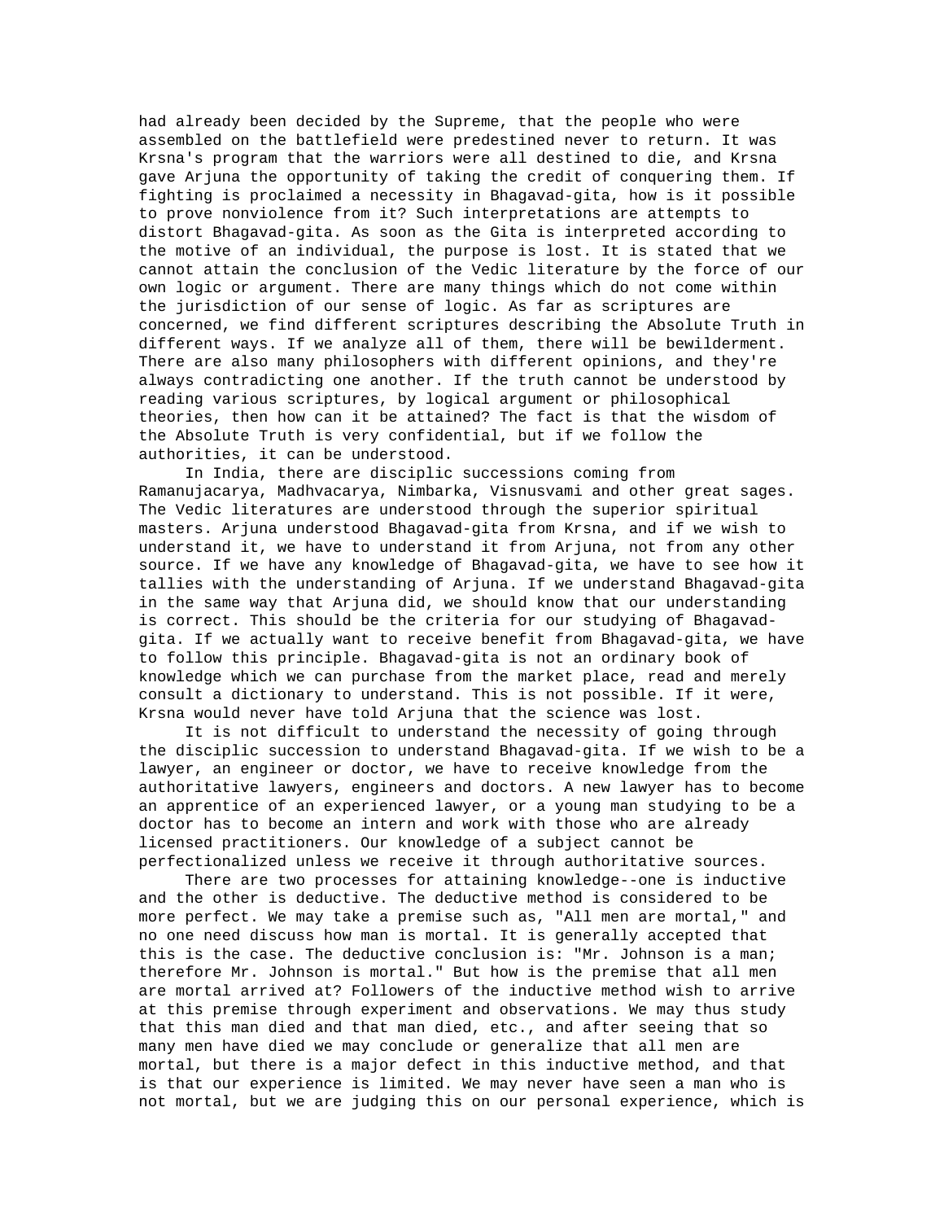had already been decided by the Supreme, that the people who were assembled on the battlefield were predestined never to return. It was Krsna's program that the warriors were all destined to die, and Krsna gave Arjuna the opportunity of taking the credit of conquering them. If fighting is proclaimed a necessity in Bhagavad-gita, how is it possible to prove nonviolence from it? Such interpretations are attempts to distort Bhagavad-gita. As soon as the Gita is interpreted according to the motive of an individual, the purpose is lost. It is stated that we cannot attain the conclusion of the Vedic literature by the force of our own logic or argument. There are many things which do not come within the jurisdiction of our sense of logic. As far as scriptures are concerned, we find different scriptures describing the Absolute Truth in different ways. If we analyze all of them, there will be bewilderment. There are also many philosophers with different opinions, and they're always contradicting one another. If the truth cannot be understood by reading various scriptures, by logical argument or philosophical theories, then how can it be attained? The fact is that the wisdom of the Absolute Truth is very confidential, but if we follow the authorities, it can be understood.

In India, there are disciplic successions coming from Ramanujacarya, Madhvacarya, Nimbarka, Visnusvami and other great sages. The Vedic literatures are understood through the superior spiritual masters. Arjuna understood Bhagavad-gita from Krsna, and if we wish to understand it, we have to understand it from Arjuna, not from any other source. If we have any knowledge of Bhagavad-gita, we have to see how it tallies with the understanding of Arjuna. If we understand Bhagavad-gita in the same way that Arjuna did, we should know that our understanding is correct. This should be the criteria for our studying of Bhagavad-gita. If we actually want to receive benefit from Bhagavad-gita, we have to follow this principle. Bhagavad-gita is not an ordinary book of knowledge which we can purchase from the market place, read and merely consult a dictionary to understand. This is not possible. If it were, Krsna would never have told Arjuna that the science was lost.

It is not difficult to understand the necessity of going through the disciplic succession to understand Bhagavad-gita. If we wish to be a lawyer, an engineer or doctor, we have to receive knowledge from the authoritative lawyers, engineers and doctors. A new lawyer has to become an apprentice of an experienced lawyer, or a young man studying to be a doctor has to become an intern and work with those who are already licensed practitioners. Our knowledge of a subject cannot be perfectionalized unless we receive it through authoritative sources.

There are two processes for attaining knowledge--one is inductive and the other is deductive. The deductive method is considered to be more perfect. We may take a premise such as, "All men are mortal," and no one need discuss how man is mortal. It is generally accepted that this is the case. The deductive conclusion is: "Mr. Johnson is a man; therefore Mr. Johnson is mortal." But how is the premise that all men are mortal arrived at? Followers of the inductive method wish to arrive at this premise through experiment and observations. We may thus study that this man died and that man died, etc., and after seeing that so many men have died we may conclude or generalize that all men are mortal, but there is a major defect in this inductive method, and that is that our experience is limited. We may never have seen a man who is not mortal, but we are judging this on our personal experience, which is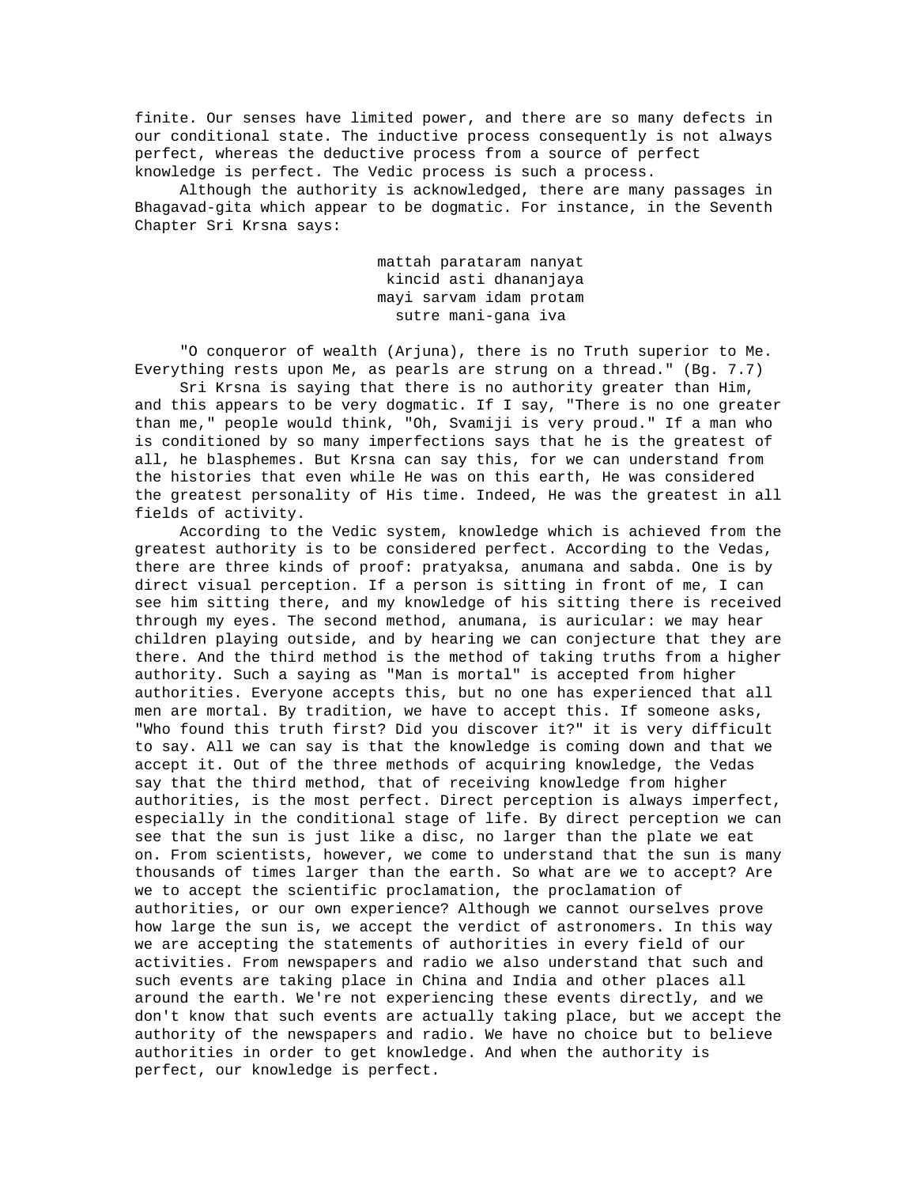finite. Our senses have limited power, and there are so many defects in our conditional state. The inductive process consequently is not always perfect, whereas the deductive process from a source of perfect knowledge is perfect. The Vedic process is such a process.

Although the authority is acknowledged, there are many passages in Bhagavad-gita which appear to be dogmatic. For instance, in the Seventh Chapter Sri Krsna says:

> mattah parataram nanyat
> kincid asti dhananjaya
> mayi sarvam idam protam
> sutre mani-gana iva

"O conqueror of wealth (Arjuna), there is no Truth superior to Me. Everything rests upon Me, as pearls are strung on a thread." (Bg. 7.7)

Sri Krsna is saying that there is no authority greater than Him, and this appears to be very dogmatic. If I say, "There is no one greater than me," people would think, "Oh, Svamiji is very proud." If a man who is conditioned by so many imperfections says that he is the greatest of all, he blasphemes. But Krsna can say this, for we can understand from the histories that even while He was on this earth, He was considered the greatest personality of His time. Indeed, He was the greatest in all fields of activity.

According to the Vedic system, knowledge which is achieved from the greatest authority is to be considered perfect. According to the Vedas, there are three kinds of proof: pratyaksa, anumana and sabda. One is by direct visual perception. If a person is sitting in front of me, I can see him sitting there, and my knowledge of his sitting there is received through my eyes. The second method, anumana, is auricular: we may hear children playing outside, and by hearing we can conjecture that they are there. And the third method is the method of taking truths from a higher authority. Such a saying as "Man is mortal" is accepted from higher authorities. Everyone accepts this, but no one has experienced that all men are mortal. By tradition, we have to accept this. If someone asks, "Who found this truth first? Did you discover it?" it is very difficult to say. All we can say is that the knowledge is coming down and that we accept it. Out of the three methods of acquiring knowledge, the Vedas say that the third method, that of receiving knowledge from higher authorities, is the most perfect. Direct perception is always imperfect, especially in the conditional stage of life. By direct perception we can see that the sun is just like a disc, no larger than the plate we eat on. From scientists, however, we come to understand that the sun is many thousands of times larger than the earth. So what are we to accept? Are we to accept the scientific proclamation, the proclamation of authorities, or our own experience? Although we cannot ourselves prove how large the sun is, we accept the verdict of astronomers. In this way we are accepting the statements of authorities in every field of our activities. From newspapers and radio we also understand that such and such events are taking place in China and India and other places all around the earth. We're not experiencing these events directly, and we don't know that such events are actually taking place, but we accept the authority of the newspapers and radio. We have no choice but to believe authorities in order to get knowledge. And when the authority is perfect, our knowledge is perfect.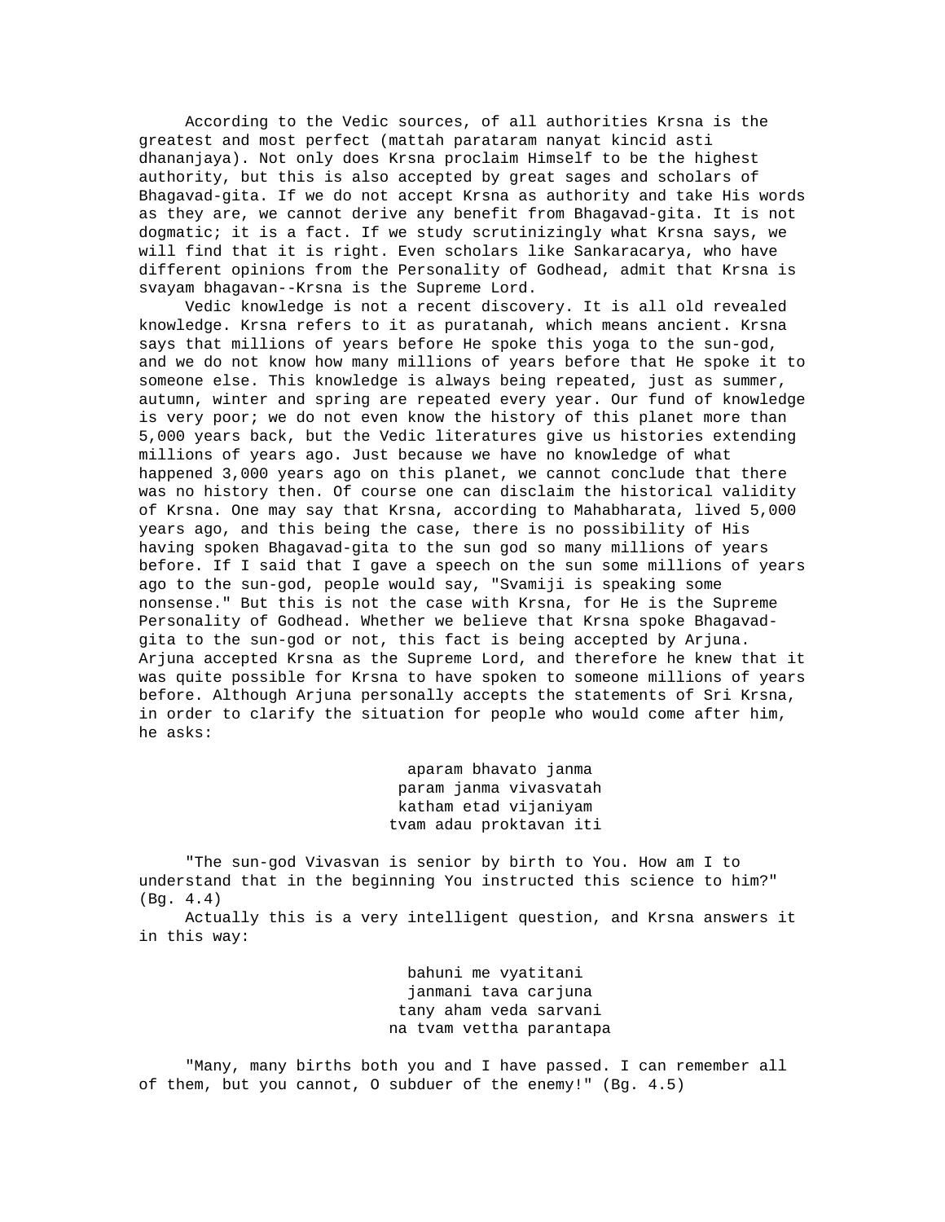According to the Vedic sources, of all authorities Krsna is the greatest and most perfect (mattah parataram nanyat kincid asti dhananjaya). Not only does Krsna proclaim Himself to be the highest authority, but this is also accepted by great sages and scholars of Bhagavad-gita. If we do not accept Krsna as authority and take His words as they are, we cannot derive any benefit from Bhagavad-gita. It is not dogmatic; it is a fact. If we study scrutinizingly what Krsna says, we will find that it is right. Even scholars like Sankaracarya, who have different opinions from the Personality of Godhead, admit that Krsna is svayam bhagavan--Krsna is the Supreme Lord.

Vedic knowledge is not a recent discovery. It is all old revealed knowledge. Krsna refers to it as puratanah, which means ancient. Krsna says that millions of years before He spoke this yoga to the sun-god, and we do not know how many millions of years before that He spoke it to someone else. This knowledge is always being repeated, just as summer, autumn, winter and spring are repeated every year. Our fund of knowledge is very poor; we do not even know the history of this planet more than 5,000 years back, but the Vedic literatures give us histories extending millions of years ago. Just because we have no knowledge of what happened 3,000 years ago on this planet, we cannot conclude that there was no history then. Of course one can disclaim the historical validity of Krsna. One may say that Krsna, according to Mahabharata, lived 5,000 years ago, and this being the case, there is no possibility of His having spoken Bhagavad-gita to the sun god so many millions of years before. If I said that I gave a speech on the sun some millions of years ago to the sun-god, people would say, "Svamiji is speaking some nonsense." But this is not the case with Krsna, for He is the Supreme Personality of Godhead. Whether we believe that Krsna spoke Bhagavad-gita to the sun-god or not, this fact is being accepted by Arjuna. Arjuna accepted Krsna as the Supreme Lord, and therefore he knew that it was quite possible for Krsna to have spoken to someone millions of years before. Although Arjuna personally accepts the statements of Sri Krsna, in order to clarify the situation for people who would come after him, he asks:

> aparam bhavato janma
> param janma vivasvatah
> katham etad vijaniyam
> tvam adau proktavan iti

"The sun-god Vivasvan is senior by birth to You. How am I to understand that in the beginning You instructed this science to him?" (Bg. 4.4)

Actually this is a very intelligent question, and Krsna answers it in this way:

> bahuni me vyatitani
> janmani tava carjuna
> tany aham veda sarvani
> na tvam vettha parantapa

"Many, many births both you and I have passed. I can remember all of them, but you cannot, O subduer of the enemy!" (Bg. 4.5)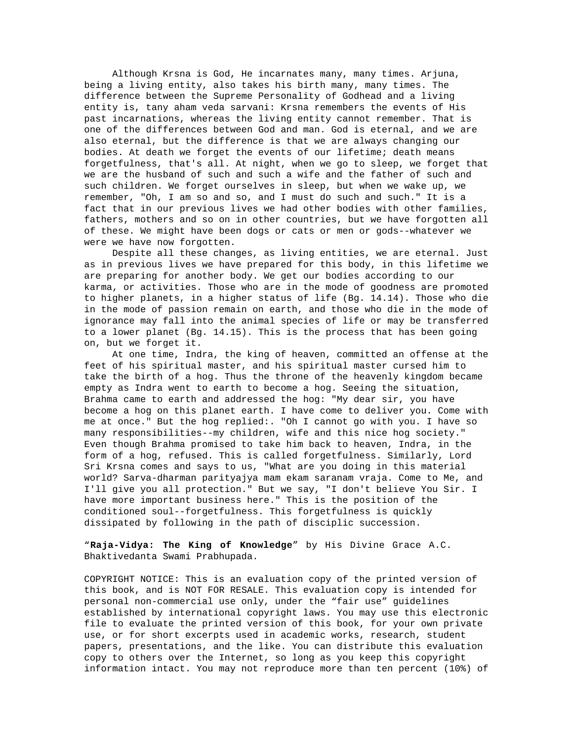Although Krsna is God, He incarnates many, many times. Arjuna, being a living entity, also takes his birth many, many times. The difference between the Supreme Personality of Godhead and a living entity is, tany aham veda sarvani: Krsna remembers the events of His past incarnations, whereas the living entity cannot remember. That is one of the differences between God and man. God is eternal, and we are also eternal, but the difference is that we are always changing our bodies. At death we forget the events of our lifetime; death means forgetfulness, that's all. At night, when we go to sleep, we forget that we are the husband of such and such a wife and the father of such and such children. We forget ourselves in sleep, but when we wake up, we remember, "Oh, I am so and so, and I must do such and such." It is a fact that in our previous lives we had other bodies with other families, fathers, mothers and so on in other countries, but we have forgotten all of these. We might have been dogs or cats or men or gods--whatever we were we have now forgotten.

Despite all these changes, as living entities, we are eternal. Just as in previous lives we have prepared for this body, in this lifetime we are preparing for another body. We get our bodies according to our karma, or activities. Those who are in the mode of goodness are promoted to higher planets, in a higher status of life (Bg. 14.14). Those who die in the mode of passion remain on earth, and those who die in the mode of ignorance may fall into the animal species of life or may be transferred to a lower planet (Bg. 14.15). This is the process that has been going on, but we forget it.

At one time, Indra, the king of heaven, committed an offense at the feet of his spiritual master, and his spiritual master cursed him to take the birth of a hog. Thus the throne of the heavenly kingdom became empty as Indra went to earth to become a hog. Seeing the situation, Brahma came to earth and addressed the hog: "My dear sir, you have become a hog on this planet earth. I have come to deliver you. Come with me at once." But the hog replied:. "Oh I cannot go with you. I have so many responsibilities--my children, wife and this nice hog society." Even though Brahma promised to take him back to heaven, Indra, in the form of a hog, refused. This is called forgetfulness. Similarly, Lord Sri Krsna comes and says to us, "What are you doing in this material world? Sarva-dharman parityajya mam ekam saranam vraja. Come to Me, and I'll give you all protection." But we say, "I don't believe You Sir. I have more important business here." This is the position of the conditioned soul--forgetfulness. This forgetfulness is quickly dissipated by following in the path of disciplic succession.

"**Raja-Vidya: The King of Knowledge**" by His Divine Grace A.C. Bhaktivedanta Swami Prabhupada.

COPYRIGHT NOTICE: This is an evaluation copy of the printed version of this book, and is NOT FOR RESALE. This evaluation copy is intended for personal non-commercial use only, under the "fair use" guidelines established by international copyright laws. You may use this electronic file to evaluate the printed version of this book, for your own private use, or for short excerpts used in academic works, research, student papers, presentations, and the like. You can distribute this evaluation copy to others over the Internet, so long as you keep this copyright information intact. You may not reproduce more than ten percent (10%) of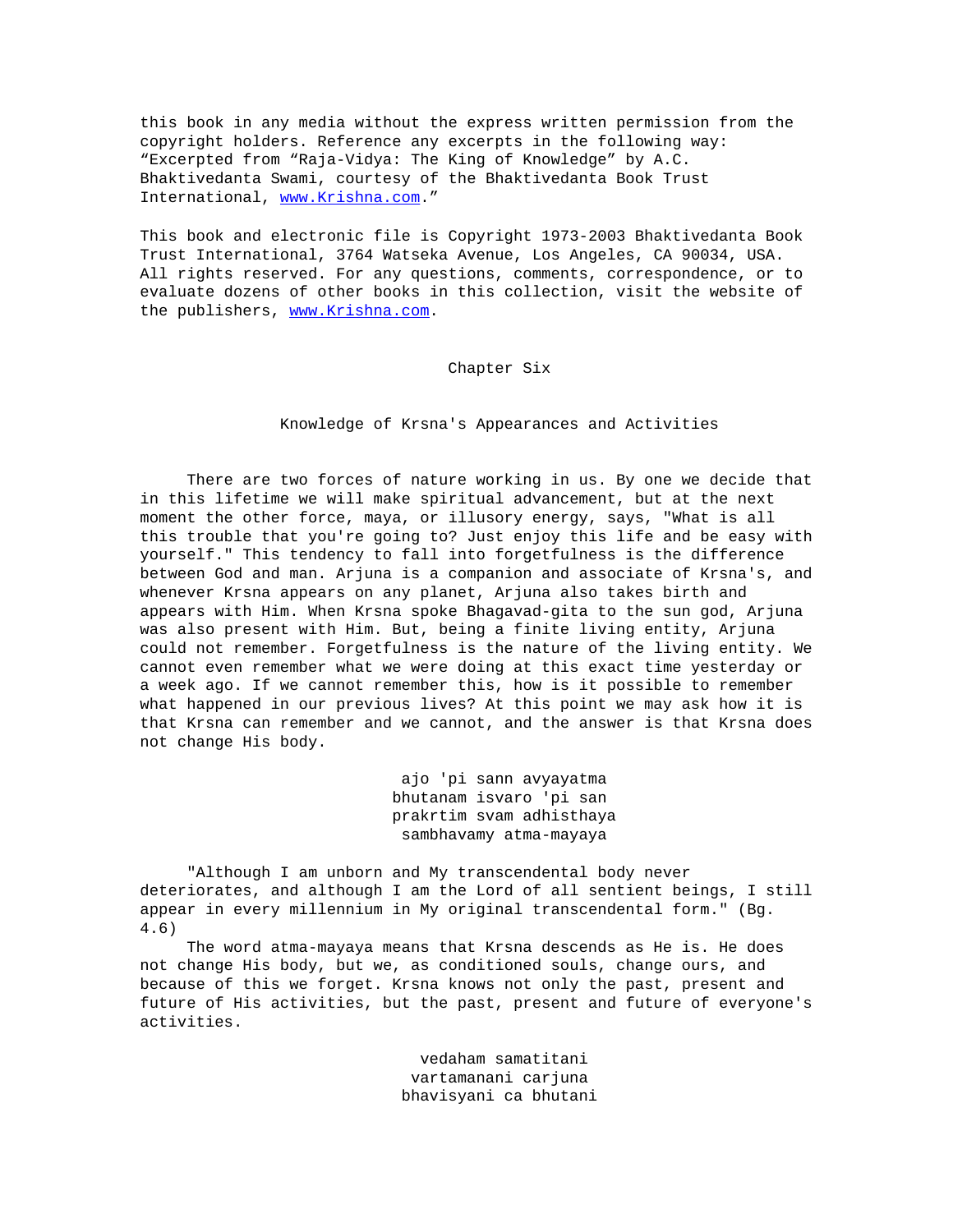this book in any media without the express written permission from the copyright holders. Reference any excerpts in the following way: “Excerpted from “Raja-Vidya: The King of Knowledge” by A.C. Bhaktivedanta Swami, courtesy of the Bhaktivedanta Book Trust International, www.Krishna.com.”

This book and electronic file is Copyright 1973-2003 Bhaktivedanta Book Trust International, 3764 Watseka Avenue, Los Angeles, CA 90034, USA. All rights reserved. For any questions, comments, correspondence, or to evaluate dozens of other books in this collection, visit the website of the publishers, www.Krishna.com.

# Chapter Six

## Knowledge of Krsna's Appearances and Activities

There are two forces of nature working in us. By one we decide that in this lifetime we will make spiritual advancement, but at the next moment the other force, maya, or illusory energy, says, "What is all this trouble that you're going to? Just enjoy this life and be easy with yourself." This tendency to fall into forgetfulness is the difference between God and man. Arjuna is a companion and associate of Krsna's, and whenever Krsna appears on any planet, Arjuna also takes birth and appears with Him. When Krsna spoke Bhagavad-gita to the sun god, Arjuna was also present with Him. But, being a finite living entity, Arjuna could not remember. Forgetfulness is the nature of the living entity. We cannot even remember what we were doing at this exact time yesterday or a week ago. If we cannot remember this, how is it possible to remember what happened in our previous lives? At this point we may ask how it is that Krsna can remember and we cannot, and the answer is that Krsna does not change His body.

ajo 'pi sann avyayatma  
bhutanam isvaro 'pi san  
prakrtim svam adhisthaya  
sambhavamy atma-mayaya

"Although I am unborn and My transcendental body never deteriorates, and although I am the Lord of all sentient beings, I still appear in every millennium in My original transcendental form." (Bg. 4.6)

The word atma-mayaya means that Krsna descends as He is. He does not change His body, but we, as conditioned souls, change ours, and because of this we forget. Krsna knows not only the past, present and future of His activities, but the past, present and future of everyone's activities.

vedaham samatitani  
vartamanani carjuna  
bhavisyani ca bhutani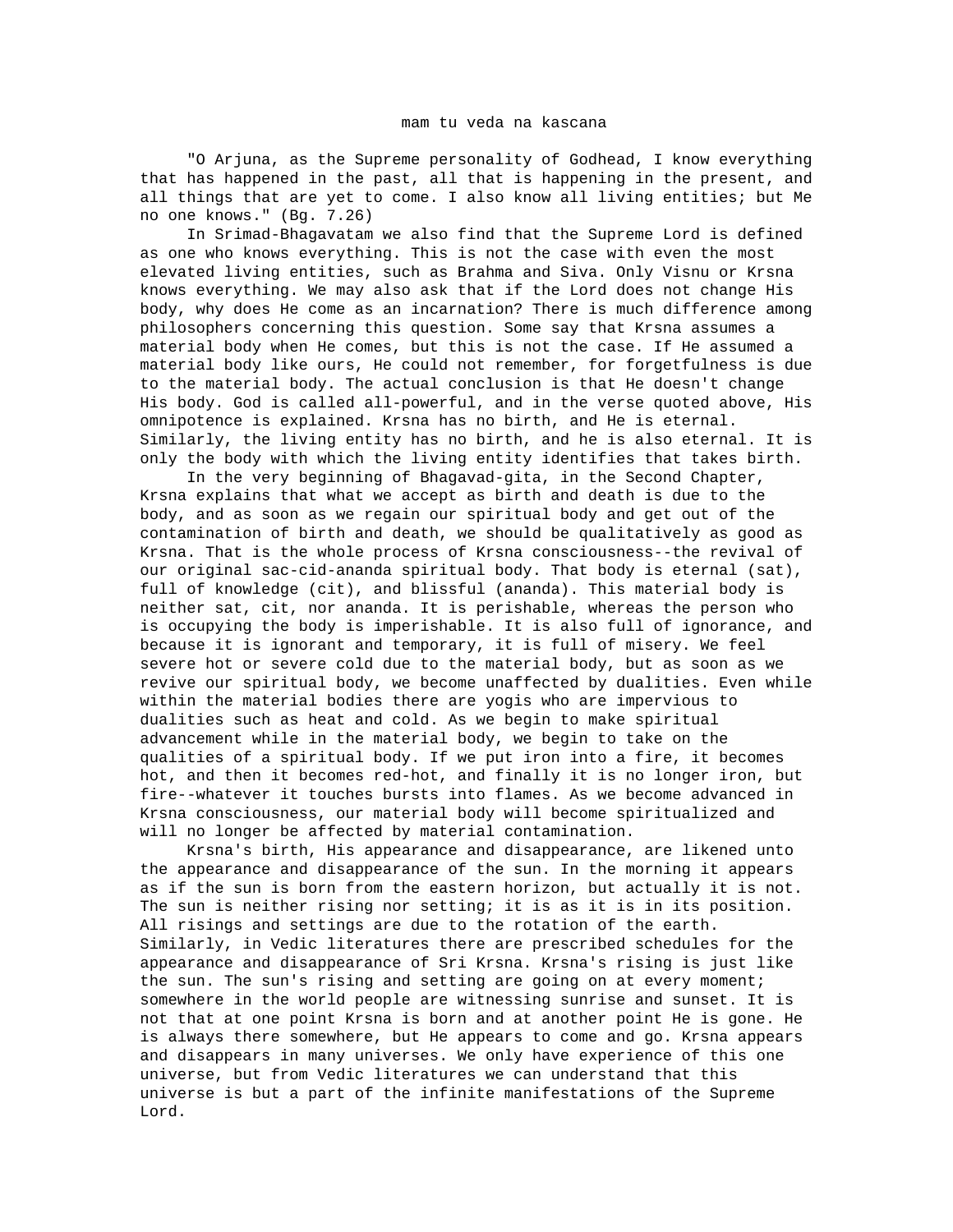mam tu veda na kascana

"O Arjuna, as the Supreme personality of Godhead, I know everything that has happened in the past, all that is happening in the present, and all things that are yet to come. I also know all living entities; but Me no one knows." (Bg. 7.26)

In Srimad-Bhagavatam we also find that the Supreme Lord is defined as one who knows everything. This is not the case with even the most elevated living entities, such as Brahma and Siva. Only Visnu or Krsna knows everything. We may also ask that if the Lord does not change His body, why does He come as an incarnation? There is much difference among philosophers concerning this question. Some say that Krsna assumes a material body when He comes, but this is not the case. If He assumed a material body like ours, He could not remember, for forgetfulness is due to the material body. The actual conclusion is that He doesn't change His body. God is called all-powerful, and in the verse quoted above, His omnipotence is explained. Krsna has no birth, and He is eternal. Similarly, the living entity has no birth, and he is also eternal. It is only the body with which the living entity identifies that takes birth.

In the very beginning of Bhagavad-gita, in the Second Chapter, Krsna explains that what we accept as birth and death is due to the body, and as soon as we regain our spiritual body and get out of the contamination of birth and death, we should be qualitatively as good as Krsna. That is the whole process of Krsna consciousness--the revival of our original sac-cid-ananda spiritual body. That body is eternal (sat), full of knowledge (cit), and blissful (ananda). This material body is neither sat, cit, nor ananda. It is perishable, whereas the person who is occupying the body is imperishable. It is also full of ignorance, and because it is ignorant and temporary, it is full of misery. We feel severe hot or severe cold due to the material body, but as soon as we revive our spiritual body, we become unaffected by dualities. Even while within the material bodies there are yogis who are impervious to dualities such as heat and cold. As we begin to make spiritual advancement while in the material body, we begin to take on the qualities of a spiritual body. If we put iron into a fire, it becomes hot, and then it becomes red-hot, and finally it is no longer iron, but fire--whatever it touches bursts into flames. As we become advanced in Krsna consciousness, our material body will become spiritualized and will no longer be affected by material contamination.

Krsna's birth, His appearance and disappearance, are likened unto the appearance and disappearance of the sun. In the morning it appears as if the sun is born from the eastern horizon, but actually it is not. The sun is neither rising nor setting; it is as it is in its position. All risings and settings are due to the rotation of the earth. Similarly, in Vedic literatures there are prescribed schedules for the appearance and disappearance of Sri Krsna. Krsna's rising is just like the sun. The sun's rising and setting are going on at every moment; somewhere in the world people are witnessing sunrise and sunset. It is not that at one point Krsna is born and at another point He is gone. He is always there somewhere, but He appears to come and go. Krsna appears and disappears in many universes. We only have experience of this one universe, but from Vedic literatures we can understand that this universe is but a part of the infinite manifestations of the Supreme Lord.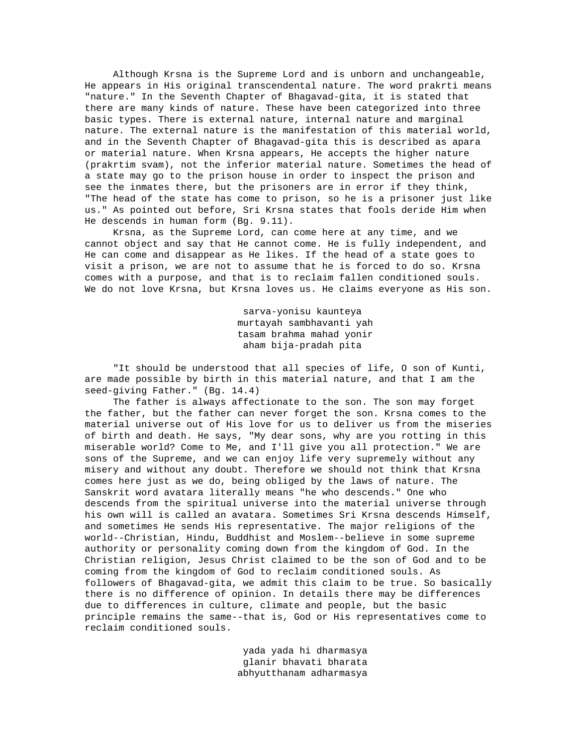Although Krsna is the Supreme Lord and is unborn and unchangeable, He appears in His original transcendental nature. The word prakrti means "nature." In the Seventh Chapter of Bhagavad-gita, it is stated that there are many kinds of nature. These have been categorized into three basic types. There is external nature, internal nature and marginal nature. The external nature is the manifestation of this material world, and in the Seventh Chapter of Bhagavad-gita this is described as apara or material nature. When Krsna appears, He accepts the higher nature (prakrtim svam), not the inferior material nature. Sometimes the head of a state may go to the prison house in order to inspect the prison and see the inmates there, but the prisoners are in error if they think, "The head of the state has come to prison, so he is a prisoner just like us." As pointed out before, Sri Krsna states that fools deride Him when He descends in human form (Bg. 9.11).

Krsna, as the Supreme Lord, can come here at any time, and we cannot object and say that He cannot come. He is fully independent, and He can come and disappear as He likes. If the head of a state goes to visit a prison, we are not to assume that he is forced to do so. Krsna comes with a purpose, and that is to reclaim fallen conditioned souls. We do not love Krsna, but Krsna loves us. He claims everyone as His son.

> sarva-yonisu kaunteya
> murtayah sambhavanti yah
> tasam brahma mahad yonir
> aham bija-pradah pita

"It should be understood that all species of life, O son of Kunti, are made possible by birth in this material nature, and that I am the seed-giving Father." (Bg. 14.4)

The father is always affectionate to the son. The son may forget the father, but the father can never forget the son. Krsna comes to the material universe out of His love for us to deliver us from the miseries of birth and death. He says, "My dear sons, why are you rotting in this miserable world? Come to Me, and I'll give you all protection." We are sons of the Supreme, and we can enjoy life very supremely without any misery and without any doubt. Therefore we should not think that Krsna comes here just as we do, being obliged by the laws of nature. The Sanskrit word avatara literally means "he who descends." One who descends from the spiritual universe into the material universe through his own will is called an avatara. Sometimes Sri Krsna descends Himself, and sometimes He sends His representative. The major religions of the world--Christian, Hindu, Buddhist and Moslem--believe in some supreme authority or personality coming down from the kingdom of God. In the Christian religion, Jesus Christ claimed to be the son of God and to be coming from the kingdom of God to reclaim conditioned souls. As followers of Bhagavad-gita, we admit this claim to be true. So basically there is no difference of opinion. In details there may be differences due to differences in culture, climate and people, but the basic principle remains the same--that is, God or His representatives come to reclaim conditioned souls.

> yada yada hi dharmasya
> glanir bhavati bharata
> abhyutthanam adharmasya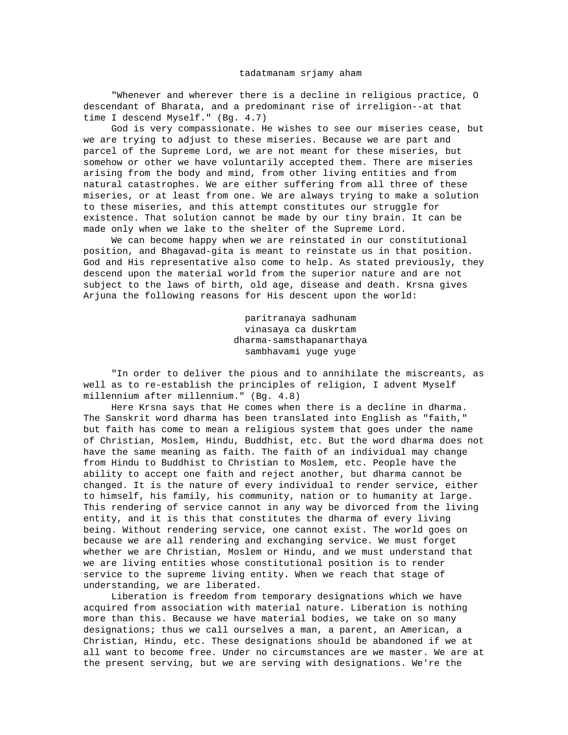tadatmanam srjamy aham

"Whenever and wherever there is a decline in religious practice, O descendant of Bharata, and a predominant rise of irreligion--at that time I descend Myself." (Bg. 4.7)

God is very compassionate. He wishes to see our miseries cease, but we are trying to adjust to these miseries. Because we are part and parcel of the Supreme Lord, we are not meant for these miseries, but somehow or other we have voluntarily accepted them. There are miseries arising from the body and mind, from other living entities and from natural catastrophes. We are either suffering from all three of these miseries, or at least from one. We are always trying to make a solution to these miseries, and this attempt constitutes our struggle for existence. That solution cannot be made by our tiny brain. It can be made only when we lake to the shelter of the Supreme Lord.

We can become happy when we are reinstated in our constitutional position, and Bhagavad-gita is meant to reinstate us in that position. God and His representative also come to help. As stated previously, they descend upon the material world from the superior nature and are not subject to the laws of birth, old age, disease and death. Krsna gives Arjuna the following reasons for His descent upon the world:

paritranaya sadhunam
vinasaya ca duskrtam
dharma-samsthapanarthaya
sambhavami yuge yuge

"In order to deliver the pious and to annihilate the miscreants, as well as to re-establish the principles of religion, I advent Myself millennium after millennium." (Bg. 4.8)

Here Krsna says that He comes when there is a decline in dharma. The Sanskrit word dharma has been translated into English as "faith," but faith has come to mean a religious system that goes under the name of Christian, Moslem, Hindu, Buddhist, etc. But the word dharma does not have the same meaning as faith. The faith of an individual may change from Hindu to Buddhist to Christian to Moslem, etc. People have the ability to accept one faith and reject another, but dharma cannot be changed. It is the nature of every individual to render service, either to himself, his family, his community, nation or to humanity at large. This rendering of service cannot in any way be divorced from the living entity, and it is this that constitutes the dharma of every living being. Without rendering service, one cannot exist. The world goes on because we are all rendering and exchanging service. We must forget whether we are Christian, Moslem or Hindu, and we must understand that we are living entities whose constitutional position is to render service to the supreme living entity. When we reach that stage of understanding, we are liberated.

Liberation is freedom from temporary designations which we have acquired from association with material nature. Liberation is nothing more than this. Because we have material bodies, we take on so many designations; thus we call ourselves a man, a parent, an American, a Christian, Hindu, etc. These designations should be abandoned if we at all want to become free. Under no circumstances are we master. We are at the present serving, but we are serving with designations. We're the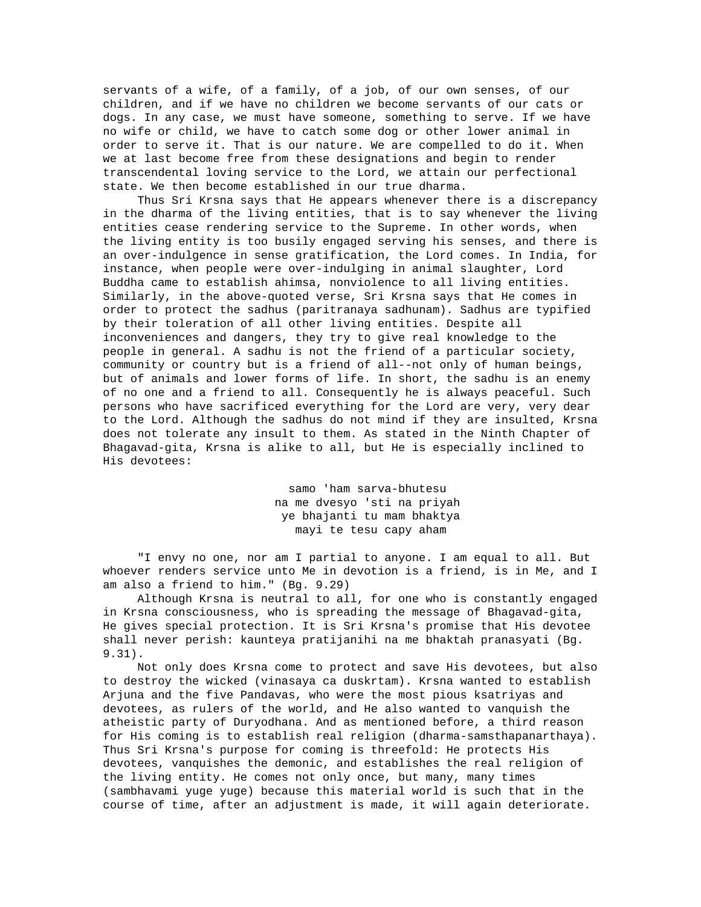servants of a wife, of a family, of a job, of our own senses, of our children, and if we have no children we become servants of our cats or dogs. In any case, we must have someone, something to serve. If we have no wife or child, we have to catch some dog or other lower animal in order to serve it. That is our nature. We are compelled to do it. When we at last become free from these designations and begin to render transcendental loving service to the Lord, we attain our perfectional state. We then become established in our true dharma.

Thus Sri Krsna says that He appears whenever there is a discrepancy in the dharma of the living entities, that is to say whenever the living entities cease rendering service to the Supreme. In other words, when the living entity is too busily engaged serving his senses, and there is an over-indulgence in sense gratification, the Lord comes. In India, for instance, when people were over-indulging in animal slaughter, Lord Buddha came to establish ahimsa, nonviolence to all living entities. Similarly, in the above-quoted verse, Sri Krsna says that He comes in order to protect the sadhus (paritranaya sadhunam). Sadhus are typified by their toleration of all other living entities. Despite all inconveniences and dangers, they try to give real knowledge to the people in general. A sadhu is not the friend of a particular society, community or country but is a friend of all--not only of human beings, but of animals and lower forms of life. In short, the sadhu is an enemy of no one and a friend to all. Consequently he is always peaceful. Such persons who have sacrificed everything for the Lord are very, very dear to the Lord. Although the sadhus do not mind if they are insulted, Krsna does not tolerate any insult to them. As stated in the Ninth Chapter of Bhagavad-gita, Krsna is alike to all, but He is especially inclined to His devotees:

> samo 'ham sarva-bhutesu
> na me dvesyo 'sti na priyah
> ye bhajanti tu mam bhaktya
> mayi te tesu capy aham

"I envy no one, nor am I partial to anyone. I am equal to all. But whoever renders service unto Me in devotion is a friend, is in Me, and I am also a friend to him." (Bg. 9.29)

Although Krsna is neutral to all, for one who is constantly engaged in Krsna consciousness, who is spreading the message of Bhagavad-gita, He gives special protection. It is Sri Krsna's promise that His devotee shall never perish: kaunteya pratijanihi na me bhaktah pranasyati (Bg. 9.31).

Not only does Krsna come to protect and save His devotees, but also to destroy the wicked (vinasaya ca duskrtam). Krsna wanted to establish Arjuna and the five Pandavas, who were the most pious ksatriyas and devotees, as rulers of the world, and He also wanted to vanquish the atheistic party of Duryodhana. And as mentioned before, a third reason for His coming is to establish real religion (dharma-samsthapanarthaya). Thus Sri Krsna's purpose for coming is threefold: He protects His devotees, vanquishes the demonic, and establishes the real religion of the living entity. He comes not only once, but many, many times (sambhavami yuge yuge) because this material world is such that in the course of time, after an adjustment is made, it will again deteriorate.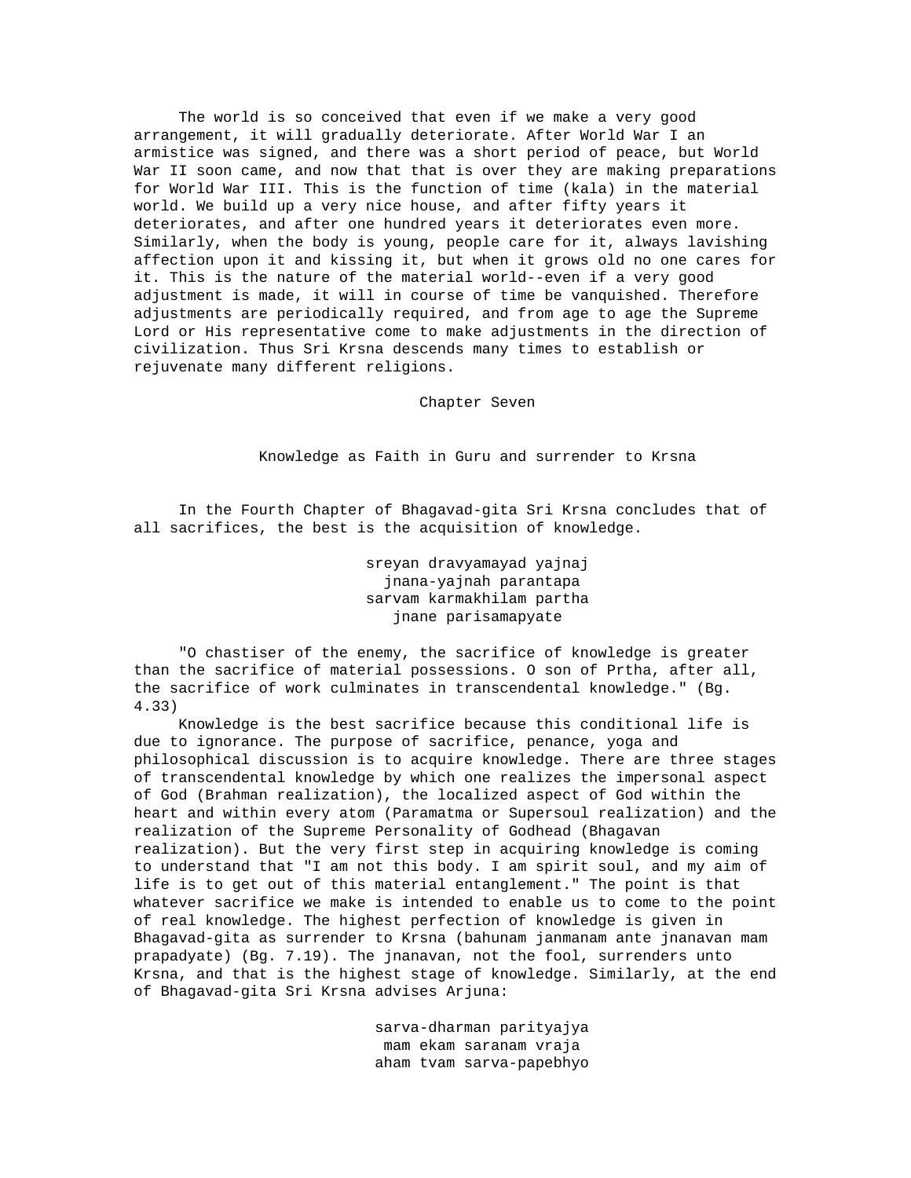The world is so conceived that even if we make a very good arrangement, it will gradually deteriorate. After World War I an armistice was signed, and there was a short period of peace, but World War II soon came, and now that that is over they are making preparations for World War III. This is the function of time (kala) in the material world. We build up a very nice house, and after fifty years it deteriorates, and after one hundred years it deteriorates even more. Similarly, when the body is young, people care for it, always lavishing affection upon it and kissing it, but when it grows old no one cares for it. This is the nature of the material world--even if a very good adjustment is made, it will in course of time be vanquished. Therefore adjustments are periodically required, and from age to age the Supreme Lord or His representative come to make adjustments in the direction of civilization. Thus Sri Krsna descends many times to establish or rejuvenate many different religions.

# Chapter Seven

## Knowledge as Faith in Guru and surrender to Krsna

In the Fourth Chapter of Bhagavad-gita Sri Krsna concludes that of all sacrifices, the best is the acquisition of knowledge.

sreyan dravyamayad yajnaj
jnana-yajnah parantapa
sarvam karmakhilam partha
jnane parisamapyate

"O chastiser of the enemy, the sacrifice of knowledge is greater than the sacrifice of material possessions. O son of Prtha, after all, the sacrifice of work culminates in transcendental knowledge." (Bg. 4.33)

Knowledge is the best sacrifice because this conditional life is due to ignorance. The purpose of sacrifice, penance, yoga and philosophical discussion is to acquire knowledge. There are three stages of transcendental knowledge by which one realizes the impersonal aspect of God (Brahman realization), the localized aspect of God within the heart and within every atom (Paramatma or Supersoul realization) and the realization of the Supreme Personality of Godhead (Bhagavan realization). But the very first step in acquiring knowledge is coming to understand that "I am not this body. I am spirit soul, and my aim of life is to get out of this material entanglement." The point is that whatever sacrifice we make is intended to enable us to come to the point of real knowledge. The highest perfection of knowledge is given in Bhagavad-gita as surrender to Krsna (bahunam janmanam ante jnanavan mam prapadyate) (Bg. 7.19). The jnanavan, not the fool, surrenders unto Krsna, and that is the highest stage of knowledge. Similarly, at the end of Bhagavad-gita Sri Krsna advises Arjuna:

sarva-dharman parityajya
mam ekam saranam vraja
aham tvam sarva-papebhyo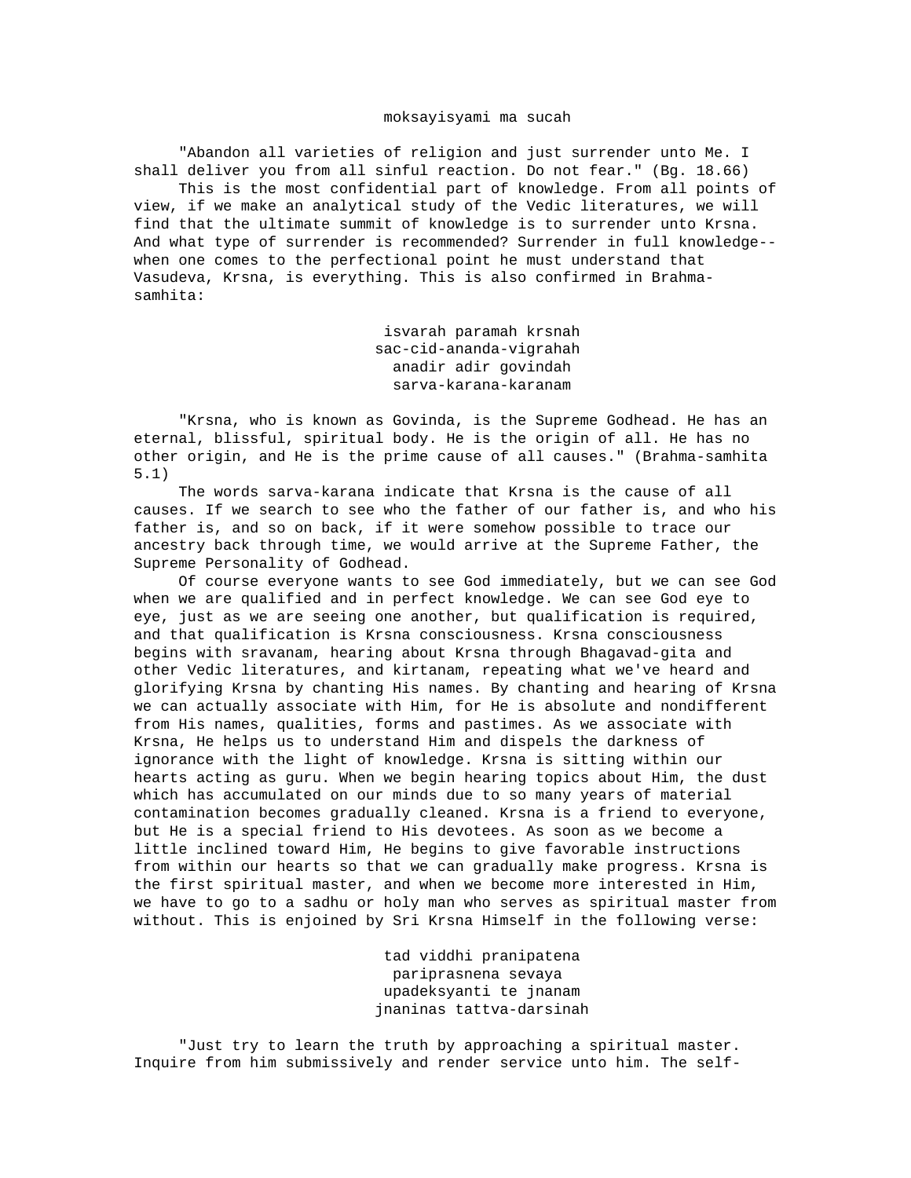moksayisyami ma sucah

"Abandon all varieties of religion and just surrender unto Me. I shall deliver you from all sinful reaction. Do not fear." (Bg. 18.66)

This is the most confidential part of knowledge. From all points of view, if we make an analytical study of the Vedic literatures, we will find that the ultimate summit of knowledge is to surrender unto Krsna. And what type of surrender is recommended? Surrender in full knowledge--when one comes to the perfectional point he must understand that Vasudeva, Krsna, is everything. This is also confirmed in Brahma-samhita:

isvarah paramah krsnah
sac-cid-ananda-vigrahah
anadir adir govindah
sarva-karana-karanam

"Krsna, who is known as Govinda, is the Supreme Godhead. He has an eternal, blissful, spiritual body. He is the origin of all. He has no other origin, and He is the prime cause of all causes." (Brahma-samhita 5.1)

The words sarva-karana indicate that Krsna is the cause of all causes. If we search to see who the father of our father is, and who his father is, and so on back, if it were somehow possible to trace our ancestry back through time, we would arrive at the Supreme Father, the Supreme Personality of Godhead.

Of course everyone wants to see God immediately, but we can see God when we are qualified and in perfect knowledge. We can see God eye to eye, just as we are seeing one another, but qualification is required, and that qualification is Krsna consciousness. Krsna consciousness begins with sravanam, hearing about Krsna through Bhagavad-gita and other Vedic literatures, and kirtanam, repeating what we've heard and glorifying Krsna by chanting His names. By chanting and hearing of Krsna we can actually associate with Him, for He is absolute and nondifferent from His names, qualities, forms and pastimes. As we associate with Krsna, He helps us to understand Him and dispels the darkness of ignorance with the light of knowledge. Krsna is sitting within our hearts acting as guru. When we begin hearing topics about Him, the dust which has accumulated on our minds due to so many years of material contamination becomes gradually cleaned. Krsna is a friend to everyone, but He is a special friend to His devotees. As soon as we become a little inclined toward Him, He begins to give favorable instructions from within our hearts so that we can gradually make progress. Krsna is the first spiritual master, and when we become more interested in Him, we have to go to a sadhu or holy man who serves as spiritual master from without. This is enjoined by Sri Krsna Himself in the following verse:

tad viddhi pranipatena
pariprasnena sevaya
upadeksyanti te jnanam
jnaninas tattva-darsinah

"Just try to learn the truth by approaching a spiritual master. Inquire from him submissively and render service unto him. The self-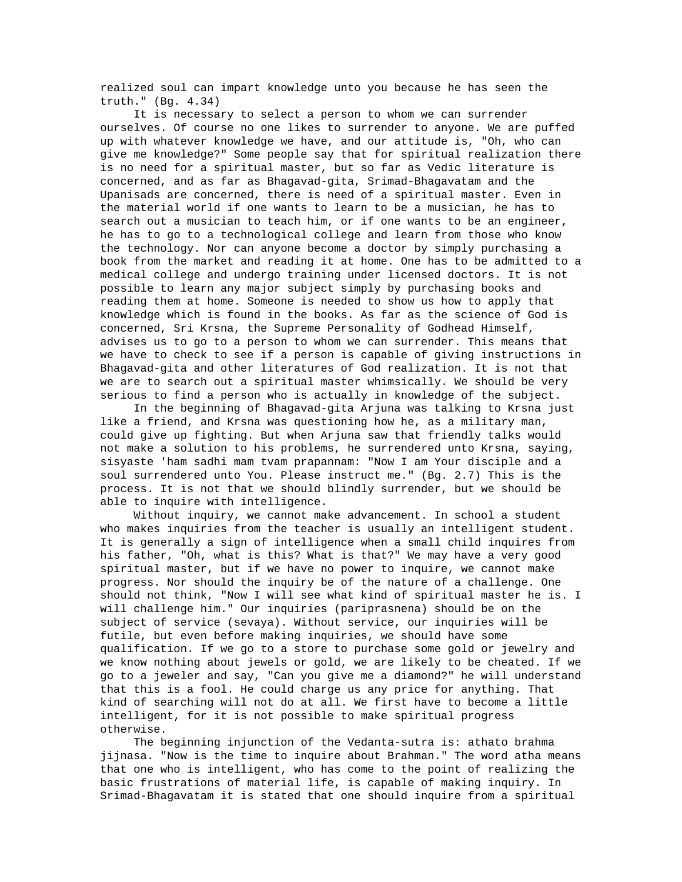realized soul can impart knowledge unto you because he has seen the truth." (Bg. 4.34)

It is necessary to select a person to whom we can surrender ourselves. Of course no one likes to surrender to anyone. We are puffed up with whatever knowledge we have, and our attitude is, "Oh, who can give me knowledge?" Some people say that for spiritual realization there is no need for a spiritual master, but so far as Vedic literature is concerned, and as far as Bhagavad-gita, Srimad-Bhagavatam and the Upanisads are concerned, there is need of a spiritual master. Even in the material world if one wants to learn to be a musician, he has to search out a musician to teach him, or if one wants to be an engineer, he has to go to a technological college and learn from those who know the technology. Nor can anyone become a doctor by simply purchasing a book from the market and reading it at home. One has to be admitted to a medical college and undergo training under licensed doctors. It is not possible to learn any major subject simply by purchasing books and reading them at home. Someone is needed to show us how to apply that knowledge which is found in the books. As far as the science of God is concerned, Sri Krsna, the Supreme Personality of Godhead Himself, advises us to go to a person to whom we can surrender. This means that we have to check to see if a person is capable of giving instructions in Bhagavad-gita and other literatures of God realization. It is not that we are to search out a spiritual master whimsically. We should be very serious to find a person who is actually in knowledge of the subject.

In the beginning of Bhagavad-gita Arjuna was talking to Krsna just like a friend, and Krsna was questioning how he, as a military man, could give up fighting. But when Arjuna saw that friendly talks would not make a solution to his problems, he surrendered unto Krsna, saying, sisyaste 'ham sadhi mam tvam prapannam: "Now I am Your disciple and a soul surrendered unto You. Please instruct me." (Bg. 2.7) This is the process. It is not that we should blindly surrender, but we should be able to inquire with intelligence.

Without inquiry, we cannot make advancement. In school a student who makes inquiries from the teacher is usually an intelligent student. It is generally a sign of intelligence when a small child inquires from his father, "Oh, what is this? What is that?" We may have a very good spiritual master, but if we have no power to inquire, we cannot make progress. Nor should the inquiry be of the nature of a challenge. One should not think, "Now I will see what kind of spiritual master he is. I will challenge him." Our inquiries (pariprasnena) should be on the subject of service (sevaya). Without service, our inquiries will be futile, but even before making inquiries, we should have some qualification. If we go to a store to purchase some gold or jewelry and we know nothing about jewels or gold, we are likely to be cheated. If we go to a jeweler and say, "Can you give me a diamond?" he will understand that this is a fool. He could charge us any price for anything. That kind of searching will not do at all. We first have to become a little intelligent, for it is not possible to make spiritual progress otherwise.

The beginning injunction of the Vedanta-sutra is: athato brahma jijnasa. "Now is the time to inquire about Brahman." The word atha means that one who is intelligent, who has come to the point of realizing the basic frustrations of material life, is capable of making inquiry. In Srimad-Bhagavatam it is stated that one should inquire from a spiritual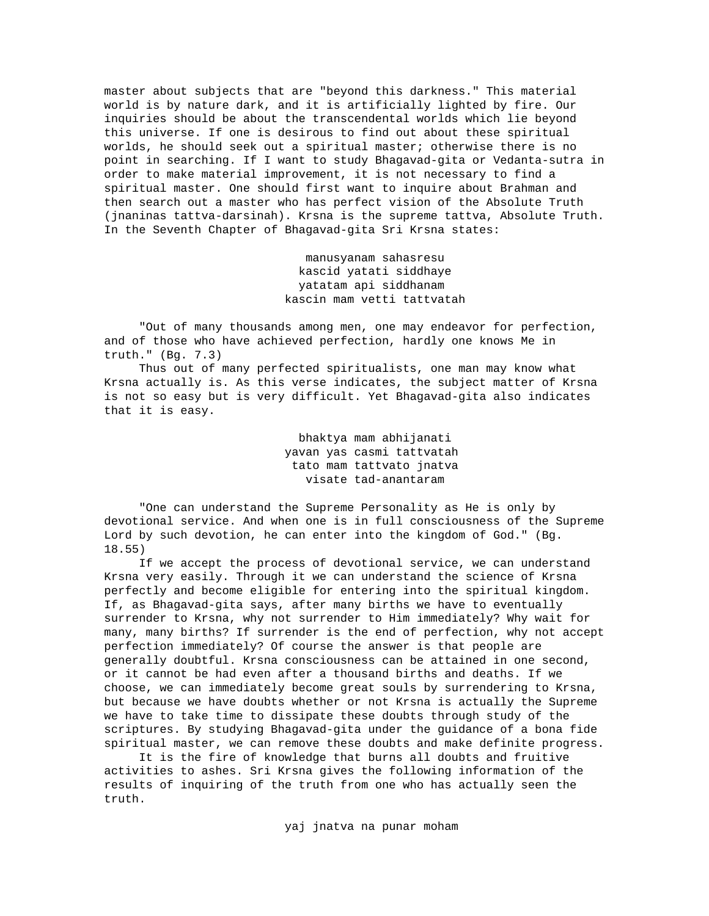master about subjects that are "beyond this darkness." This material world is by nature dark, and it is artificially lighted by fire. Our inquiries should be about the transcendental worlds which lie beyond this universe. If one is desirous to find out about these spiritual worlds, he should seek out a spiritual master; otherwise there is no point in searching. If I want to study Bhagavad-gita or Vedanta-sutra in order to make material improvement, it is not necessary to find a spiritual master. One should first want to inquire about Brahman and then search out a master who has perfect vision of the Absolute Truth (jnaninas tattva-darsinah). Krsna is the supreme tattva, Absolute Truth. In the Seventh Chapter of Bhagavad-gita Sri Krsna states:

manusyanam sahasresu
kascid yatati siddhaye
yatatam api siddhanam
kascin mam vetti tattvatah

"Out of many thousands among men, one may endeavor for perfection, and of those who have achieved perfection, hardly one knows Me in truth." (Bg. 7.3)

Thus out of many perfected spiritualists, one man may know what Krsna actually is. As this verse indicates, the subject matter of Krsna is not so easy but is very difficult. Yet Bhagavad-gita also indicates that it is easy.

bhaktya mam abhijanati
yavan yas casmi tattvatah
tato mam tattvato jnatva
visate tad-anantaram

"One can understand the Supreme Personality as He is only by devotional service. And when one is in full consciousness of the Supreme Lord by such devotion, he can enter into the kingdom of God." (Bg. 18.55)

If we accept the process of devotional service, we can understand Krsna very easily. Through it we can understand the science of Krsna perfectly and become eligible for entering into the spiritual kingdom. If, as Bhagavad-gita says, after many births we have to eventually surrender to Krsna, why not surrender to Him immediately? Why wait for many, many births? If surrender is the end of perfection, why not accept perfection immediately? Of course the answer is that people are generally doubtful. Krsna consciousness can be attained in one second, or it cannot be had even after a thousand births and deaths. If we choose, we can immediately become great souls by surrendering to Krsna, but because we have doubts whether or not Krsna is actually the Supreme we have to take time to dissipate these doubts through study of the scriptures. By studying Bhagavad-gita under the guidance of a bona fide spiritual master, we can remove these doubts and make definite progress.

It is the fire of knowledge that burns all doubts and fruitive activities to ashes. Sri Krsna gives the following information of the results of inquiring of the truth from one who has actually seen the truth.

yaj jnatva na punar moham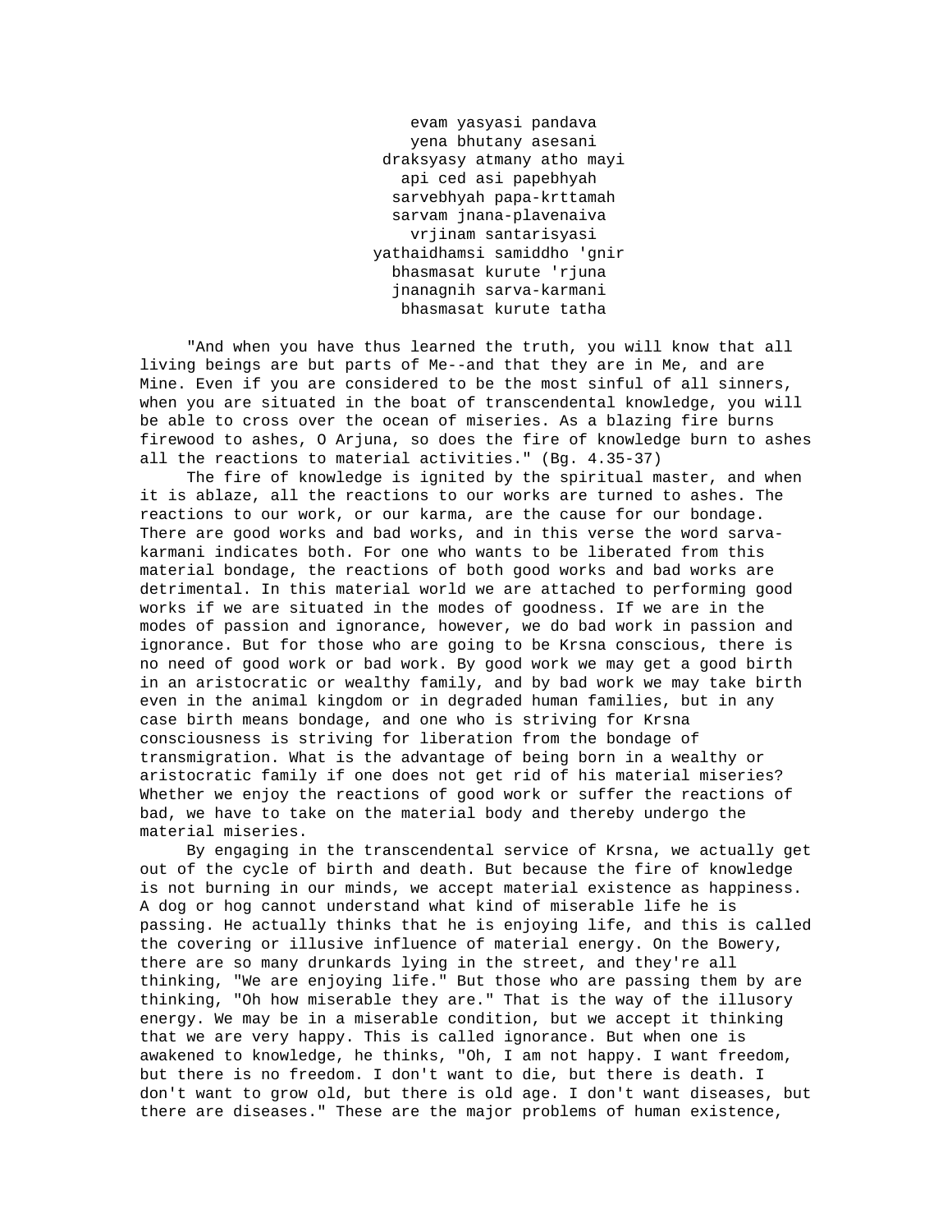evam yasyasi pandava  
yena bhutany asesani  
draksyasy atmany atho mayi  
api ced asi papebhyah  
sarvebhyah papa-krttamah  
sarvam jnana-plavenaiva  
vrjinam santarisyasi  
yathaidhamsi samiddho 'gnir  
bhasmasat kurute 'rjuna  
jnanagnih sarva-karmani  
bhasmasat kurute tatha

"And when you have thus learned the truth, you will know that all living beings are but parts of Me--and that they are in Me, and are Mine. Even if you are considered to be the most sinful of all sinners, when you are situated in the boat of transcendental knowledge, you will be able to cross over the ocean of miseries. As a blazing fire burns firewood to ashes, O Arjuna, so does the fire of knowledge burn to ashes all the reactions to material activities." (Bg. 4.35-37)

The fire of knowledge is ignited by the spiritual master, and when it is ablaze, all the reactions to our works are turned to ashes. The reactions to our work, or our karma, are the cause for our bondage. There are good works and bad works, and in this verse the word sarva-karmani indicates both. For one who wants to be liberated from this material bondage, the reactions of both good works and bad works are detrimental. In this material world we are attached to performing good works if we are situated in the modes of goodness. If we are in the modes of passion and ignorance, however, we do bad work in passion and ignorance. But for those who are going to be Krsna conscious, there is no need of good work or bad work. By good work we may get a good birth in an aristocratic or wealthy family, and by bad work we may take birth even in the animal kingdom or in degraded human families, but in any case birth means bondage, and one who is striving for Krsna consciousness is striving for liberation from the bondage of transmigration. What is the advantage of being born in a wealthy or aristocratic family if one does not get rid of his material miseries? Whether we enjoy the reactions of good work or suffer the reactions of bad, we have to take on the material body and thereby undergo the material miseries.

By engaging in the transcendental service of Krsna, we actually get out of the cycle of birth and death. But because the fire of knowledge is not burning in our minds, we accept material existence as happiness. A dog or hog cannot understand what kind of miserable life he is passing. He actually thinks that he is enjoying life, and this is called the covering or illusive influence of material energy. On the Bowery, there are so many drunkards lying in the street, and they're all thinking, "We are enjoying life." But those who are passing them by are thinking, "Oh how miserable they are." That is the way of the illusory energy. We may be in a miserable condition, but we accept it thinking that we are very happy. This is called ignorance. But when one is awakened to knowledge, he thinks, "Oh, I am not happy. I want freedom, but there is no freedom. I don't want to die, but there is death. I don't want to grow old, but there is old age. I don't want diseases, but there are diseases." These are the major problems of human existence,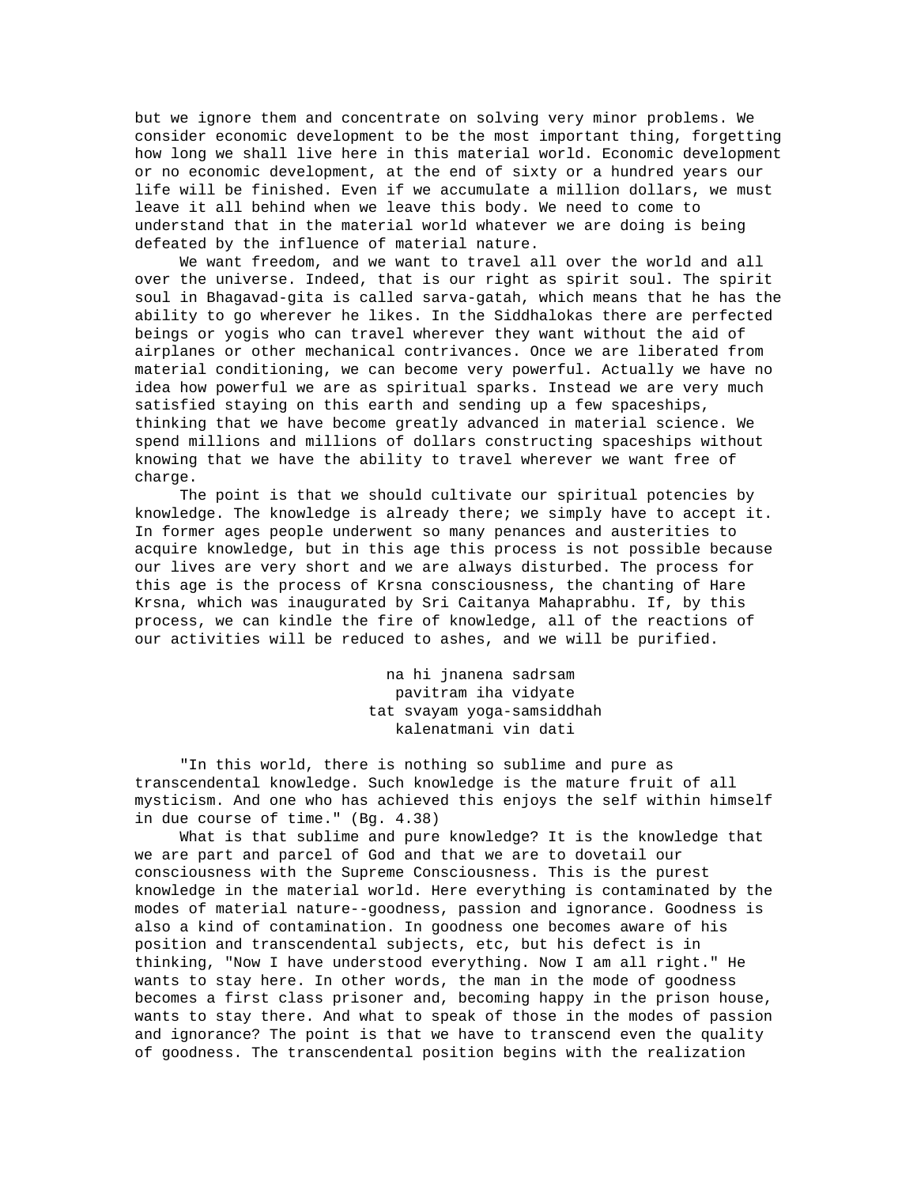but we ignore them and concentrate on solving very minor problems. We consider economic development to be the most important thing, forgetting how long we shall live here in this material world. Economic development or no economic development, at the end of sixty or a hundred years our life will be finished. Even if we accumulate a million dollars, we must leave it all behind when we leave this body. We need to come to understand that in the material world whatever we are doing is being defeated by the influence of material nature.

We want freedom, and we want to travel all over the world and all over the universe. Indeed, that is our right as spirit soul. The spirit soul in Bhagavad-gita is called sarva-gatah, which means that he has the ability to go wherever he likes. In the Siddhalokas there are perfected beings or yogis who can travel wherever they want without the aid of airplanes or other mechanical contrivances. Once we are liberated from material conditioning, we can become very powerful. Actually we have no idea how powerful we are as spiritual sparks. Instead we are very much satisfied staying on this earth and sending up a few spaceships, thinking that we have become greatly advanced in material science. We spend millions and millions of dollars constructing spaceships without knowing that we have the ability to travel wherever we want free of charge.

The point is that we should cultivate our spiritual potencies by knowledge. The knowledge is already there; we simply have to accept it. In former ages people underwent so many penances and austerities to acquire knowledge, but in this age this process is not possible because our lives are very short and we are always disturbed. The process for this age is the process of Krsna consciousness, the chanting of Hare Krsna, which was inaugurated by Sri Caitanya Mahaprabhu. If, by this process, we can kindle the fire of knowledge, all of the reactions of our activities will be reduced to ashes, and we will be purified.

na hi jnanena sadrsam  
pavitram iha vidyate  
tat svayam yoga-samsiddhah  
kalenatmani vin dati

"In this world, there is nothing so sublime and pure as transcendental knowledge. Such knowledge is the mature fruit of all mysticism. And one who has achieved this enjoys the self within himself in due course of time." (Bg. 4.38)

What is that sublime and pure knowledge? It is the knowledge that we are part and parcel of God and that we are to dovetail our consciousness with the Supreme Consciousness. This is the purest knowledge in the material world. Here everything is contaminated by the modes of material nature--goodness, passion and ignorance. Goodness is also a kind of contamination. In goodness one becomes aware of his position and transcendental subjects, etc, but his defect is in thinking, "Now I have understood everything. Now I am all right." He wants to stay here. In other words, the man in the mode of goodness becomes a first class prisoner and, becoming happy in the prison house, wants to stay there. And what to speak of those in the modes of passion and ignorance? The point is that we have to transcend even the quality of goodness. The transcendental position begins with the realization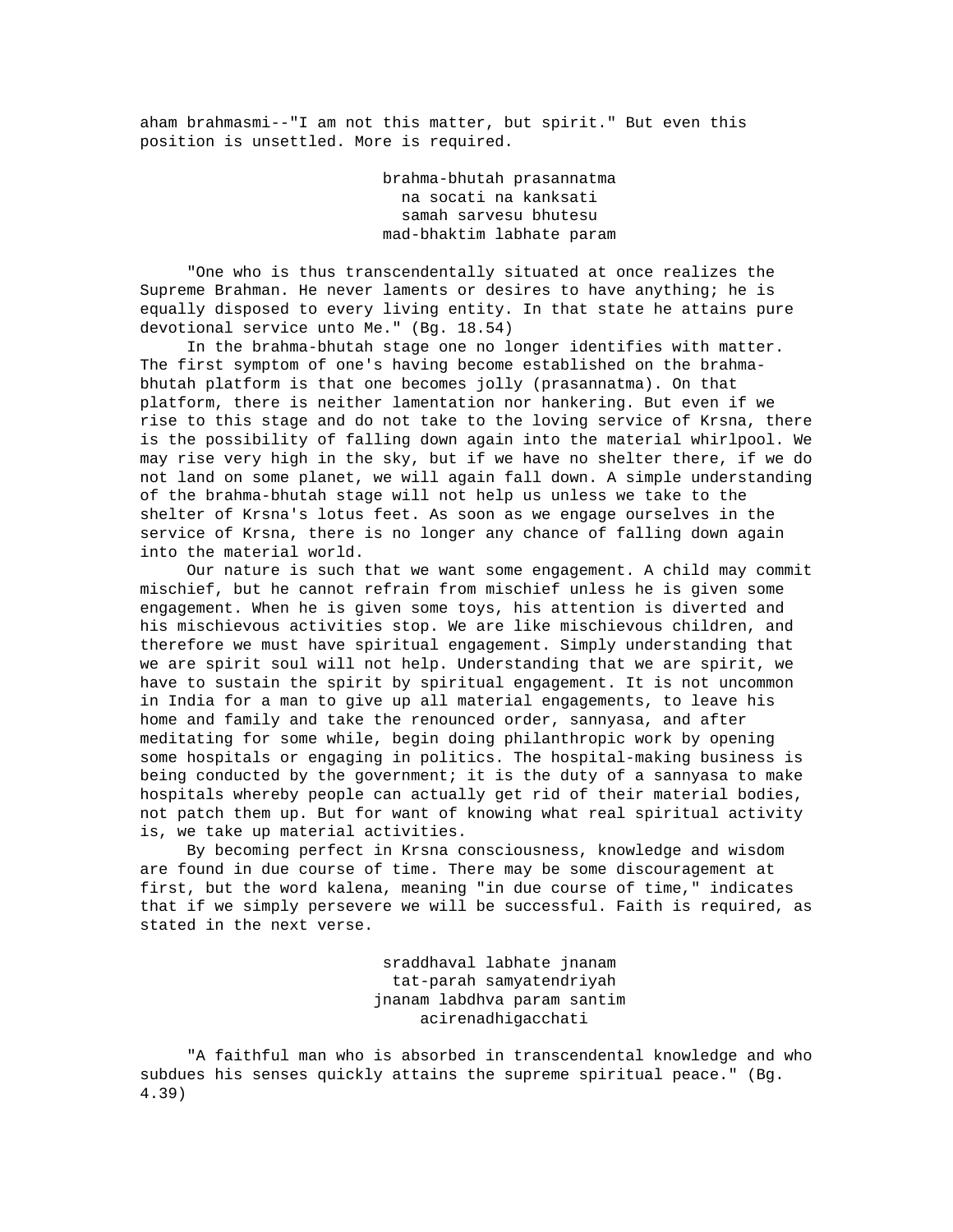aham brahmasmi--"I am not this matter, but spirit." But even this position is unsettled. More is required.

> brahma-bhutah prasannatma
> na socati na kanksati
> samah sarvesu bhutesu
> mad-bhaktim labhate param

"One who is thus transcendentally situated at once realizes the Supreme Brahman. He never laments or desires to have anything; he is equally disposed to every living entity. In that state he attains pure devotional service unto Me." (Bg. 18.54)

In the brahma-bhutah stage one no longer identifies with matter. The first symptom of one's having become established on the brahma-bhutah platform is that one becomes jolly (prasannatma). On that platform, there is neither lamentation nor hankering. But even if we rise to this stage and do not take to the loving service of Krsna, there is the possibility of falling down again into the material whirlpool. We may rise very high in the sky, but if we have no shelter there, if we do not land on some planet, we will again fall down. A simple understanding of the brahma-bhutah stage will not help us unless we take to the shelter of Krsna's lotus feet. As soon as we engage ourselves in the service of Krsna, there is no longer any chance of falling down again into the material world.

Our nature is such that we want some engagement. A child may commit mischief, but he cannot refrain from mischief unless he is given some engagement. When he is given some toys, his attention is diverted and his mischievous activities stop. We are like mischievous children, and therefore we must have spiritual engagement. Simply understanding that we are spirit soul will not help. Understanding that we are spirit, we have to sustain the spirit by spiritual engagement. It is not uncommon in India for a man to give up all material engagements, to leave his home and family and take the renounced order, sannyasa, and after meditating for some while, begin doing philanthropic work by opening some hospitals or engaging in politics. The hospital-making business is being conducted by the government; it is the duty of a sannyasa to make hospitals whereby people can actually get rid of their material bodies, not patch them up. But for want of knowing what real spiritual activity is, we take up material activities.

By becoming perfect in Krsna consciousness, knowledge and wisdom are found in due course of time. There may be some discouragement at first, but the word kalena, meaning "in due course of time," indicates that if we simply persevere we will be successful. Faith is required, as stated in the next verse.

> sraddhaval labhate jnanam
> tat-parah samyatendriyah
> jnanam labdhva param santim
> acirenadhigacchati

"A faithful man who is absorbed in transcendental knowledge and who subdues his senses quickly attains the supreme spiritual peace." (Bg. 4.39)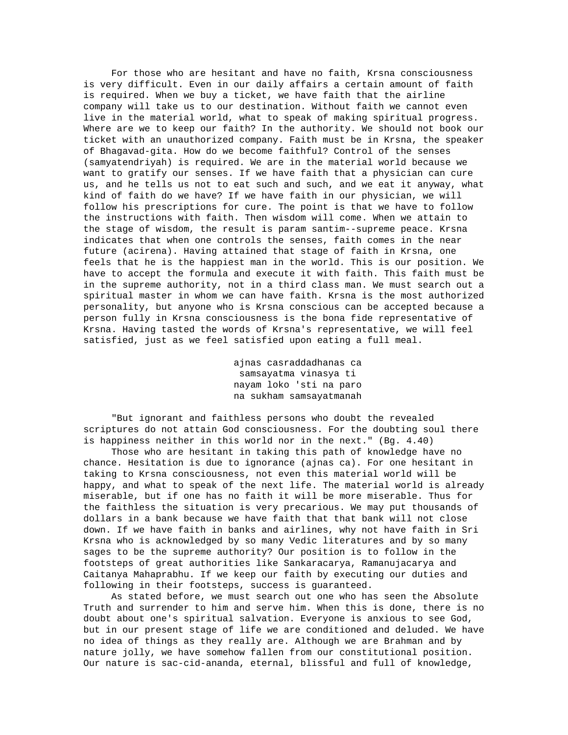For those who are hesitant and have no faith, Krsna consciousness is very difficult. Even in our daily affairs a certain amount of faith is required. When we buy a ticket, we have faith that the airline company will take us to our destination. Without faith we cannot even live in the material world, what to speak of making spiritual progress. Where are we to keep our faith? In the authority. We should not book our ticket with an unauthorized company. Faith must be in Krsna, the speaker of Bhagavad-gita. How do we become faithful? Control of the senses (samyatendriyah) is required. We are in the material world because we want to gratify our senses. If we have faith that a physician can cure us, and he tells us not to eat such and such, and we eat it anyway, what kind of faith do we have? If we have faith in our physician, we will follow his prescriptions for cure. The point is that we have to follow the instructions with faith. Then wisdom will come. When we attain to the stage of wisdom, the result is param santim--supreme peace. Krsna indicates that when one controls the senses, faith comes in the near future (acirena). Having attained that stage of faith in Krsna, one feels that he is the happiest man in the world. This is our position. We have to accept the formula and execute it with faith. This faith must be in the supreme authority, not in a third class man. We must search out a spiritual master in whom we can have faith. Krsna is the most authorized personality, but anyone who is Krsna conscious can be accepted because a person fully in Krsna consciousness is the bona fide representative of Krsna. Having tasted the words of Krsna's representative, we will feel satisfied, just as we feel satisfied upon eating a full meal.

ajnas casraddadhanas ca
samsayatma vinasya ti
nayam loko 'sti na paro
na sukham samsayatmanah

"But ignorant and faithless persons who doubt the revealed scriptures do not attain God consciousness. For the doubting soul there is happiness neither in this world nor in the next." (Bg. 4.40)

Those who are hesitant in taking this path of knowledge have no chance. Hesitation is due to ignorance (ajnas ca). For one hesitant in taking to Krsna consciousness, not even this material world will be happy, and what to speak of the next life. The material world is already miserable, but if one has no faith it will be more miserable. Thus for the faithless the situation is very precarious. We may put thousands of dollars in a bank because we have faith that that bank will not close down. If we have faith in banks and airlines, why not have faith in Sri Krsna who is acknowledged by so many Vedic literatures and by so many sages to be the supreme authority? Our position is to follow in the footsteps of great authorities like Sankaracarya, Ramanujacarya and Caitanya Mahaprabhu. If we keep our faith by executing our duties and following in their footsteps, success is guaranteed.

As stated before, we must search out one who has seen the Absolute Truth and surrender to him and serve him. When this is done, there is no doubt about one's spiritual salvation. Everyone is anxious to see God, but in our present stage of life we are conditioned and deluded. We have no idea of things as they really are. Although we are Brahman and by nature jolly, we have somehow fallen from our constitutional position. Our nature is sac-cid-ananda, eternal, blissful and full of knowledge,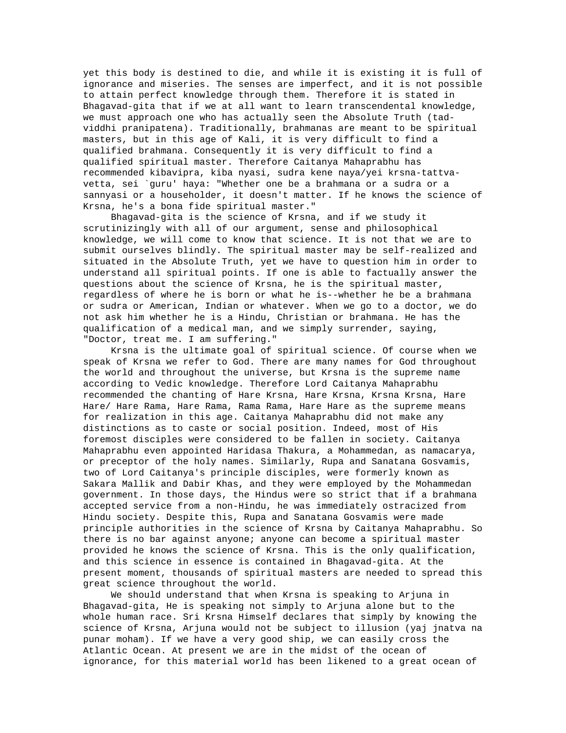yet this body is destined to die, and while it is existing it is full of ignorance and miseries. The senses are imperfect, and it is not possible to attain perfect knowledge through them. Therefore it is stated in Bhagavad-gita that if we at all want to learn transcendental knowledge, we must approach one who has actually seen the Absolute Truth (tad-viddhi pranipatena). Traditionally, brahmanas are meant to be spiritual masters, but in this age of Kali, it is very difficult to find a qualified brahmana. Consequently it is very difficult to find a qualified spiritual master. Therefore Caitanya Mahaprabhu has recommended kibavipra, kiba nyasi, sudra kene naya/yei krsna-tattva-vetta, sei `guru' haya: "Whether one be a brahmana or a sudra or a sannyasi or a householder, it doesn't matter. If he knows the science of Krsna, he's a bona fide spiritual master."

Bhagavad-gita is the science of Krsna, and if we study it scrutinizingly with all of our argument, sense and philosophical knowledge, we will come to know that science. It is not that we are to submit ourselves blindly. The spiritual master may be self-realized and situated in the Absolute Truth, yet we have to question him in order to understand all spiritual points. If one is able to factually answer the questions about the science of Krsna, he is the spiritual master, regardless of where he is born or what he is--whether he be a brahmana or sudra or American, Indian or whatever. When we go to a doctor, we do not ask him whether he is a Hindu, Christian or brahmana. He has the qualification of a medical man, and we simply surrender, saying, "Doctor, treat me. I am suffering."

Krsna is the ultimate goal of spiritual science. Of course when we speak of Krsna we refer to God. There are many names for God throughout the world and throughout the universe, but Krsna is the supreme name according to Vedic knowledge. Therefore Lord Caitanya Mahaprabhu recommended the chanting of Hare Krsna, Hare Krsna, Krsna Krsna, Hare Hare/ Hare Rama, Hare Rama, Rama Rama, Hare Hare as the supreme means for realization in this age. Caitanya Mahaprabhu did not make any distinctions as to caste or social position. Indeed, most of His foremost disciples were considered to be fallen in society. Caitanya Mahaprabhu even appointed Haridasa Thakura, a Mohammedan, as namacarya, or preceptor of the holy names. Similarly, Rupa and Sanatana Gosvamis, two of Lord Caitanya's principle disciples, were formerly known as Sakara Mallik and Dabir Khas, and they were employed by the Mohammedan government. In those days, the Hindus were so strict that if a brahmana accepted service from a non-Hindu, he was immediately ostracized from Hindu society. Despite this, Rupa and Sanatana Gosvamis were made principle authorities in the science of Krsna by Caitanya Mahaprabhu. So there is no bar against anyone; anyone can become a spiritual master provided he knows the science of Krsna. This is the only qualification, and this science in essence is contained in Bhagavad-gita. At the present moment, thousands of spiritual masters are needed to spread this great science throughout the world.

We should understand that when Krsna is speaking to Arjuna in Bhagavad-gita, He is speaking not simply to Arjuna alone but to the whole human race. Sri Krsna Himself declares that simply by knowing the science of Krsna, Arjuna would not be subject to illusion (yaj jnatva na punar moham). If we have a very good ship, we can easily cross the Atlantic Ocean. At present we are in the midst of the ocean of ignorance, for this material world has been likened to a great ocean of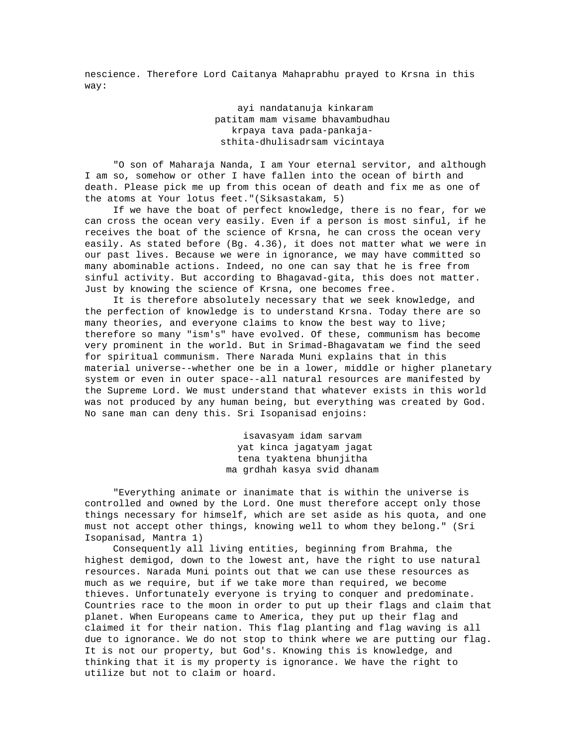nescience. Therefore Lord Caitanya Mahaprabhu prayed to Krsna in this way:

> ayi nandatanuja kinkaram
> patitam mam visame bhavambudhau
> krpaya tava pada-pankaja-
> sthita-dhulisadrsam vicintaya

"O son of Maharaja Nanda, I am Your eternal servitor, and although I am so, somehow or other I have fallen into the ocean of birth and death. Please pick me up from this ocean of death and fix me as one of the atoms at Your lotus feet."(Siksastakam, 5)

If we have the boat of perfect knowledge, there is no fear, for we can cross the ocean very easily. Even if a person is most sinful, if he receives the boat of the science of Krsna, he can cross the ocean very easily. As stated before (Bg. 4.36), it does not matter what we were in our past lives. Because we were in ignorance, we may have committed so many abominable actions. Indeed, no one can say that he is free from sinful activity. But according to Bhagavad-gita, this does not matter. Just by knowing the science of Krsna, one becomes free.

It is therefore absolutely necessary that we seek knowledge, and the perfection of knowledge is to understand Krsna. Today there are so many theories, and everyone claims to know the best way to live; therefore so many "ism's" have evolved. Of these, communism has become very prominent in the world. But in Srimad-Bhagavatam we find the seed for spiritual communism. There Narada Muni explains that in this material universe--whether one be in a lower, middle or higher planetary system or even in outer space--all natural resources are manifested by the Supreme Lord. We must understand that whatever exists in this world was not produced by any human being, but everything was created by God. No sane man can deny this. Sri Isopanisad enjoins:

> isavasyam idam sarvam
> yat kinca jagatyam jagat
> tena tyaktena bhunjitha
> ma grdhah kasya svid dhanam

"Everything animate or inanimate that is within the universe is controlled and owned by the Lord. One must therefore accept only those things necessary for himself, which are set aside as his quota, and one must not accept other things, knowing well to whom they belong." (Sri Isopanisad, Mantra 1)

Consequently all living entities, beginning from Brahma, the highest demigod, down to the lowest ant, have the right to use natural resources. Narada Muni points out that we can use these resources as much as we require, but if we take more than required, we become thieves. Unfortunately everyone is trying to conquer and predominate. Countries race to the moon in order to put up their flags and claim that planet. When Europeans came to America, they put up their flag and claimed it for their nation. This flag planting and flag waving is all due to ignorance. We do not stop to think where we are putting our flag. It is not our property, but God's. Knowing this is knowledge, and thinking that it is my property is ignorance. We have the right to utilize but not to claim or hoard.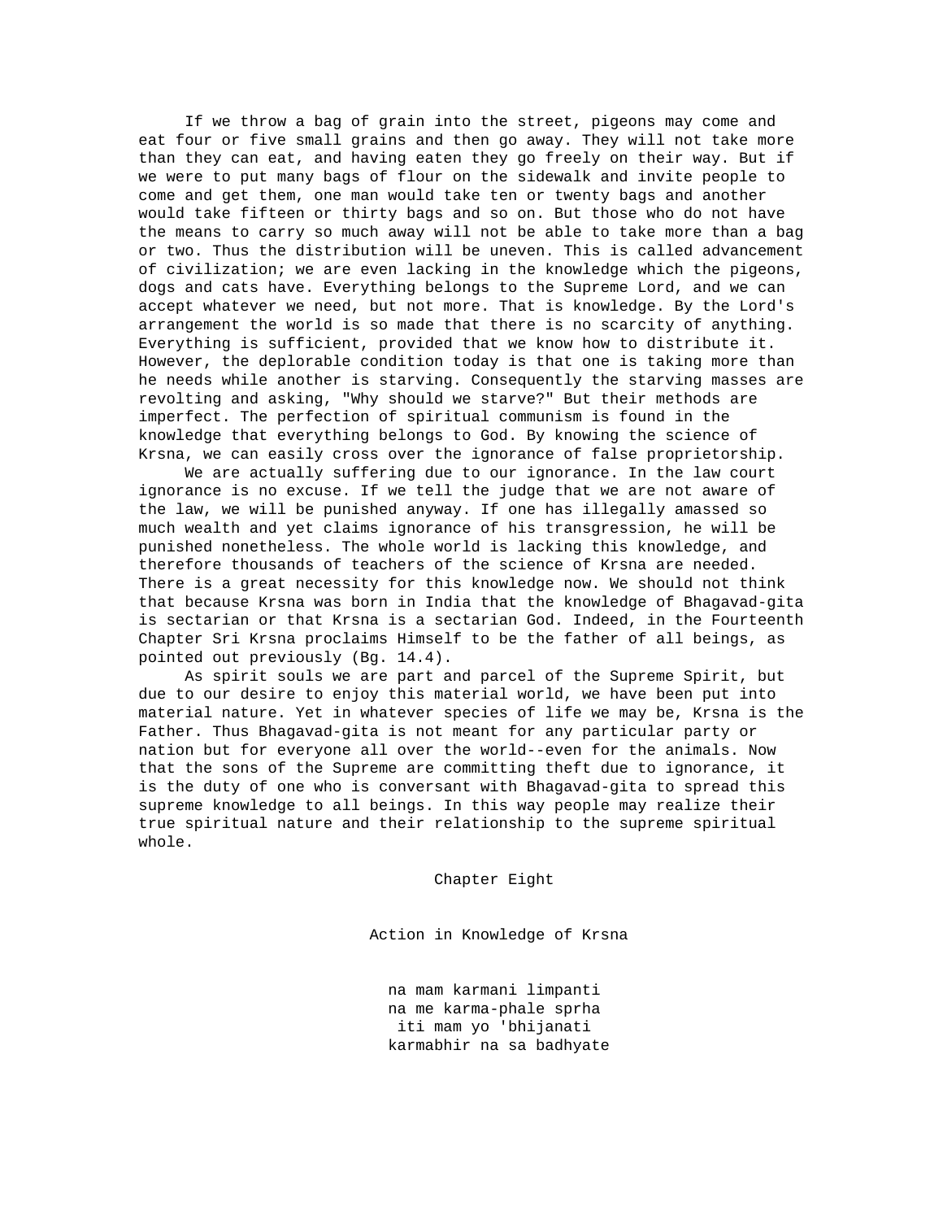If we throw a bag of grain into the street, pigeons may come and eat four or five small grains and then go away. They will not take more than they can eat, and having eaten they go freely on their way. But if we were to put many bags of flour on the sidewalk and invite people to come and get them, one man would take ten or twenty bags and another would take fifteen or thirty bags and so on. But those who do not have the means to carry so much away will not be able to take more than a bag or two. Thus the distribution will be uneven. This is called advancement of civilization; we are even lacking in the knowledge which the pigeons, dogs and cats have. Everything belongs to the Supreme Lord, and we can accept whatever we need, but not more. That is knowledge. By the Lord's arrangement the world is so made that there is no scarcity of anything. Everything is sufficient, provided that we know how to distribute it. However, the deplorable condition today is that one is taking more than he needs while another is starving. Consequently the starving masses are revolting and asking, "Why should we starve?" But their methods are imperfect. The perfection of spiritual communism is found in the knowledge that everything belongs to God. By knowing the science of Krsna, we can easily cross over the ignorance of false proprietorship.

We are actually suffering due to our ignorance. In the law court ignorance is no excuse. If we tell the judge that we are not aware of the law, we will be punished anyway. If one has illegally amassed so much wealth and yet claims ignorance of his transgression, he will be punished nonetheless. The whole world is lacking this knowledge, and therefore thousands of teachers of the science of Krsna are needed. There is a great necessity for this knowledge now. We should not think that because Krsna was born in India that the knowledge of Bhagavad-gita is sectarian or that Krsna is a sectarian God. Indeed, in the Fourteenth Chapter Sri Krsna proclaims Himself to be the father of all beings, as pointed out previously (Bg. 14.4).

As spirit souls we are part and parcel of the Supreme Spirit, but due to our desire to enjoy this material world, we have been put into material nature. Yet in whatever species of life we may be, Krsna is the Father. Thus Bhagavad-gita is not meant for any particular party or nation but for everyone all over the world--even for the animals. Now that the sons of the Supreme are committing theft due to ignorance, it is the duty of one who is conversant with Bhagavad-gita to spread this supreme knowledge to all beings. In this way people may realize their true spiritual nature and their relationship to the supreme spiritual whole.

# Chapter Eight

## Action in Knowledge of Krsna

na mam karmani limpanti
na me karma-phale sprha
iti mam yo 'bhijanati
karmabhir na sa badhyate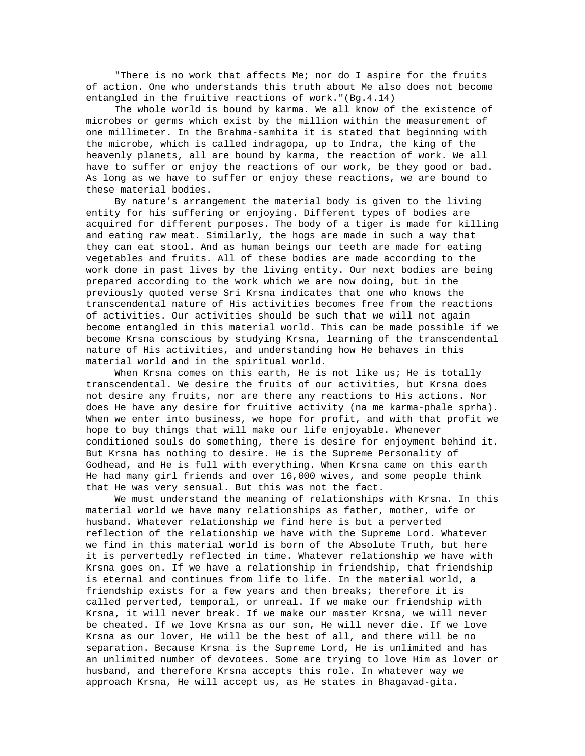"There is no work that affects Me; nor do I aspire for the fruits of action. One who understands this truth about Me also does not become entangled in the fruitive reactions of work."(Bg.4.14)

The whole world is bound by karma. We all know of the existence of microbes or germs which exist by the million within the measurement of one millimeter. In the Brahma-samhita it is stated that beginning with the microbe, which is called indragopa, up to Indra, the king of the heavenly planets, all are bound by karma, the reaction of work. We all have to suffer or enjoy the reactions of our work, be they good or bad. As long as we have to suffer or enjoy these reactions, we are bound to these material bodies.

By nature's arrangement the material body is given to the living entity for his suffering or enjoying. Different types of bodies are acquired for different purposes. The body of a tiger is made for killing and eating raw meat. Similarly, the hogs are made in such a way that they can eat stool. And as human beings our teeth are made for eating vegetables and fruits. All of these bodies are made according to the work done in past lives by the living entity. Our next bodies are being prepared according to the work which we are now doing, but in the previously quoted verse Sri Krsna indicates that one who knows the transcendental nature of His activities becomes free from the reactions of activities. Our activities should be such that we will not again become entangled in this material world. This can be made possible if we become Krsna conscious by studying Krsna, learning of the transcendental nature of His activities, and understanding how He behaves in this material world and in the spiritual world.

When Krsna comes on this earth, He is not like us; He is totally transcendental. We desire the fruits of our activities, but Krsna does not desire any fruits, nor are there any reactions to His actions. Nor does He have any desire for fruitive activity (na me karma-phale sprha). When we enter into business, we hope for profit, and with that profit we hope to buy things that will make our life enjoyable. Whenever conditioned souls do something, there is desire for enjoyment behind it. But Krsna has nothing to desire. He is the Supreme Personality of Godhead, and He is full with everything. When Krsna came on this earth He had many girl friends and over 16,000 wives, and some people think that He was very sensual. But this was not the fact.

We must understand the meaning of relationships with Krsna. In this material world we have many relationships as father, mother, wife or husband. Whatever relationship we find here is but a perverted reflection of the relationship we have with the Supreme Lord. Whatever we find in this material world is born of the Absolute Truth, but here it is pervertedly reflected in time. Whatever relationship we have with Krsna goes on. If we have a relationship in friendship, that friendship is eternal and continues from life to life. In the material world, a friendship exists for a few years and then breaks; therefore it is called perverted, temporal, or unreal. If we make our friendship with Krsna, it will never break. If we make our master Krsna, we will never be cheated. If we love Krsna as our son, He will never die. If we love Krsna as our lover, He will be the best of all, and there will be no separation. Because Krsna is the Supreme Lord, He is unlimited and has an unlimited number of devotees. Some are trying to love Him as lover or husband, and therefore Krsna accepts this role. In whatever way we approach Krsna, He will accept us, as He states in Bhagavad-gita.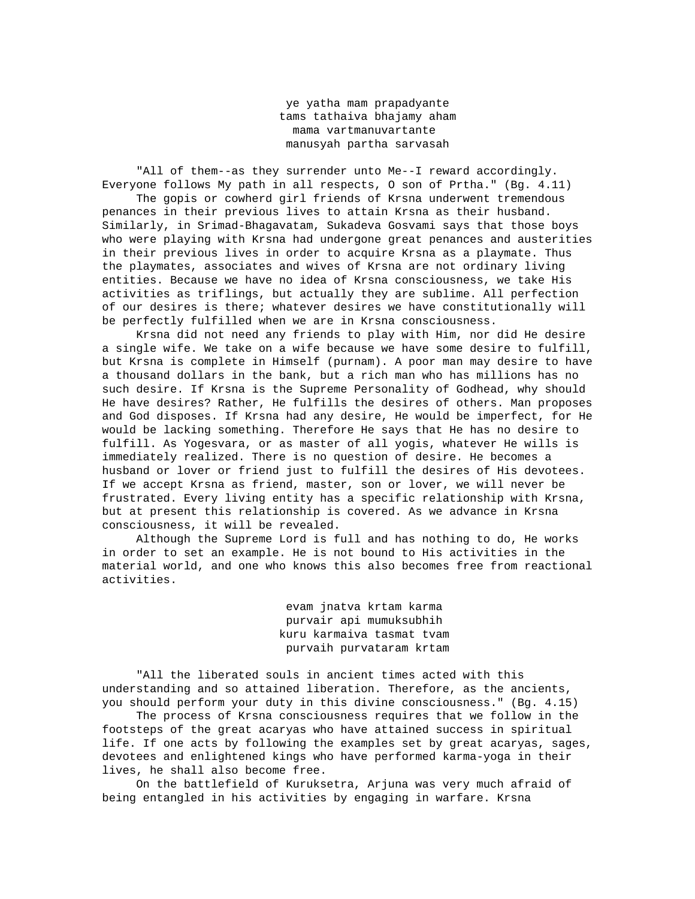ye yatha mam prapadyante  
tams tathaiva bhajamy aham  
mama vartmanuvartante  
manusyah partha sarvasah

"All of them--as they surrender unto Me--I reward accordingly. Everyone follows My path in all respects, O son of Prtha." (Bg. 4.11)

The gopis or cowherd girl friends of Krsna underwent tremendous penances in their previous lives to attain Krsna as their husband. Similarly, in Srimad-Bhagavatam, Sukadeva Gosvami says that those boys who were playing with Krsna had undergone great penances and austerities in their previous lives in order to acquire Krsna as a playmate. Thus the playmates, associates and wives of Krsna are not ordinary living entities. Because we have no idea of Krsna consciousness, we take His activities as triflings, but actually they are sublime. All perfection of our desires is there; whatever desires we have constitutionally will be perfectly fulfilled when we are in Krsna consciousness.

Krsna did not need any friends to play with Him, nor did He desire a single wife. We take on a wife because we have some desire to fulfill, but Krsna is complete in Himself (purnam). A poor man may desire to have a thousand dollars in the bank, but a rich man who has millions has no such desire. If Krsna is the Supreme Personality of Godhead, why should He have desires? Rather, He fulfills the desires of others. Man proposes and God disposes. If Krsna had any desire, He would be imperfect, for He would be lacking something. Therefore He says that He has no desire to fulfill. As Yogesvara, or as master of all yogis, whatever He wills is immediately realized. There is no question of desire. He becomes a husband or lover or friend just to fulfill the desires of His devotees. If we accept Krsna as friend, master, son or lover, we will never be frustrated. Every living entity has a specific relationship with Krsna, but at present this relationship is covered. As we advance in Krsna consciousness, it will be revealed.

Although the Supreme Lord is full and has nothing to do, He works in order to set an example. He is not bound to His activities in the material world, and one who knows this also becomes free from reactional activities.

evam jnatva krtam karma  
purvair api mumuksubhih  
kuru karmaiva tasmat tvam  
purvaih purvataram krtam

"All the liberated souls in ancient times acted with this understanding and so attained liberation. Therefore, as the ancients, you should perform your duty in this divine consciousness." (Bg. 4.15)

The process of Krsna consciousness requires that we follow in the footsteps of the great acaryas who have attained success in spiritual life. If one acts by following the examples set by great acaryas, sages, devotees and enlightened kings who have performed karma-yoga in their lives, he shall also become free.

On the battlefield of Kuruksetra, Arjuna was very much afraid of being entangled in his activities by engaging in warfare. Krsna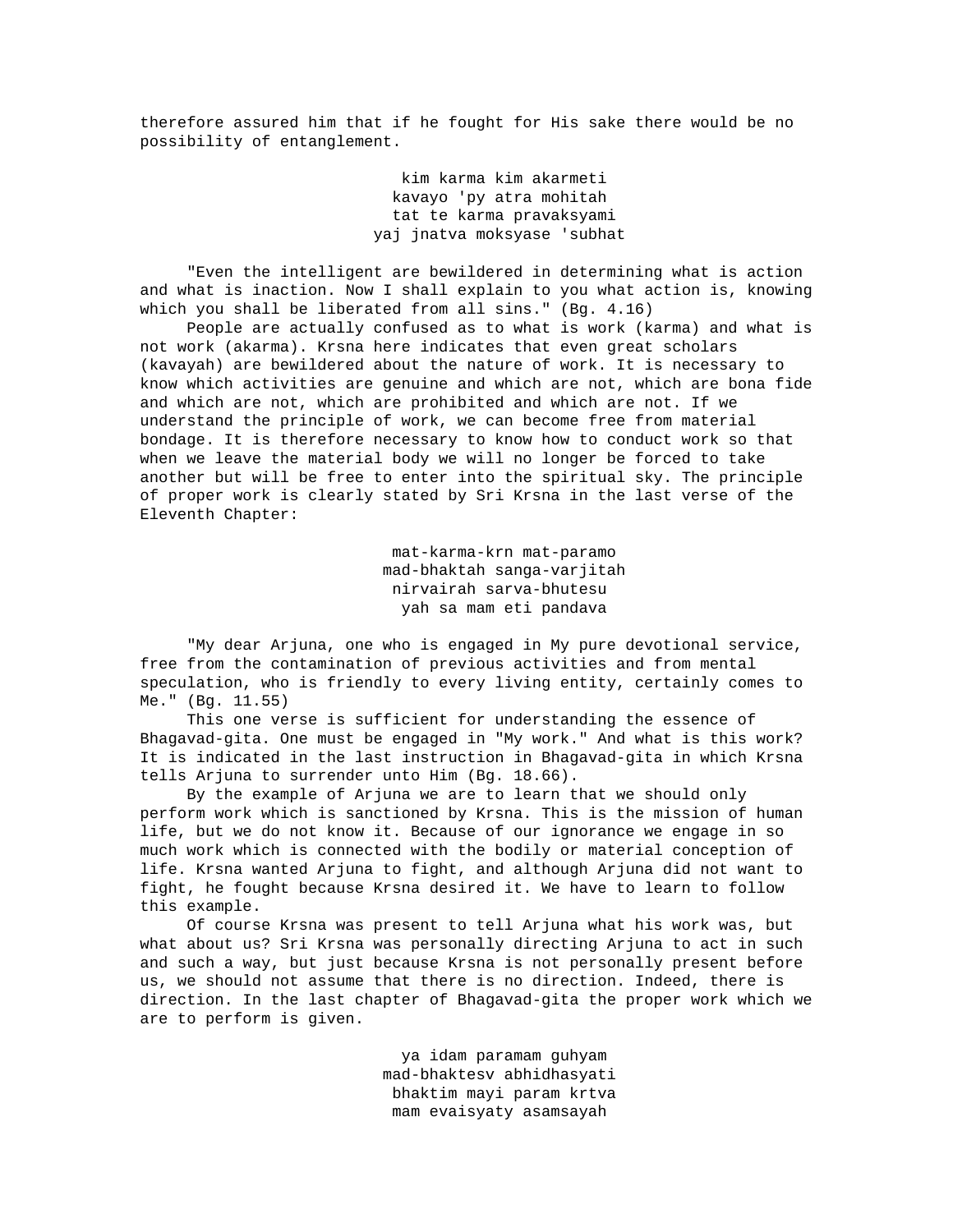therefore assured him that if he fought for His sake there would be no possibility of entanglement.

kim karma kim akarmeti
kavayo 'py atra mohitah
tat te karma pravaksyami
yaj jnatva moksyase 'subhat

"Even the intelligent are bewildered in determining what is action and what is inaction. Now I shall explain to you what action is, knowing which you shall be liberated from all sins." (Bg. 4.16)

People are actually confused as to what is work (karma) and what is not work (akarma). Krsna here indicates that even great scholars (kavayah) are bewildered about the nature of work. It is necessary to know which activities are genuine and which are not, which are bona fide and which are not, which are prohibited and which are not. If we understand the principle of work, we can become free from material bondage. It is therefore necessary to know how to conduct work so that when we leave the material body we will no longer be forced to take another but will be free to enter into the spiritual sky. The principle of proper work is clearly stated by Sri Krsna in the last verse of the Eleventh Chapter:

mat-karma-krn mat-paramo
mad-bhaktah sanga-varjitah
nirvairah sarva-bhutesu
yah sa mam eti pandava

"My dear Arjuna, one who is engaged in My pure devotional service, free from the contamination of previous activities and from mental speculation, who is friendly to every living entity, certainly comes to Me." (Bg. 11.55)

This one verse is sufficient for understanding the essence of Bhagavad-gita. One must be engaged in "My work." And what is this work? It is indicated in the last instruction in Bhagavad-gita in which Krsna tells Arjuna to surrender unto Him (Bg. 18.66).

By the example of Arjuna we are to learn that we should only perform work which is sanctioned by Krsna. This is the mission of human life, but we do not know it. Because of our ignorance we engage in so much work which is connected with the bodily or material conception of life. Krsna wanted Arjuna to fight, and although Arjuna did not want to fight, he fought because Krsna desired it. We have to learn to follow this example.

Of course Krsna was present to tell Arjuna what his work was, but what about us? Sri Krsna was personally directing Arjuna to act in such and such a way, but just because Krsna is not personally present before us, we should not assume that there is no direction. Indeed, there is direction. In the last chapter of Bhagavad-gita the proper work which we are to perform is given.

ya idam paramam guhyam
mad-bhaktesv abhidhasyati
bhaktim mayi param krtva
mam evaisyaty asamsayah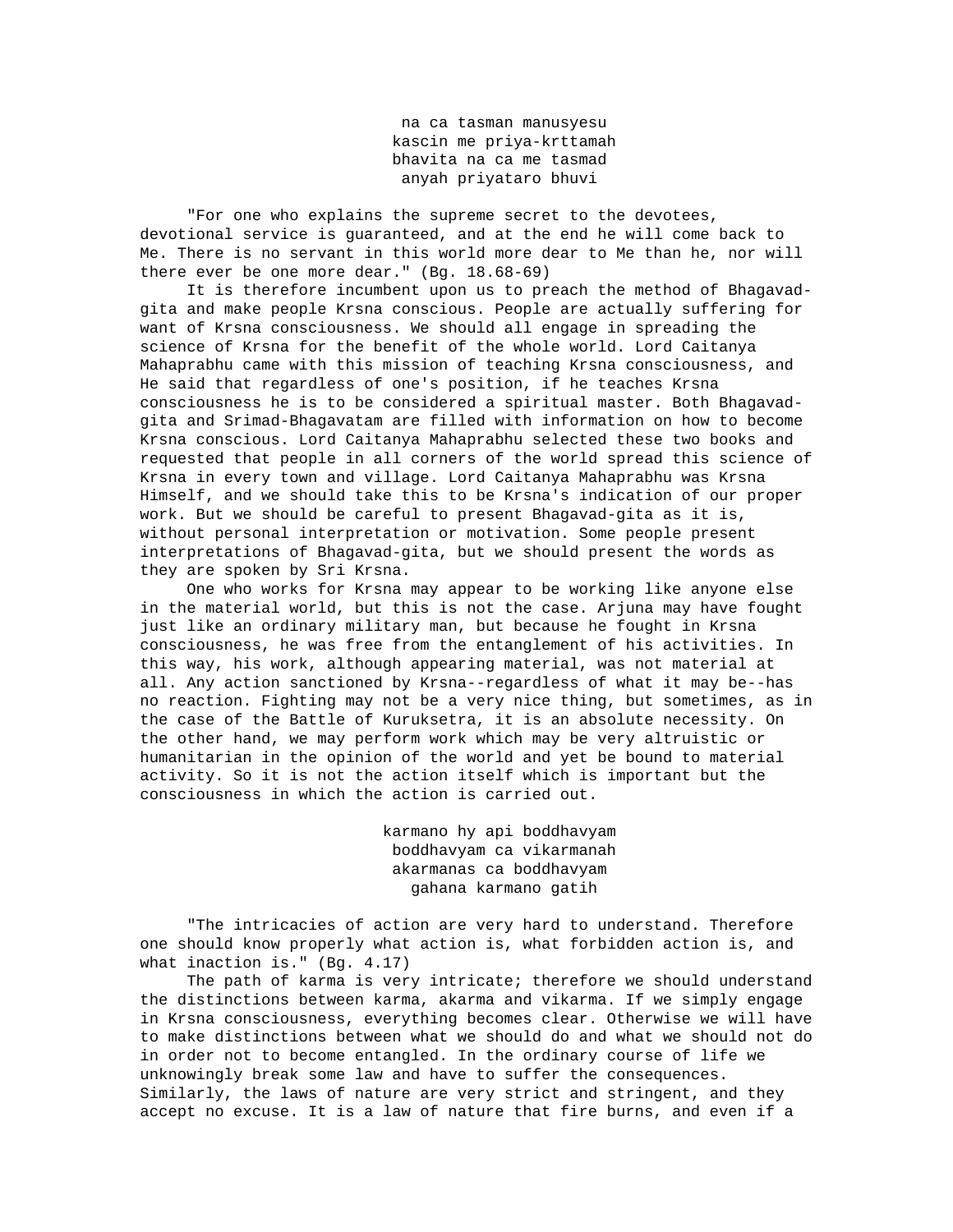na ca tasman manusyesu
kascin me priya-krttamah
bhavita na ca me tasmad
anyah priyataro bhuvi

"For one who explains the supreme secret to the devotees, devotional service is guaranteed, and at the end he will come back to Me. There is no servant in this world more dear to Me than he, nor will there ever be one more dear." (Bg. 18.68-69)

It is therefore incumbent upon us to preach the method of Bhagavad-gita and make people Krsna conscious. People are actually suffering for want of Krsna consciousness. We should all engage in spreading the science of Krsna for the benefit of the whole world. Lord Caitanya Mahaprabhu came with this mission of teaching Krsna consciousness, and He said that regardless of one's position, if he teaches Krsna consciousness he is to be considered a spiritual master. Both Bhagavad-gita and Srimad-Bhagavatam are filled with information on how to become Krsna conscious. Lord Caitanya Mahaprabhu selected these two books and requested that people in all corners of the world spread this science of Krsna in every town and village. Lord Caitanya Mahaprabhu was Krsna Himself, and we should take this to be Krsna's indication of our proper work. But we should be careful to present Bhagavad-gita as it is, without personal interpretation or motivation. Some people present interpretations of Bhagavad-gita, but we should present the words as they are spoken by Sri Krsna.

One who works for Krsna may appear to be working like anyone else in the material world, but this is not the case. Arjuna may have fought just like an ordinary military man, but because he fought in Krsna consciousness, he was free from the entanglement of his activities. In this way, his work, although appearing material, was not material at all. Any action sanctioned by Krsna--regardless of what it may be--has no reaction. Fighting may not be a very nice thing, but sometimes, as in the case of the Battle of Kuruksetra, it is an absolute necessity. On the other hand, we may perform work which may be very altruistic or humanitarian in the opinion of the world and yet be bound to material activity. So it is not the action itself which is important but the consciousness in which the action is carried out.

karmano hy api boddhavyam
boddhavyam ca vikarmanah
akarmanas ca boddhavyam
gahana karmano gatih

"The intricacies of action are very hard to understand. Therefore one should know properly what action is, what forbidden action is, and what inaction is." (Bg. 4.17)

The path of karma is very intricate; therefore we should understand the distinctions between karma, akarma and vikarma. If we simply engage in Krsna consciousness, everything becomes clear. Otherwise we will have to make distinctions between what we should do and what we should not do in order not to become entangled. In the ordinary course of life we unknowingly break some law and have to suffer the consequences. Similarly, the laws of nature are very strict and stringent, and they accept no excuse. It is a law of nature that fire burns, and even if a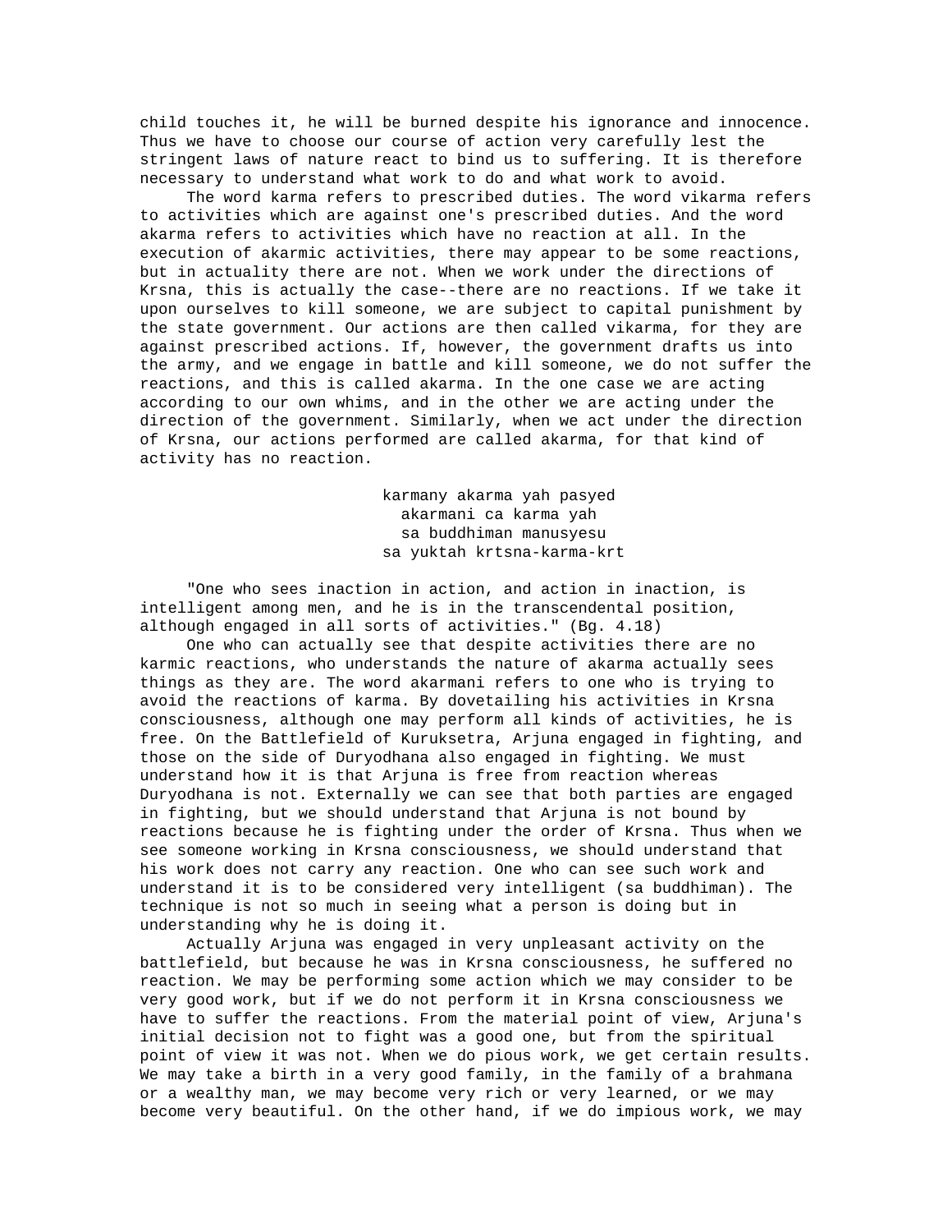child touches it, he will be burned despite his ignorance and innocence. Thus we have to choose our course of action very carefully lest the stringent laws of nature react to bind us to suffering. It is therefore necessary to understand what work to do and what work to avoid.

The word karma refers to prescribed duties. The word vikarma refers to activities which are against one's prescribed duties. And the word akarma refers to activities which have no reaction at all. In the execution of akarmic activities, there may appear to be some reactions, but in actuality there are not. When we work under the directions of Krsna, this is actually the case--there are no reactions. If we take it upon ourselves to kill someone, we are subject to capital punishment by the state government. Our actions are then called vikarma, for they are against prescribed actions. If, however, the government drafts us into the army, and we engage in battle and kill someone, we do not suffer the reactions, and this is called akarma. In the one case we are acting according to our own whims, and in the other we are acting under the direction of the government. Similarly, when we act under the direction of Krsna, our actions performed are called akarma, for that kind of activity has no reaction.

karmany akarma yah pasyed  
akarmani ca karma yah  
sa buddhiman manusyesu  
sa yuktah krtsna-karma-krt

"One who sees inaction in action, and action in inaction, is intelligent among men, and he is in the transcendental position, although engaged in all sorts of activities." (Bg. 4.18)

One who can actually see that despite activities there are no karmic reactions, who understands the nature of akarma actually sees things as they are. The word akarmani refers to one who is trying to avoid the reactions of karma. By dovetailing his activities in Krsna consciousness, although one may perform all kinds of activities, he is free. On the Battlefield of Kuruksetra, Arjuna engaged in fighting, and those on the side of Duryodhana also engaged in fighting. We must understand how it is that Arjuna is free from reaction whereas Duryodhana is not. Externally we can see that both parties are engaged in fighting, but we should understand that Arjuna is not bound by reactions because he is fighting under the order of Krsna. Thus when we see someone working in Krsna consciousness, we should understand that his work does not carry any reaction. One who can see such work and understand it is to be considered very intelligent (sa buddhiman). The technique is not so much in seeing what a person is doing but in understanding why he is doing it.

Actually Arjuna was engaged in very unpleasant activity on the battlefield, but because he was in Krsna consciousness, he suffered no reaction. We may be performing some action which we may consider to be very good work, but if we do not perform it in Krsna consciousness we have to suffer the reactions. From the material point of view, Arjuna's initial decision not to fight was a good one, but from the spiritual point of view it was not. When we do pious work, we get certain results. We may take a birth in a very good family, in the family of a brahmana or a wealthy man, we may become very rich or very learned, or we may become very beautiful. On the other hand, if we do impious work, we may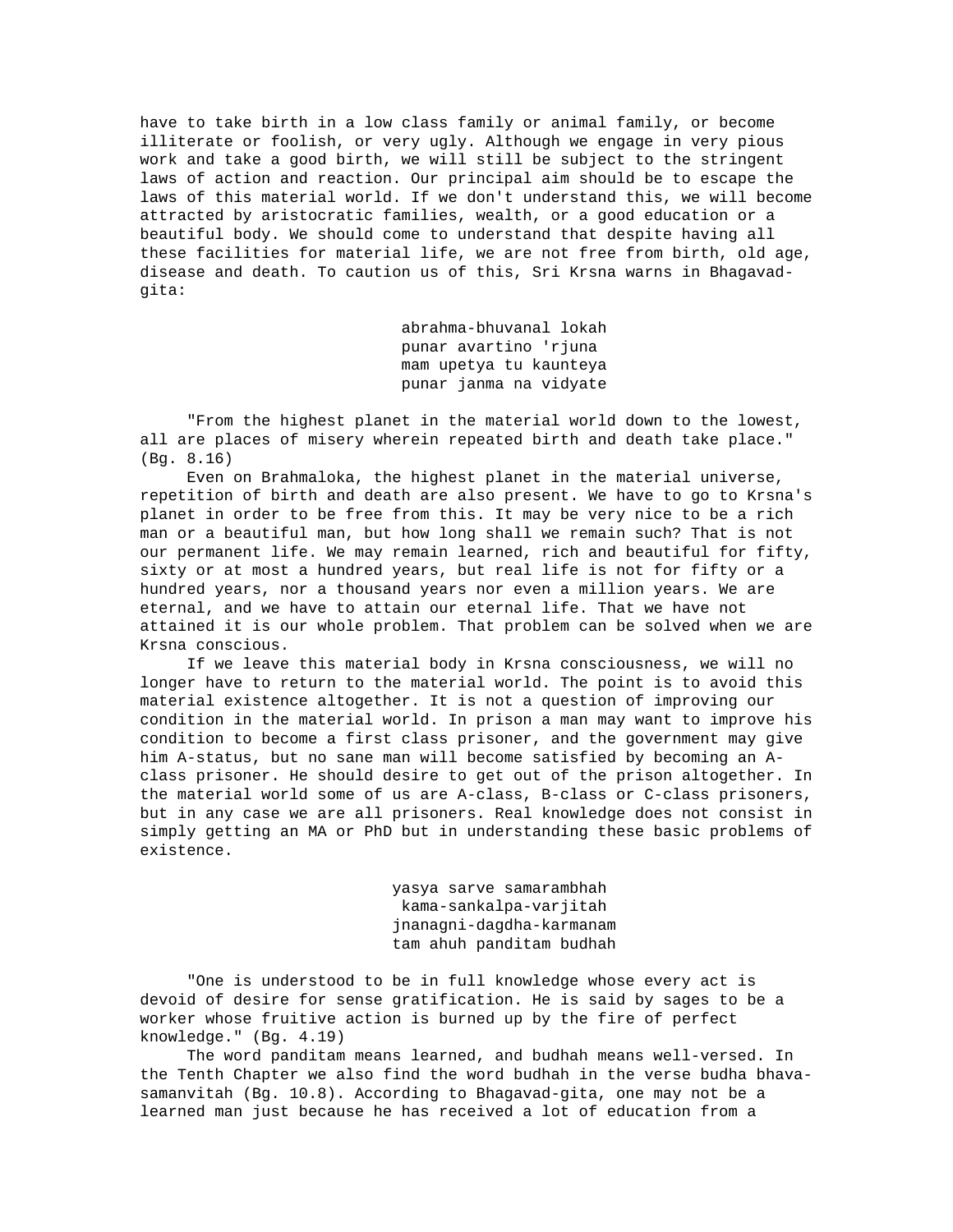have to take birth in a low class family or animal family, or become illiterate or foolish, or very ugly. Although we engage in very pious work and take a good birth, we will still be subject to the stringent laws of action and reaction. Our principal aim should be to escape the laws of this material world. If we don't understand this, we will become attracted by aristocratic families, wealth, or a good education or a beautiful body. We should come to understand that despite having all these facilities for material life, we are not free from birth, old age, disease and death. To caution us of this, Sri Krsna warns in Bhagavad-gita:

> abrahma-bhuvanal lokah
> punar avartino 'rjuna
> mam upetya tu kaunteya
> punar janma na vidyate

"From the highest planet in the material world down to the lowest, all are places of misery wherein repeated birth and death take place." (Bg. 8.16)

Even on Brahmaloka, the highest planet in the material universe, repetition of birth and death are also present. We have to go to Krsna's planet in order to be free from this. It may be very nice to be a rich man or a beautiful man, but how long shall we remain such? That is not our permanent life. We may remain learned, rich and beautiful for fifty, sixty or at most a hundred years, but real life is not for fifty or a hundred years, nor a thousand years nor even a million years. We are eternal, and we have to attain our eternal life. That we have not attained it is our whole problem. That problem can be solved when we are Krsna conscious.

If we leave this material body in Krsna consciousness, we will no longer have to return to the material world. The point is to avoid this material existence altogether. It is not a question of improving our condition in the material world. In prison a man may want to improve his condition to become a first class prisoner, and the government may give him A-status, but no sane man will become satisfied by becoming an A-class prisoner. He should desire to get out of the prison altogether. In the material world some of us are A-class, B-class or C-class prisoners, but in any case we are all prisoners. Real knowledge does not consist in simply getting an MA or PhD but in understanding these basic problems of existence.

> yasya sarve samarambhah
> kama-sankalpa-varjitah
> jnanagni-dagdha-karmanam
> tam ahuh panditam budhah

"One is understood to be in full knowledge whose every act is devoid of desire for sense gratification. He is said by sages to be a worker whose fruitive action is burned up by the fire of perfect knowledge." (Bg. 4.19)

The word panditam means learned, and budhah means well-versed. In the Tenth Chapter we also find the word budhah in the verse budha bhava-samanvitah (Bg. 10.8). According to Bhagavad-gita, one may not be a learned man just because he has received a lot of education from a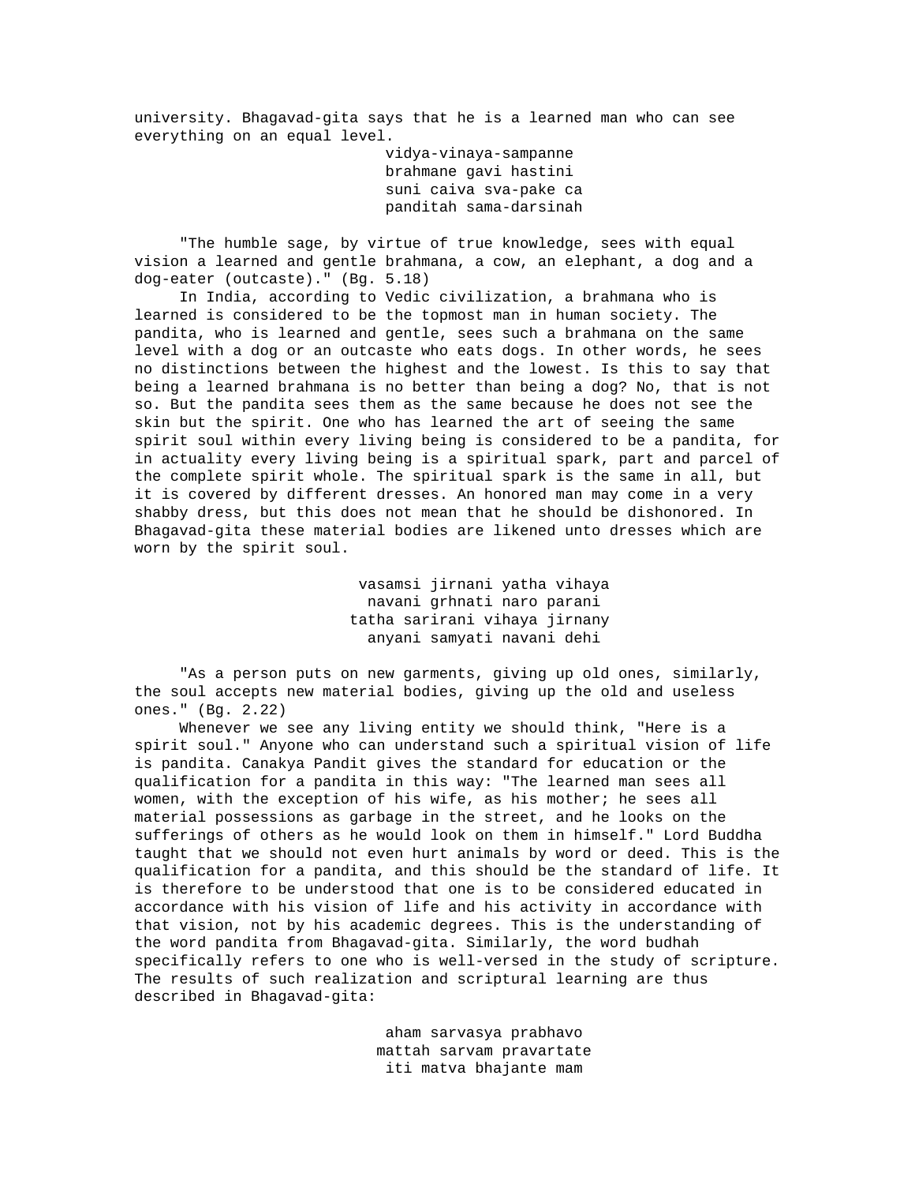university. Bhagavad-gita says that he is a learned man who can see everything on an equal level.

vidya-vinaya-sampanne
brahmane gavi hastini
suni caiva sva-pake ca
panditah sama-darsinah

"The humble sage, by virtue of true knowledge, sees with equal vision a learned and gentle brahmana, a cow, an elephant, a dog and a dog-eater (outcaste)." (Bg. 5.18)

In India, according to Vedic civilization, a brahmana who is learned is considered to be the topmost man in human society. The pandita, who is learned and gentle, sees such a brahmana on the same level with a dog or an outcaste who eats dogs. In other words, he sees no distinctions between the highest and the lowest. Is this to say that being a learned brahmana is no better than being a dog? No, that is not so. But the pandita sees them as the same because he does not see the skin but the spirit. One who has learned the art of seeing the same spirit soul within every living being is considered to be a pandita, for in actuality every living being is a spiritual spark, part and parcel of the complete spirit whole. The spiritual spark is the same in all, but it is covered by different dresses. An honored man may come in a very shabby dress, but this does not mean that he should be dishonored. In Bhagavad-gita these material bodies are likened unto dresses which are worn by the spirit soul.

vasamsi jirnani yatha vihaya
navani grhnati naro parani
tatha sarirani vihaya jirnany
anyani samyati navani dehi

"As a person puts on new garments, giving up old ones, similarly, the soul accepts new material bodies, giving up the old and useless ones." (Bg. 2.22)

Whenever we see any living entity we should think, "Here is a spirit soul." Anyone who can understand such a spiritual vision of life is pandita. Canakya Pandit gives the standard for education or the qualification for a pandita in this way: "The learned man sees all women, with the exception of his wife, as his mother; he sees all material possessions as garbage in the street, and he looks on the sufferings of others as he would look on them in himself." Lord Buddha taught that we should not even hurt animals by word or deed. This is the qualification for a pandita, and this should be the standard of life. It is therefore to be understood that one is to be considered educated in accordance with his vision of life and his activity in accordance with that vision, not by his academic degrees. This is the understanding of the word pandita from Bhagavad-gita. Similarly, the word budhah specifically refers to one who is well-versed in the study of scripture. The results of such realization and scriptural learning are thus described in Bhagavad-gita:

aham sarvasya prabhavo
mattah sarvam pravartate
iti matva bhajante mam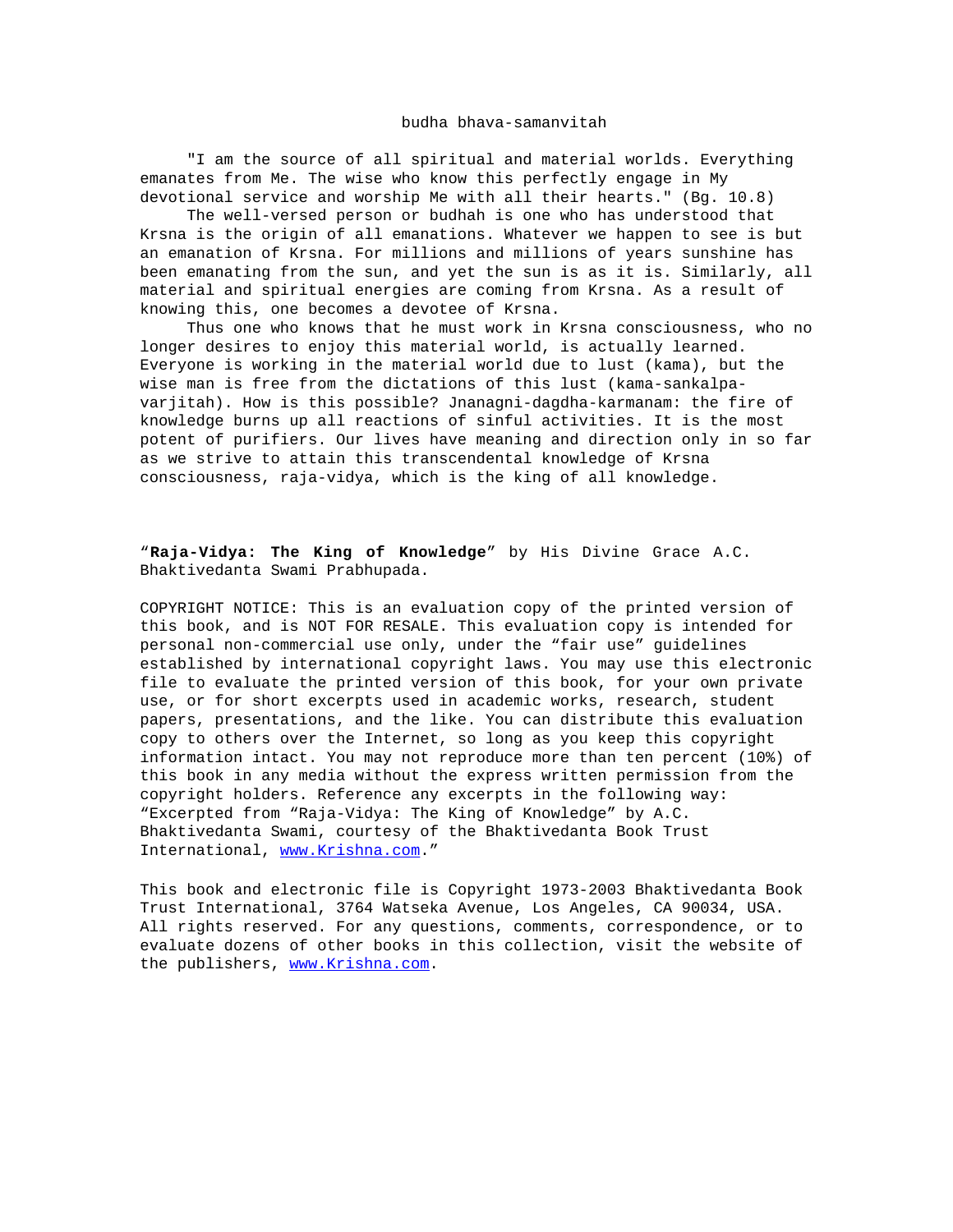budha bhava-samanvitah

"I am the source of all spiritual and material worlds. Everything emanates from Me. The wise who know this perfectly engage in My devotional service and worship Me with all their hearts." (Bg. 10.8)

The well-versed person or budhah is one who has understood that Krsna is the origin of all emanations. Whatever we happen to see is but an emanation of Krsna. For millions and millions of years sunshine has been emanating from the sun, and yet the sun is as it is. Similarly, all material and spiritual energies are coming from Krsna. As a result of knowing this, one becomes a devotee of Krsna.

Thus one who knows that he must work in Krsna consciousness, who no longer desires to enjoy this material world, is actually learned. Everyone is working in the material world due to lust (kama), but the wise man is free from the dictations of this lust (kama-sankalpa-varjitah). How is this possible? Jnanagni-dagdha-karmanam: the fire of knowledge burns up all reactions of sinful activities. It is the most potent of purifiers. Our lives have meaning and direction only in so far as we strive to attain this transcendental knowledge of Krsna consciousness, raja-vidya, which is the king of all knowledge.

“**Raja-Vidya: The King of Knowledge**” by His Divine Grace A.C. Bhaktivedanta Swami Prabhupada.

COPYRIGHT NOTICE: This is an evaluation copy of the printed version of this book, and is NOT FOR RESALE. This evaluation copy is intended for personal non-commercial use only, under the “fair use” guidelines established by international copyright laws. You may use this electronic file to evaluate the printed version of this book, for your own private use, or for short excerpts used in academic works, research, student papers, presentations, and the like. You can distribute this evaluation copy to others over the Internet, so long as you keep this copyright information intact. You may not reproduce more than ten percent (10%) of this book in any media without the express written permission from the copyright holders. Reference any excerpts in the following way: “Excerpted from “Raja-Vidya: The King of Knowledge” by A.C. Bhaktivedanta Swami, courtesy of the Bhaktivedanta Book Trust International, www.Krishna.com.”

This book and electronic file is Copyright 1973-2003 Bhaktivedanta Book Trust International, 3764 Watseka Avenue, Los Angeles, CA 90034, USA. All rights reserved. For any questions, comments, correspondence, or to evaluate dozens of other books in this collection, visit the website of the publishers, www.Krishna.com.